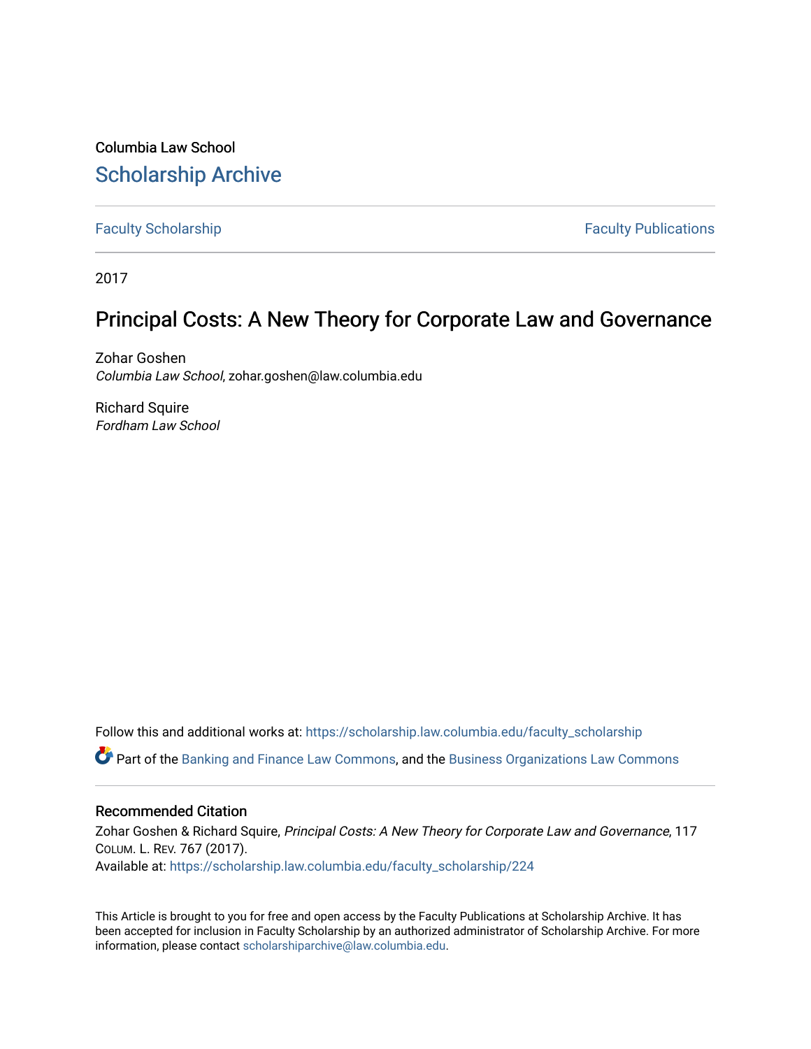Columbia Law School

# Scholarship Archive

Faculty Scholarship | Faculty Publications

2017

## Principal Costs: A New Theory for Corporate Law and Governance

Zohar Goshen
*Columbia Law School*, zohar.goshen@law.columbia.edu

Richard Squire
*Fordham Law School*

Follow this and additional works at: https://scholarship.law.columbia.edu/faculty_scholarship

Part of the Banking and Finance Law Commons, and the Business Organizations Law Commons

### Recommended Citation

Zohar Goshen & Richard Squire, *Principal Costs: A New Theory for Corporate Law and Governance*, 117 Colum. L. Rev. 767 (2017).
Available at: https://scholarship.law.columbia.edu/faculty_scholarship/224

This Article is brought to you for free and open access by the Faculty Publications at Scholarship Archive. It has been accepted for inclusion in Faculty Scholarship by an authorized administrator of Scholarship Archive. For more information, please contact scholarshiparchive@law.columbia.edu.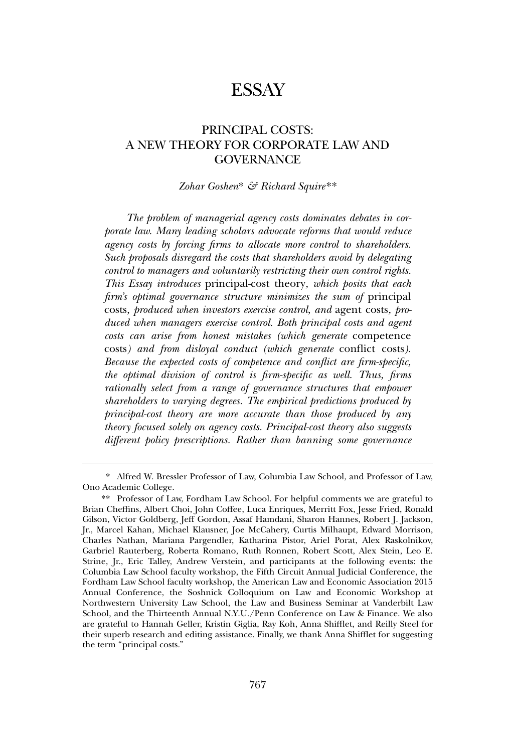# ESSAY

## PRINCIPAL COSTS: A NEW THEORY FOR CORPORATE LAW AND GOVERNANCE

*Zohar Goshen\* & Richard Squire\*\**

*The problem of managerial agency costs dominates debates in corporate law. Many leading scholars advocate reforms that would reduce agency costs by forcing firms to allocate more control to shareholders. Such proposals disregard the costs that shareholders avoid by delegating control to managers and voluntarily restricting their own control rights. This Essay introduces* principal-cost theory*, which posits that each firm's optimal governance structure minimizes the sum of* principal costs*, produced when investors exercise control, and* agent costs*, produced when managers exercise control. Both principal costs and agent costs can arise from honest mistakes (which generate* competence costs*) and from disloyal conduct (which generate* conflict costs*). Because the expected costs of competence and conflict are firm-specific, the optimal division of control is firm-specific as well. Thus, firms rationally select from a range of governance structures that empower shareholders to varying degrees. The empirical predictions produced by principal-cost theory are more accurate than those produced by any theory focused solely on agency costs. Principal-cost theory also suggests different policy prescriptions. Rather than banning some governance*

---

\* Alfred W. Bressler Professor of Law, Columbia Law School, and Professor of Law, Ono Academic College.

\*\* Professor of Law, Fordham Law School. For helpful comments we are grateful to Brian Cheffins, Albert Choi, John Coffee, Luca Enriques, Merritt Fox, Jesse Fried, Ronald Gilson, Victor Goldberg, Jeff Gordon, Assaf Hamdani, Sharon Hannes, Robert J. Jackson, Jr., Marcel Kahan, Michael Klausner, Joe McCahery, Curtis Milhaupt, Edward Morrison, Charles Nathan, Mariana Pargendler, Katharina Pistor, Ariel Porat, Alex Raskolnikov, Garbriel Rauterberg, Roberta Romano, Ruth Ronnen, Robert Scott, Alex Stein, Leo E. Strine, Jr., Eric Talley, Andrew Verstein, and participants at the following events: the Columbia Law School faculty workshop, the Fifth Circuit Annual Judicial Conference, the Fordham Law School faculty workshop, the American Law and Economic Association 2015 Annual Conference, the Soshnick Colloquium on Law and Economic Workshop at Northwestern University Law School, the Law and Business Seminar at Vanderbilt Law School, and the Thirteenth Annual N.Y.U./Penn Conference on Law & Finance. We also are grateful to Hannah Geller, Kristin Giglia, Ray Koh, Anna Shifflet, and Reilly Steel for their superb research and editing assistance. Finally, we thank Anna Shifflet for suggesting the term "principal costs."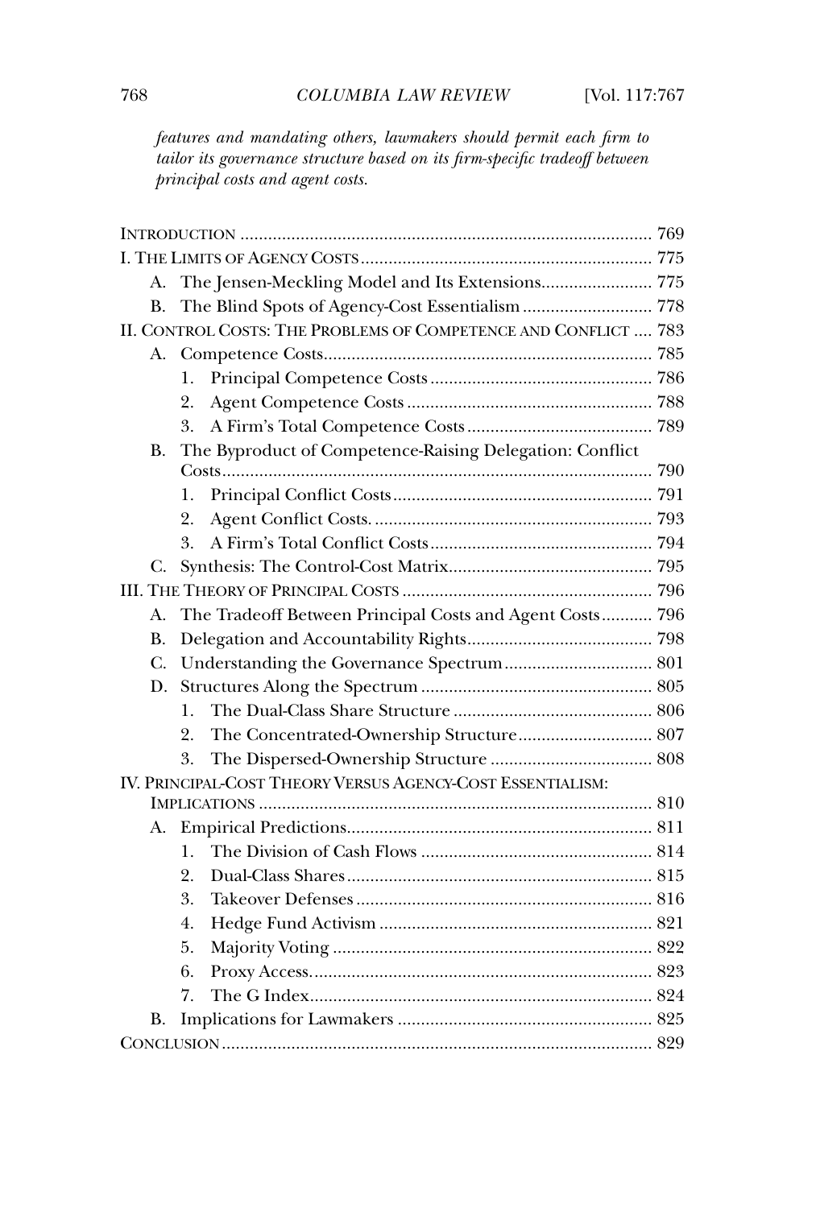*features and mandating others, lawmakers should permit each firm to tailor its governance structure based on its firm-specific tradeoff between principal costs and agent costs.*

INTRODUCTION ........................................................................................ 769

I. THE LIMITS OF AGENCY COSTS ............................................................... 775

- A. The Jensen-Meckling Model and Its Extensions ........................ 775
- B. The Blind Spots of Agency-Cost Essentialism ............................ 778

II. CONTROL COSTS: THE PROBLEMS OF COMPETENCE AND CONFLICT .... 783

- A. Competence Costs ....................................................................... 785
  - 1. Principal Competence Costs ................................................ 786
  - 2. Agent Competence Costs ..................................................... 788
  - 3. A Firm's Total Competence Costs ........................................ 789
- B. The Byproduct of Competence-Raising Delegation: Conflict Costs ............................................................................................. 790
  - 1. Principal Conflict Costs ........................................................ 791
  - 2. Agent Conflict Costs. ............................................................ 793
  - 3. A Firm's Total Conflict Costs ................................................ 794
- C. Synthesis: The Control-Cost Matrix ............................................ 795

III. THE THEORY OF PRINCIPAL COSTS ...................................................... 796

- A. The Tradeoff Between Principal Costs and Agent Costs ........... 796
- B. Delegation and Accountability Rights ........................................ 798
- C. Understanding the Governance Spectrum ................................ 801
- D. Structures Along the Spectrum .................................................. 805
  - 1. The Dual-Class Share Structure ........................................... 806
  - 2. The Concentrated-Ownership Structure ............................. 807
  - 3. The Dispersed-Ownership Structure ................................... 808

IV. PRINCIPAL-COST THEORY VERSUS AGENCY-COST ESSENTIALISM: IMPLICATIONS ..................................................................................... 810

- A. Empirical Predictions .................................................................. 811
  - 1. The Division of Cash Flows .................................................. 814
  - 2. Dual-Class Shares .................................................................. 815
  - 3. Takeover Defenses ................................................................ 816
  - 4. Hedge Fund Activism ........................................................... 821
  - 5. Majority Voting ..................................................................... 822
  - 6. Proxy Access .......................................................................... 823
  - 7. The G Index .......................................................................... 824
- B. Implications for Lawmakers ....................................................... 825

CONCLUSION ........................................................................................... 829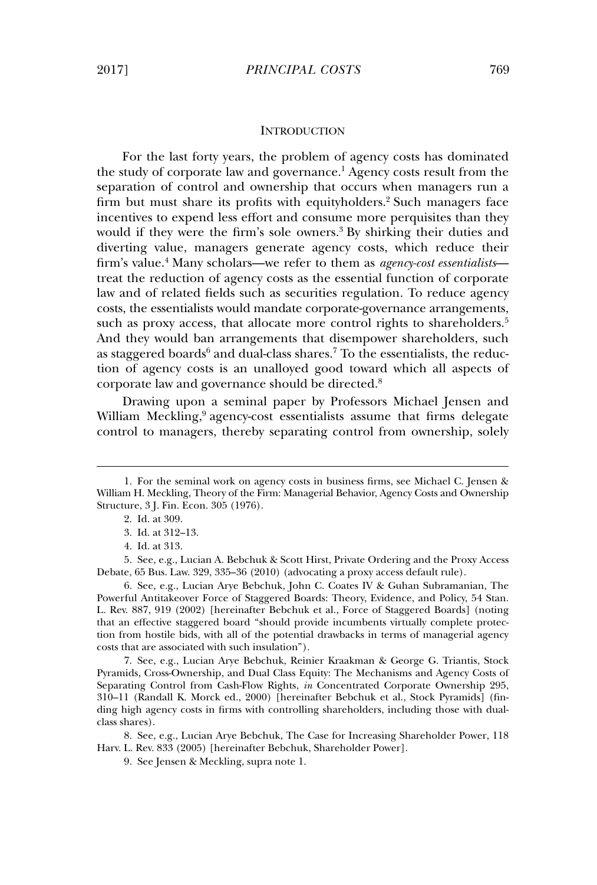## INTRODUCTION

For the last forty years, the problem of agency costs has dominated the study of corporate law and governance.[1] Agency costs result from the separation of control and ownership that occurs when managers run a firm but must share its profits with equityholders.[2] Such managers face incentives to expend less effort and consume more perquisites than they would if they were the firm's sole owners.[3] By shirking their duties and diverting value, managers generate agency costs, which reduce their firm's value.[4] Many scholars—we refer to them as *agency-cost essentialists*—treat the reduction of agency costs as the essential function of corporate law and of related fields such as securities regulation. To reduce agency costs, the essentialists would mandate corporate-governance arrangements, such as proxy access, that allocate more control rights to shareholders.[5] And they would ban arrangements that disempower shareholders, such as staggered boards[6] and dual-class shares.[7] To the essentialists, the reduction of agency costs is an unalloyed good toward which all aspects of corporate law and governance should be directed.[8]

Drawing upon a seminal paper by Professors Michael Jensen and William Meckling,[9] agency-cost essentialists assume that firms delegate control to managers, thereby separating control from ownership, solely

---

1. For the seminal work on agency costs in business firms, see Michael C. Jensen & William H. Meckling, Theory of the Firm: Managerial Behavior, Agency Costs and Ownership Structure, 3 J. Fin. Econ. 305 (1976).

2. Id. at 309.

3. Id. at 312–13.

4. Id. at 313.

5. See, e.g., Lucian A. Bebchuk & Scott Hirst, Private Ordering and the Proxy Access Debate, 65 Bus. Law. 329, 335–36 (2010) (advocating a proxy access default rule).

6. See, e.g., Lucian Arye Bebchuk, John C. Coates IV & Guhan Subramanian, The Powerful Antitakeover Force of Staggered Boards: Theory, Evidence, and Policy, 54 Stan. L. Rev. 887, 919 (2002) [hereinafter Bebchuk et al., Force of Staggered Boards] (noting that an effective staggered board "should provide incumbents virtually complete protection from hostile bids, with all of the potential drawbacks in terms of managerial agency costs that are associated with such insulation").

7. See, e.g., Lucian Arye Bebchuk, Reinier Kraakman & George G. Triantis, Stock Pyramids, Cross-Ownership, and Dual Class Equity: The Mechanisms and Agency Costs of Separating Control from Cash-Flow Rights, *in* Concentrated Corporate Ownership 295, 310–11 (Randall K. Morck ed., 2000) [hereinafter Bebchuk et al., Stock Pyramids] (finding high agency costs in firms with controlling shareholders, including those with dual-class shares).

8. See, e.g., Lucian Arye Bebchuk, The Case for Increasing Shareholder Power, 118 Harv. L. Rev. 833 (2005) [hereinafter Bebchuk, Shareholder Power].

9. See Jensen & Meckling, supra note 1.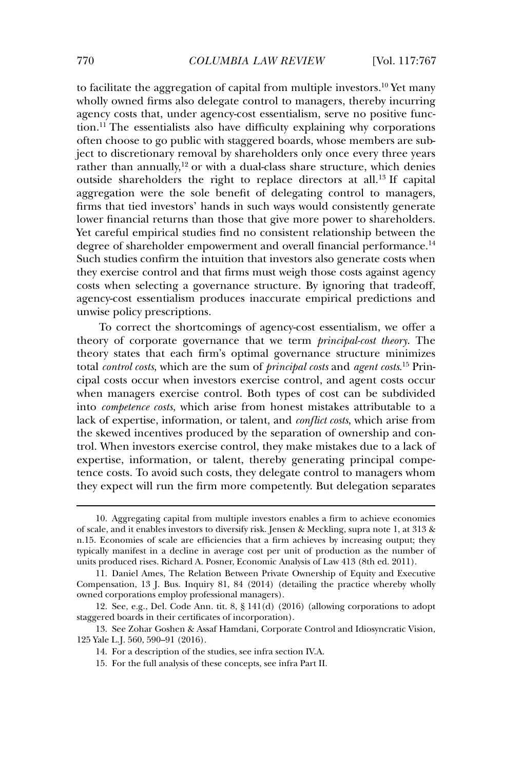to facilitate the aggregation of capital from multiple investors.[10] Yet many wholly owned firms also delegate control to managers, thereby incurring agency costs that, under agency-cost essentialism, serve no positive function.[11] The essentialists also have difficulty explaining why corporations often choose to go public with staggered boards, whose members are subject to discretionary removal by shareholders only once every three years rather than annually,[12] or with a dual-class share structure, which denies outside shareholders the right to replace directors at all.[13] If capital aggregation were the sole benefit of delegating control to managers, firms that tied investors' hands in such ways would consistently generate lower financial returns than those that give more power to shareholders. Yet careful empirical studies find no consistent relationship between the degree of shareholder empowerment and overall financial performance.[14] Such studies confirm the intuition that investors also generate costs when they exercise control and that firms must weigh those costs against agency costs when selecting a governance structure. By ignoring that tradeoff, agency-cost essentialism produces inaccurate empirical predictions and unwise policy prescriptions.

To correct the shortcomings of agency-cost essentialism, we offer a theory of corporate governance that we term *principal-cost theory*. The theory states that each firm's optimal governance structure minimizes total *control costs*, which are the sum of *principal costs* and *agent costs*.[15] Principal costs occur when investors exercise control, and agent costs occur when managers exercise control. Both types of cost can be subdivided into *competence costs*, which arise from honest mistakes attributable to a lack of expertise, information, or talent, and *conflict costs*, which arise from the skewed incentives produced by the separation of ownership and control. When investors exercise control, they make mistakes due to a lack of expertise, information, or talent, thereby generating principal competence costs. To avoid such costs, they delegate control to managers whom they expect will run the firm more competently. But delegation separates

---

10. Aggregating capital from multiple investors enables a firm to achieve economies of scale, and it enables investors to diversify risk. Jensen & Meckling, supra note 1, at 313 & n.15. Economies of scale are efficiencies that a firm achieves by increasing output; they typically manifest in a decline in average cost per unit of production as the number of units produced rises. Richard A. Posner, Economic Analysis of Law 413 (8th ed. 2011).

11. Daniel Ames, The Relation Between Private Ownership of Equity and Executive Compensation, 13 J. Bus. Inquiry 81, 84 (2014) (detailing the practice whereby wholly owned corporations employ professional managers).

12. See, e.g., Del. Code Ann. tit. 8, § 141(d) (2016) (allowing corporations to adopt staggered boards in their certificates of incorporation).

13. See Zohar Goshen & Assaf Hamdani, Corporate Control and Idiosyncratic Vision, 125 Yale L.J. 560, 590–91 (2016).

14. For a description of the studies, see infra section IV.A.

15. For the full analysis of these concepts, see infra Part II.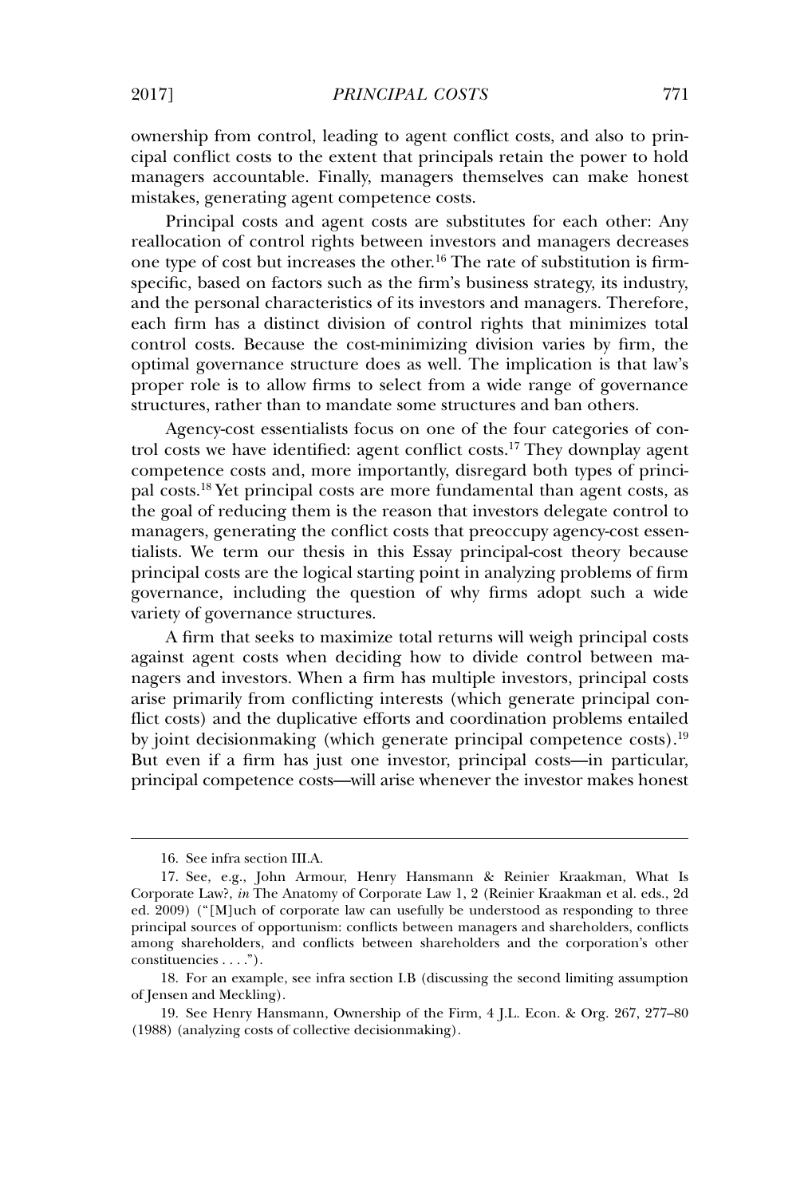ownership from control, leading to agent conflict costs, and also to principal conflict costs to the extent that principals retain the power to hold managers accountable. Finally, managers themselves can make honest mistakes, generating agent competence costs.

Principal costs and agent costs are substitutes for each other: Any reallocation of control rights between investors and managers decreases one type of cost but increases the other.[16] The rate of substitution is firm-specific, based on factors such as the firm's business strategy, its industry, and the personal characteristics of its investors and managers. Therefore, each firm has a distinct division of control rights that minimizes total control costs. Because the cost-minimizing division varies by firm, the optimal governance structure does as well. The implication is that law's proper role is to allow firms to select from a wide range of governance structures, rather than to mandate some structures and ban others.

Agency-cost essentialists focus on one of the four categories of control costs we have identified: agent conflict costs.[17] They downplay agent competence costs and, more importantly, disregard both types of principal costs.[18] Yet principal costs are more fundamental than agent costs, as the goal of reducing them is the reason that investors delegate control to managers, generating the conflict costs that preoccupy agency-cost essentialists. We term our thesis in this Essay principal-cost theory because principal costs are the logical starting point in analyzing problems of firm governance, including the question of why firms adopt such a wide variety of governance structures.

A firm that seeks to maximize total returns will weigh principal costs against agent costs when deciding how to divide control between managers and investors. When a firm has multiple investors, principal costs arise primarily from conflicting interests (which generate principal conflict costs) and the duplicative efforts and coordination problems entailed by joint decisionmaking (which generate principal competence costs).[19] But even if a firm has just one investor, principal costs—in particular, principal competence costs—will arise whenever the investor makes honest

---

16. See infra section III.A.

17. See, e.g., John Armour, Henry Hansmann & Reinier Kraakman, What Is Corporate Law?, *in* The Anatomy of Corporate Law 1, 2 (Reinier Kraakman et al. eds., 2d ed. 2009) ("[M]uch of corporate law can usefully be understood as responding to three principal sources of opportunism: conflicts between managers and shareholders, conflicts among shareholders, and conflicts between shareholders and the corporation's other constituencies . . . .").

18. For an example, see infra section I.B (discussing the second limiting assumption of Jensen and Meckling).

19. See Henry Hansmann, Ownership of the Firm, 4 J.L. Econ. & Org. 267, 277–80 (1988) (analyzing costs of collective decisionmaking).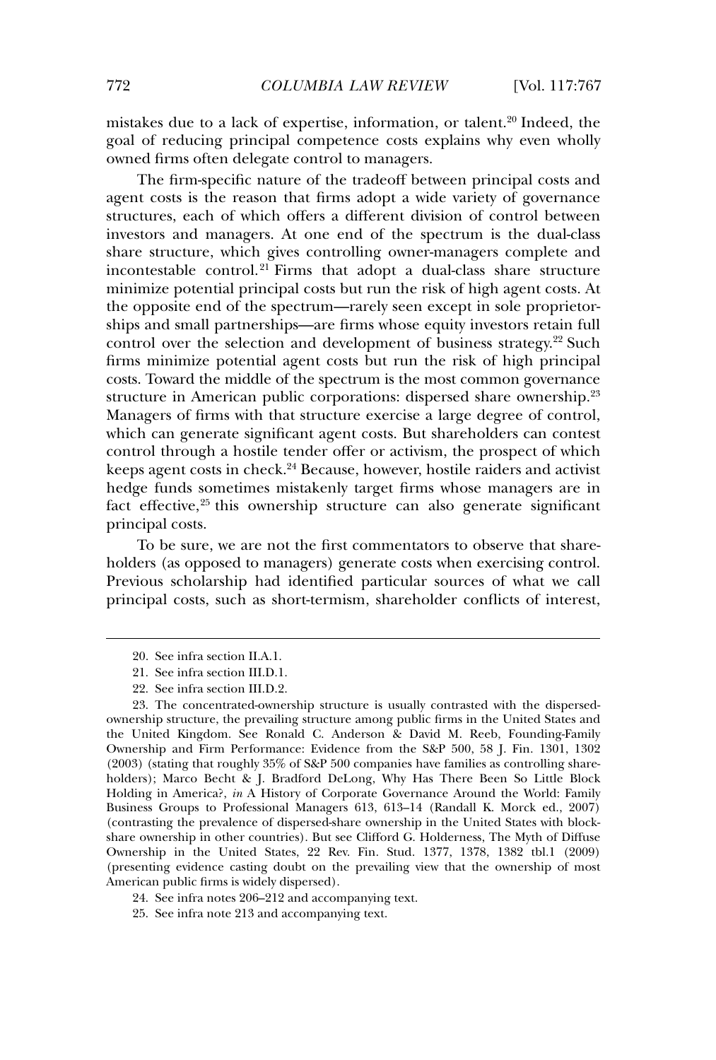mistakes due to a lack of expertise, information, or talent.[20] Indeed, the goal of reducing principal competence costs explains why even wholly owned firms often delegate control to managers.

The firm-specific nature of the tradeoff between principal costs and agent costs is the reason that firms adopt a wide variety of governance structures, each of which offers a different division of control between investors and managers. At one end of the spectrum is the dual-class share structure, which gives controlling owner-managers complete and incontestable control.[21] Firms that adopt a dual-class share structure minimize potential principal costs but run the risk of high agent costs. At the opposite end of the spectrum—rarely seen except in sole proprietorships and small partnerships—are firms whose equity investors retain full control over the selection and development of business strategy.[22] Such firms minimize potential agent costs but run the risk of high principal costs. Toward the middle of the spectrum is the most common governance structure in American public corporations: dispersed share ownership.[23] Managers of firms with that structure exercise a large degree of control, which can generate significant agent costs. But shareholders can contest control through a hostile tender offer or activism, the prospect of which keeps agent costs in check.[24] Because, however, hostile raiders and activist hedge funds sometimes mistakenly target firms whose managers are in fact effective,[25] this ownership structure can also generate significant principal costs.

To be sure, we are not the first commentators to observe that shareholders (as opposed to managers) generate costs when exercising control. Previous scholarship had identified particular sources of what we call principal costs, such as short-termism, shareholder conflicts of interest,

---

20. See infra section II.A.1.

21. See infra section III.D.1.

22. See infra section III.D.2.

23. The concentrated-ownership structure is usually contrasted with the dispersed-ownership structure, the prevailing structure among public firms in the United States and the United Kingdom. See Ronald C. Anderson & David M. Reeb, Founding-Family Ownership and Firm Performance: Evidence from the S&P 500, 58 J. Fin. 1301, 1302 (2003) (stating that roughly 35% of S&P 500 companies have families as controlling shareholders); Marco Becht & J. Bradford DeLong, Why Has There Been So Little Block Holding in America?, *in* A History of Corporate Governance Around the World: Family Business Groups to Professional Managers 613, 613–14 (Randall K. Morck ed., 2007) (contrasting the prevalence of dispersed-share ownership in the United States with block-share ownership in other countries). But see Clifford G. Holderness, The Myth of Diffuse Ownership in the United States, 22 Rev. Fin. Stud. 1377, 1378, 1382 tbl.1 (2009) (presenting evidence casting doubt on the prevailing view that the ownership of most American public firms is widely dispersed).

24. See infra notes 206–212 and accompanying text.

25. See infra note 213 and accompanying text.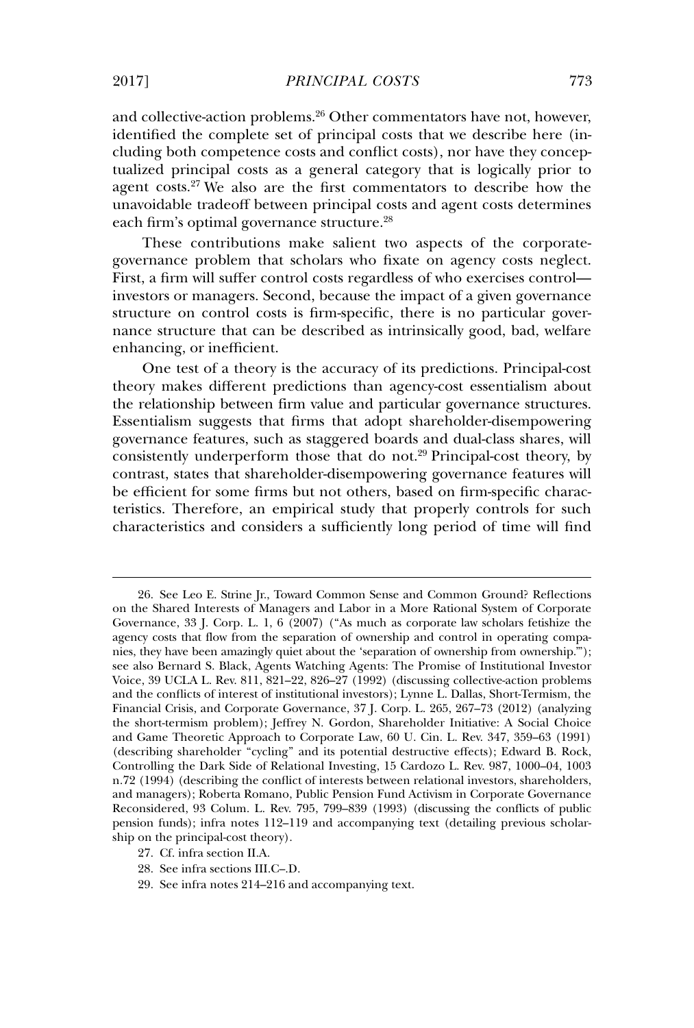and collective-action problems.[26] Other commentators have not, however, identified the complete set of principal costs that we describe here (including both competence costs and conflict costs), nor have they conceptualized principal costs as a general category that is logically prior to agent costs.[27] We also are the first commentators to describe how the unavoidable tradeoff between principal costs and agent costs determines each firm's optimal governance structure.[28]

These contributions make salient two aspects of the corporate-governance problem that scholars who fixate on agency costs neglect. First, a firm will suffer control costs regardless of who exercises control—investors or managers. Second, because the impact of a given governance structure on control costs is firm-specific, there is no particular governance structure that can be described as intrinsically good, bad, welfare enhancing, or inefficient.

One test of a theory is the accuracy of its predictions. Principal-cost theory makes different predictions than agency-cost essentialism about the relationship between firm value and particular governance structures. Essentialism suggests that firms that adopt shareholder-disempowering governance features, such as staggered boards and dual-class shares, will consistently underperform those that do not.[29] Principal-cost theory, by contrast, states that shareholder-disempowering governance features will be efficient for some firms but not others, based on firm-specific characteristics. Therefore, an empirical study that properly controls for such characteristics and considers a sufficiently long period of time will find

---

26. See Leo E. Strine Jr., Toward Common Sense and Common Ground? Reflections on the Shared Interests of Managers and Labor in a More Rational System of Corporate Governance, 33 J. Corp. L. 1, 6 (2007) ("As much as corporate law scholars fetishize the agency costs that flow from the separation of ownership and control in operating companies, they have been amazingly quiet about the 'separation of ownership from ownership.'"); see also Bernard S. Black, Agents Watching Agents: The Promise of Institutional Investor Voice, 39 UCLA L. Rev. 811, 821–22, 826–27 (1992) (discussing collective-action problems and the conflicts of interest of institutional investors); Lynne L. Dallas, Short-Termism, the Financial Crisis, and Corporate Governance, 37 J. Corp. L. 265, 267–73 (2012) (analyzing the short-termism problem); Jeffrey N. Gordon, Shareholder Initiative: A Social Choice and Game Theoretic Approach to Corporate Law, 60 U. Cin. L. Rev. 347, 359–63 (1991) (describing shareholder "cycling" and its potential destructive effects); Edward B. Rock, Controlling the Dark Side of Relational Investing, 15 Cardozo L. Rev. 987, 1000–04, 1003 n.72 (1994) (describing the conflict of interests between relational investors, shareholders, and managers); Roberta Romano, Public Pension Fund Activism in Corporate Governance Reconsidered, 93 Colum. L. Rev. 795, 799–839 (1993) (discussing the conflicts of public pension funds); infra notes 112–119 and accompanying text (detailing previous scholarship on the principal-cost theory).

27. Cf. infra section II.A.

28. See infra sections III.C–.D.

29. See infra notes 214–216 and accompanying text.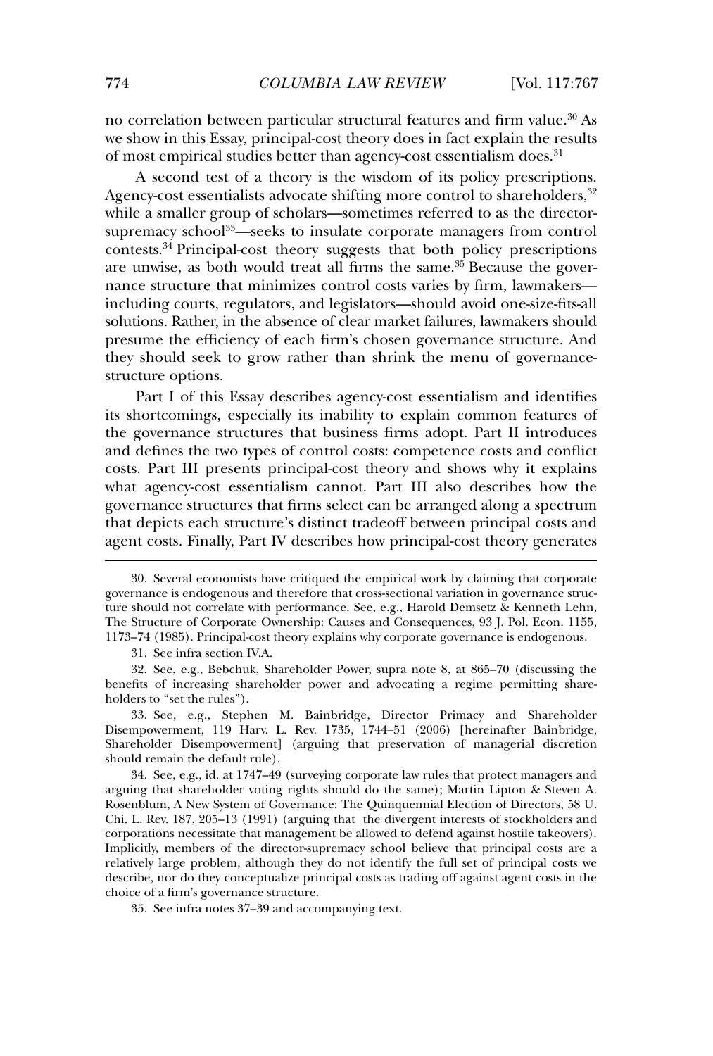no correlation between particular structural features and firm value.[30] As we show in this Essay, principal-cost theory does in fact explain the results of most empirical studies better than agency-cost essentialism does.[31]

A second test of a theory is the wisdom of its policy prescriptions. Agency-cost essentialists advocate shifting more control to shareholders,[32] while a smaller group of scholars—sometimes referred to as the director-supremacy school[33]—seeks to insulate corporate managers from control contests.[34] Principal-cost theory suggests that both policy prescriptions are unwise, as both would treat all firms the same.[35] Because the governance structure that minimizes control costs varies by firm, lawmakers—including courts, regulators, and legislators—should avoid one-size-fits-all solutions. Rather, in the absence of clear market failures, lawmakers should presume the efficiency of each firm's chosen governance structure. And they should seek to grow rather than shrink the menu of governance-structure options.

Part I of this Essay describes agency-cost essentialism and identifies its shortcomings, especially its inability to explain common features of the governance structures that business firms adopt. Part II introduces and defines the two types of control costs: competence costs and conflict costs. Part III presents principal-cost theory and shows why it explains what agency-cost essentialism cannot. Part III also describes how the governance structures that firms select can be arranged along a spectrum that depicts each structure's distinct tradeoff between principal costs and agent costs. Finally, Part IV describes how principal-cost theory generates

---

30. Several economists have critiqued the empirical work by claiming that corporate governance is endogenous and therefore that cross-sectional variation in governance structure should not correlate with performance. See, e.g., Harold Demsetz & Kenneth Lehn, The Structure of Corporate Ownership: Causes and Consequences, 93 J. Pol. Econ. 1155, 1173–74 (1985). Principal-cost theory explains why corporate governance is endogenous.

31. See infra section IV.A.

32. See, e.g., Bebchuk, Shareholder Power, supra note 8, at 865–70 (discussing the benefits of increasing shareholder power and advocating a regime permitting shareholders to "set the rules").

33. See, e.g., Stephen M. Bainbridge, Director Primacy and Shareholder Disempowerment, 119 Harv. L. Rev. 1735, 1744–51 (2006) [hereinafter Bainbridge, Shareholder Disempowerment] (arguing that preservation of managerial discretion should remain the default rule).

34. See, e.g., id. at 1747–49 (surveying corporate law rules that protect managers and arguing that shareholder voting rights should do the same); Martin Lipton & Steven A. Rosenblum, A New System of Governance: The Quinquennial Election of Directors, 58 U. Chi. L. Rev. 187, 205–13 (1991) (arguing that the divergent interests of stockholders and corporations necessitate that management be allowed to defend against hostile takeovers). Implicitly, members of the director-supremacy school believe that principal costs are a relatively large problem, although they do not identify the full set of principal costs we describe, nor do they conceptualize principal costs as trading off against agent costs in the choice of a firm's governance structure.

35. See infra notes 37–39 and accompanying text.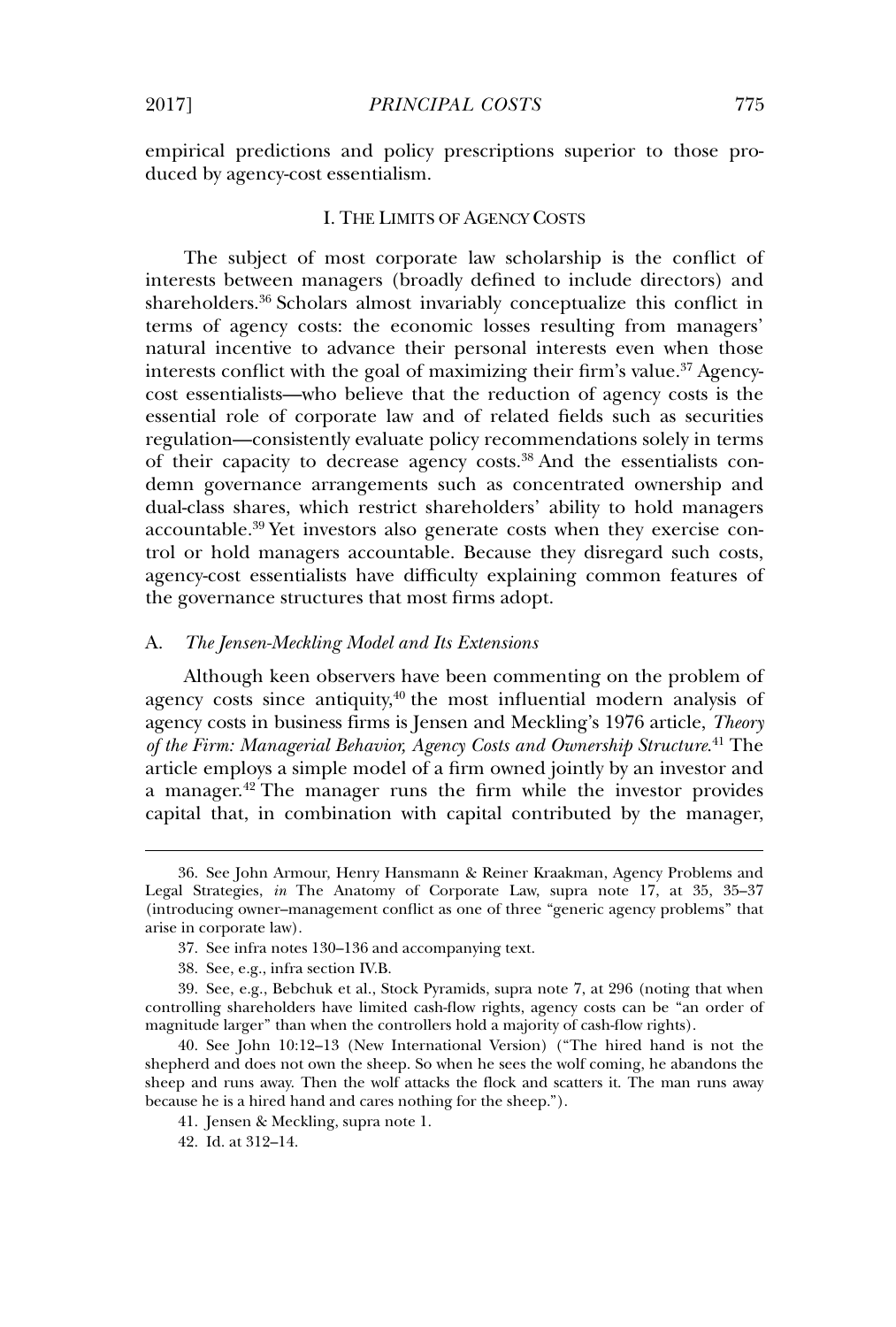empirical predictions and policy prescriptions superior to those produced by agency-cost essentialism.

## I. THE LIMITS OF AGENCY COSTS

The subject of most corporate law scholarship is the conflict of interests between managers (broadly defined to include directors) and shareholders.[36] Scholars almost invariably conceptualize this conflict in terms of agency costs: the economic losses resulting from managers' natural incentive to advance their personal interests even when those interests conflict with the goal of maximizing their firm's value.[37] Agency-cost essentialists—who believe that the reduction of agency costs is the essential role of corporate law and of related fields such as securities regulation—consistently evaluate policy recommendations solely in terms of their capacity to decrease agency costs.[38] And the essentialists condemn governance arrangements such as concentrated ownership and dual-class shares, which restrict shareholders' ability to hold managers accountable.[39] Yet investors also generate costs when they exercise control or hold managers accountable. Because they disregard such costs, agency-cost essentialists have difficulty explaining common features of the governance structures that most firms adopt.

### A. *The Jensen-Meckling Model and Its Extensions*

Although keen observers have been commenting on the problem of agency costs since antiquity,[40] the most influential modern analysis of agency costs in business firms is Jensen and Meckling's 1976 article, *Theory of the Firm: Managerial Behavior, Agency Costs and Ownership Structure*.[41] The article employs a simple model of a firm owned jointly by an investor and a manager.[42] The manager runs the firm while the investor provides capital that, in combination with capital contributed by the manager,

---

36. See John Armour, Henry Hansmann & Reiner Kraakman, Agency Problems and Legal Strategies, *in* The Anatomy of Corporate Law, supra note 17, at 35, 35–37 (introducing owner–management conflict as one of three "generic agency problems" that arise in corporate law).

37. See infra notes 130–136 and accompanying text.

38. See, e.g., infra section IV.B.

39. See, e.g., Bebchuk et al., Stock Pyramids, supra note 7, at 296 (noting that when controlling shareholders have limited cash-flow rights, agency costs can be "an order of magnitude larger" than when the controllers hold a majority of cash-flow rights).

40. See John 10:12–13 (New International Version) ("The hired hand is not the shepherd and does not own the sheep. So when he sees the wolf coming, he abandons the sheep and runs away. Then the wolf attacks the flock and scatters it. The man runs away because he is a hired hand and cares nothing for the sheep.").

41. Jensen & Meckling, supra note 1.

42. Id. at 312–14.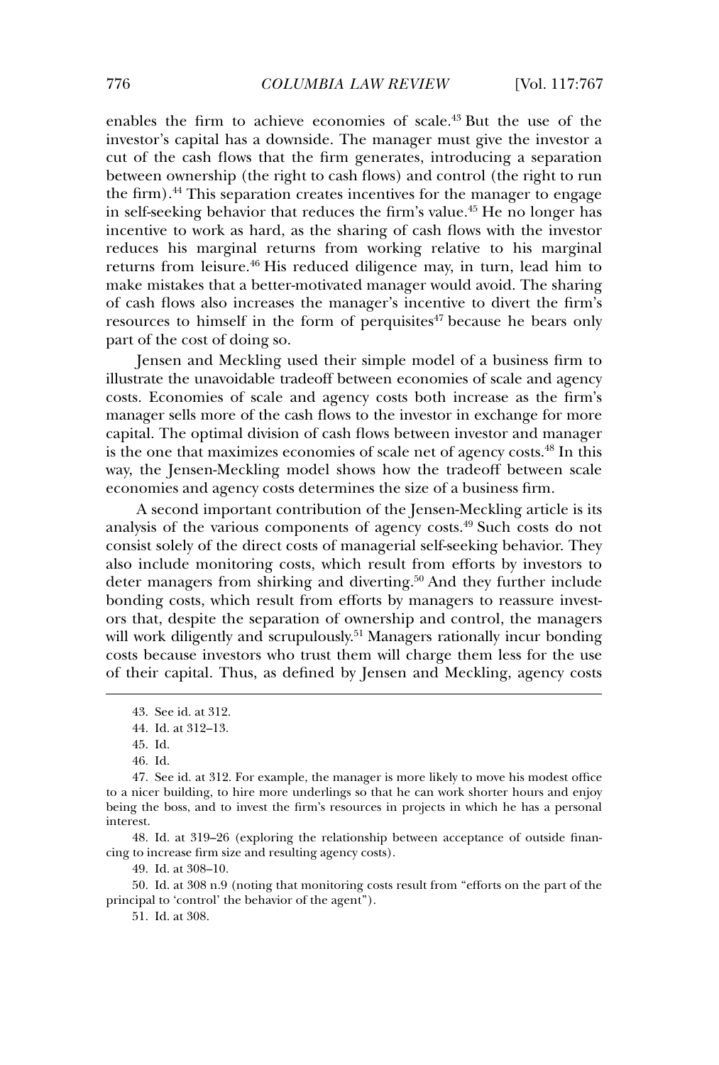enables the firm to achieve economies of scale.[43] But the use of the investor's capital has a downside. The manager must give the investor a cut of the cash flows that the firm generates, introducing a separation between ownership (the right to cash flows) and control (the right to run the firm).[44] This separation creates incentives for the manager to engage in self-seeking behavior that reduces the firm's value.[45] He no longer has incentive to work as hard, as the sharing of cash flows with the investor reduces his marginal returns from working relative to his marginal returns from leisure.[46] His reduced diligence may, in turn, lead him to make mistakes that a better-motivated manager would avoid. The sharing of cash flows also increases the manager's incentive to divert the firm's resources to himself in the form of perquisites[47] because he bears only part of the cost of doing so.

Jensen and Meckling used their simple model of a business firm to illustrate the unavoidable tradeoff between economies of scale and agency costs. Economies of scale and agency costs both increase as the firm's manager sells more of the cash flows to the investor in exchange for more capital. The optimal division of cash flows between investor and manager is the one that maximizes economies of scale net of agency costs.[48] In this way, the Jensen-Meckling model shows how the tradeoff between scale economies and agency costs determines the size of a business firm.

A second important contribution of the Jensen-Meckling article is its analysis of the various components of agency costs.[49] Such costs do not consist solely of the direct costs of managerial self-seeking behavior. They also include monitoring costs, which result from efforts by investors to deter managers from shirking and diverting.[50] And they further include bonding costs, which result from efforts by managers to reassure investors that, despite the separation of ownership and control, the managers will work diligently and scrupulously.[51] Managers rationally incur bonding costs because investors who trust them will charge them less for the use of their capital. Thus, as defined by Jensen and Meckling, agency costs

---

43. See id. at 312.

44. Id. at 312–13.

45. Id.

46. Id.

47. See id. at 312. For example, the manager is more likely to move his modest office to a nicer building, to hire more underlings so that he can work shorter hours and enjoy being the boss, and to invest the firm's resources in projects in which he has a personal interest.

48. Id. at 319–26 (exploring the relationship between acceptance of outside financing to increase firm size and resulting agency costs).

49. Id. at 308–10.

50. Id. at 308 n.9 (noting that monitoring costs result from "efforts on the part of the principal to 'control' the behavior of the agent").

51. Id. at 308.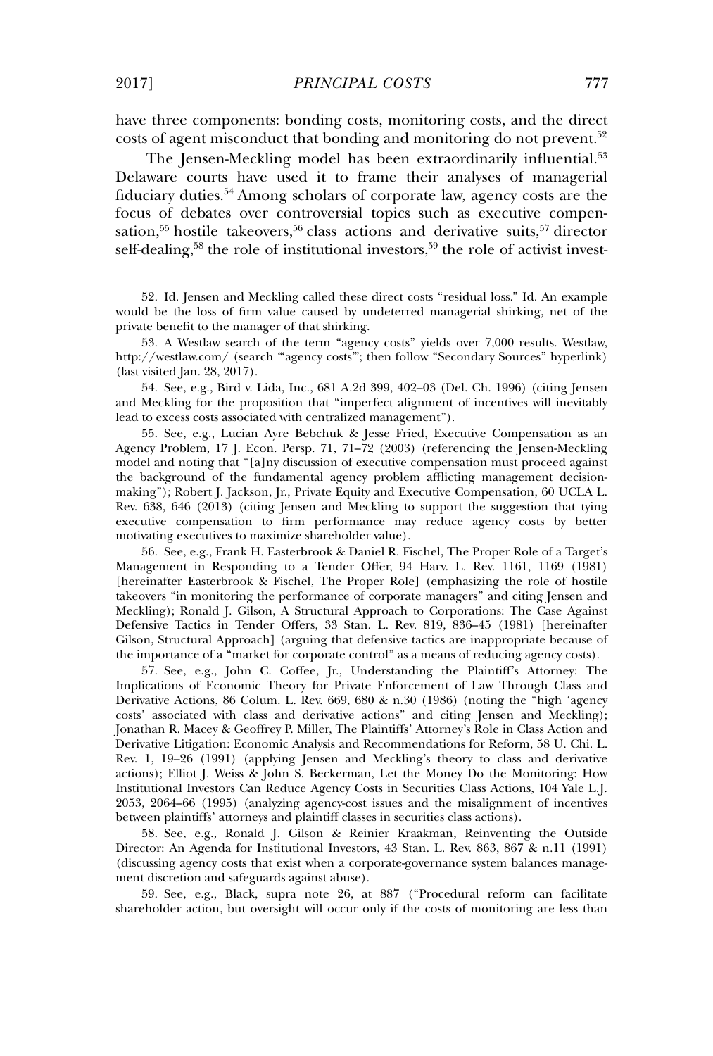have three components: bonding costs, monitoring costs, and the direct costs of agent misconduct that bonding and monitoring do not prevent.[52]

The Jensen-Meckling model has been extraordinarily influential.[53] Delaware courts have used it to frame their analyses of managerial fiduciary duties.[54] Among scholars of corporate law, agency costs are the focus of debates over controversial topics such as executive compensation,[55] hostile takeovers,[56] class actions and derivative suits,[57] director self-dealing,[58] the role of institutional investors,[59] the role of activist invest-

---

52. Id. Jensen and Meckling called these direct costs "residual loss." Id. An example would be the loss of firm value caused by undeterred managerial shirking, net of the private benefit to the manager of that shirking.

53. A Westlaw search of the term "agency costs" yields over 7,000 results. Westlaw, http://westlaw.com/ (search "'agency costs'"; then follow "Secondary Sources" hyperlink) (last visited Jan. 28, 2017).

54. See, e.g., Bird v. Lida, Inc., 681 A.2d 399, 402–03 (Del. Ch. 1996) (citing Jensen and Meckling for the proposition that "imperfect alignment of incentives will inevitably lead to excess costs associated with centralized management").

55. See, e.g., Lucian Ayre Bebchuk & Jesse Fried, Executive Compensation as an Agency Problem, 17 J. Econ. Persp. 71, 71–72 (2003) (referencing the Jensen-Meckling model and noting that "[a]ny discussion of executive compensation must proceed against the background of the fundamental agency problem afflicting management decision-making"); Robert J. Jackson, Jr., Private Equity and Executive Compensation, 60 UCLA L. Rev. 638, 646 (2013) (citing Jensen and Meckling to support the suggestion that tying executive compensation to firm performance may reduce agency costs by better motivating executives to maximize shareholder value).

56. See, e.g., Frank H. Easterbrook & Daniel R. Fischel, The Proper Role of a Target's Management in Responding to a Tender Offer, 94 Harv. L. Rev. 1161, 1169 (1981) [hereinafter Easterbrook & Fischel, The Proper Role] (emphasizing the role of hostile takeovers "in monitoring the performance of corporate managers" and citing Jensen and Meckling); Ronald J. Gilson, A Structural Approach to Corporations: The Case Against Defensive Tactics in Tender Offers, 33 Stan. L. Rev. 819, 836–45 (1981) [hereinafter Gilson, Structural Approach] (arguing that defensive tactics are inappropriate because of the importance of a "market for corporate control" as a means of reducing agency costs).

57. See, e.g., John C. Coffee, Jr., Understanding the Plaintiff's Attorney: The Implications of Economic Theory for Private Enforcement of Law Through Class and Derivative Actions, 86 Colum. L. Rev. 669, 680 & n.30 (1986) (noting the "high 'agency costs' associated with class and derivative actions" and citing Jensen and Meckling); Jonathan R. Macey & Geoffrey P. Miller, The Plaintiffs' Attorney's Role in Class Action and Derivative Litigation: Economic Analysis and Recommendations for Reform, 58 U. Chi. L. Rev. 1, 19–26 (1991) (applying Jensen and Meckling's theory to class and derivative actions); Elliot J. Weiss & John S. Beckerman, Let the Money Do the Monitoring: How Institutional Investors Can Reduce Agency Costs in Securities Class Actions, 104 Yale L.J. 2053, 2064–66 (1995) (analyzing agency-cost issues and the misalignment of incentives between plaintiffs' attorneys and plaintiff classes in securities class actions).

58. See, e.g., Ronald J. Gilson & Reinier Kraakman, Reinventing the Outside Director: An Agenda for Institutional Investors, 43 Stan. L. Rev. 863, 867 & n.11 (1991) (discussing agency costs that exist when a corporate-governance system balances management discretion and safeguards against abuse).

59. See, e.g., Black, supra note 26, at 887 ("Procedural reform can facilitate shareholder action, but oversight will occur only if the costs of monitoring are less than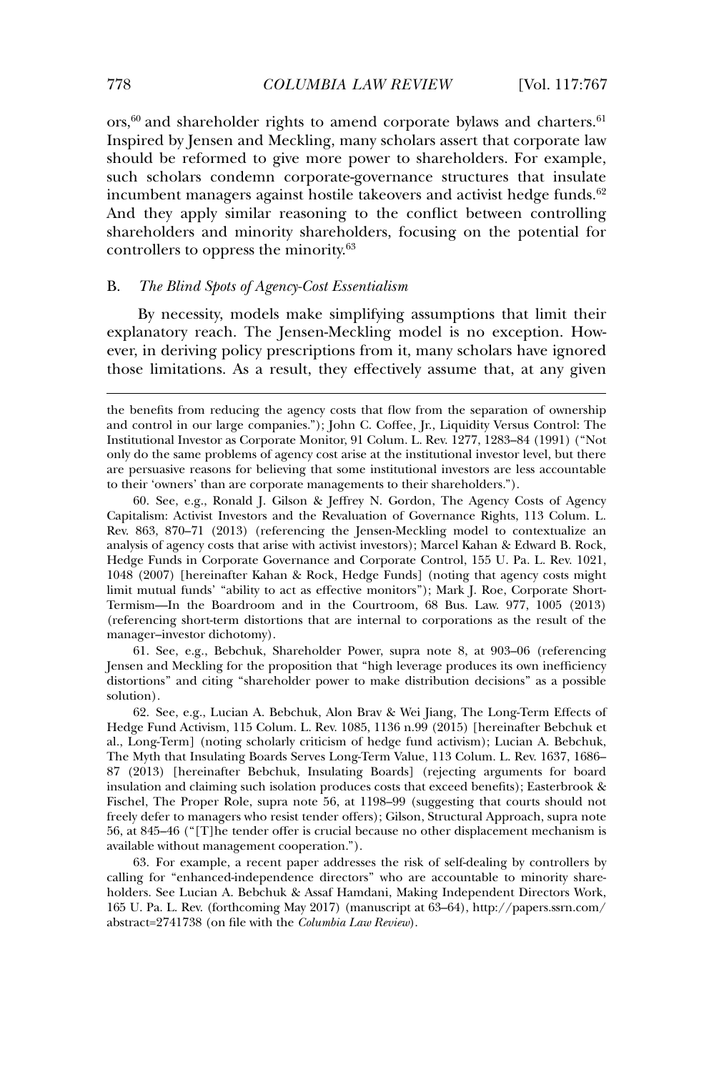ors,[60] and shareholder rights to amend corporate bylaws and charters.[61] Inspired by Jensen and Meckling, many scholars assert that corporate law should be reformed to give more power to shareholders. For example, such scholars condemn corporate-governance structures that insulate incumbent managers against hostile takeovers and activist hedge funds.[62] And they apply similar reasoning to the conflict between controlling shareholders and minority shareholders, focusing on the potential for controllers to oppress the minority.[63]

### B. *The Blind Spots of Agency-Cost Essentialism*

By necessity, models make simplifying assumptions that limit their explanatory reach. The Jensen-Meckling model is no exception. However, in deriving policy prescriptions from it, many scholars have ignored those limitations. As a result, they effectively assume that, at any given

---

the benefits from reducing the agency costs that flow from the separation of ownership and control in our large companies."); John C. Coffee, Jr., Liquidity Versus Control: The Institutional Investor as Corporate Monitor, 91 Colum. L. Rev. 1277, 1283–84 (1991) ("Not only do the same problems of agency cost arise at the institutional investor level, but there are persuasive reasons for believing that some institutional investors are less accountable to their 'owners' than are corporate managements to their shareholders.").

60. See, e.g., Ronald J. Gilson & Jeffrey N. Gordon, The Agency Costs of Agency Capitalism: Activist Investors and the Revaluation of Governance Rights, 113 Colum. L. Rev. 863, 870–71 (2013) (referencing the Jensen-Meckling model to contextualize an analysis of agency costs that arise with activist investors); Marcel Kahan & Edward B. Rock, Hedge Funds in Corporate Governance and Corporate Control, 155 U. Pa. L. Rev. 1021, 1048 (2007) [hereinafter Kahan & Rock, Hedge Funds] (noting that agency costs might limit mutual funds' "ability to act as effective monitors"); Mark J. Roe, Corporate Short-Termism—In the Boardroom and in the Courtroom, 68 Bus. Law. 977, 1005 (2013) (referencing short-term distortions that are internal to corporations as the result of the manager–investor dichotomy).

61. See, e.g., Bebchuk, Shareholder Power, supra note 8, at 903–06 (referencing Jensen and Meckling for the proposition that "high leverage produces its own inefficiency distortions" and citing "shareholder power to make distribution decisions" as a possible solution).

62. See, e.g., Lucian A. Bebchuk, Alon Brav & Wei Jiang, The Long-Term Effects of Hedge Fund Activism, 115 Colum. L. Rev. 1085, 1136 n.99 (2015) [hereinafter Bebchuk et al., Long-Term] (noting scholarly criticism of hedge fund activism); Lucian A. Bebchuk, The Myth that Insulating Boards Serves Long-Term Value, 113 Colum. L. Rev. 1637, 1686–87 (2013) [hereinafter Bebchuk, Insulating Boards] (rejecting arguments for board insulation and claiming such isolation produces costs that exceed benefits); Easterbrook & Fischel, The Proper Role, supra note 56, at 1198–99 (suggesting that courts should not freely defer to managers who resist tender offers); Gilson, Structural Approach, supra note 56, at 845–46 ("[T]he tender offer is crucial because no other displacement mechanism is available without management cooperation.").

63. For example, a recent paper addresses the risk of self-dealing by controllers by calling for "enhanced-independence directors" who are accountable to minority shareholders. See Lucian A. Bebchuk & Assaf Hamdani, Making Independent Directors Work, 165 U. Pa. L. Rev. (forthcoming May 2017) (manuscript at 63–64), http://papers.ssrn.com/abstract=2741738 (on file with the *Columbia Law Review*).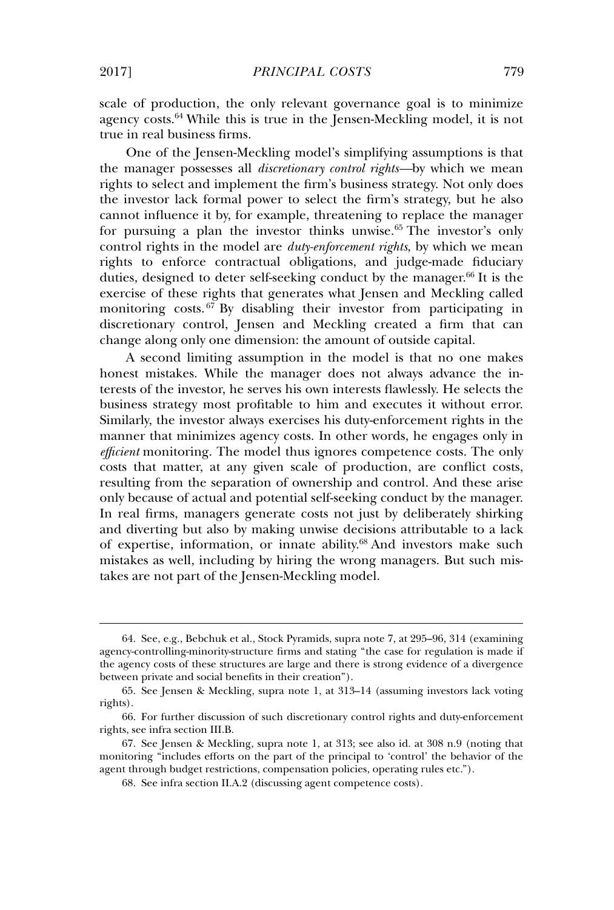scale of production, the only relevant governance goal is to minimize agency costs.[64] While this is true in the Jensen-Meckling model, it is not true in real business firms.

One of the Jensen-Meckling model's simplifying assumptions is that the manager possesses all *discretionary control rights*—by which we mean rights to select and implement the firm's business strategy. Not only does the investor lack formal power to select the firm's strategy, but he also cannot influence it by, for example, threatening to replace the manager for pursuing a plan the investor thinks unwise.[65] The investor's only control rights in the model are *duty-enforcement rights*, by which we mean rights to enforce contractual obligations, and judge-made fiduciary duties, designed to deter self-seeking conduct by the manager.[66] It is the exercise of these rights that generates what Jensen and Meckling called monitoring costs.[67] By disabling their investor from participating in discretionary control, Jensen and Meckling created a firm that can change along only one dimension: the amount of outside capital.

A second limiting assumption in the model is that no one makes honest mistakes. While the manager does not always advance the interests of the investor, he serves his own interests flawlessly. He selects the business strategy most profitable to him and executes it without error. Similarly, the investor always exercises his duty-enforcement rights in the manner that minimizes agency costs. In other words, he engages only in *efficient* monitoring. The model thus ignores competence costs. The only costs that matter, at any given scale of production, are conflict costs, resulting from the separation of ownership and control. And these arise only because of actual and potential self-seeking conduct by the manager. In real firms, managers generate costs not just by deliberately shirking and diverting but also by making unwise decisions attributable to a lack of expertise, information, or innate ability.[68] And investors make such mistakes as well, including by hiring the wrong managers. But such mistakes are not part of the Jensen-Meckling model.

---

64. See, e.g., Bebchuk et al., Stock Pyramids, supra note 7, at 295–96, 314 (examining agency-controlling-minority-structure firms and stating "the case for regulation is made if the agency costs of these structures are large and there is strong evidence of a divergence between private and social benefits in their creation").

65. See Jensen & Meckling, supra note 1, at 313–14 (assuming investors lack voting rights).

66. For further discussion of such discretionary control rights and duty-enforcement rights, see infra section III.B.

67. See Jensen & Meckling, supra note 1, at 313; see also id. at 308 n.9 (noting that monitoring "includes efforts on the part of the principal to 'control' the behavior of the agent through budget restrictions, compensation policies, operating rules etc.").

68. See infra section II.A.2 (discussing agent competence costs).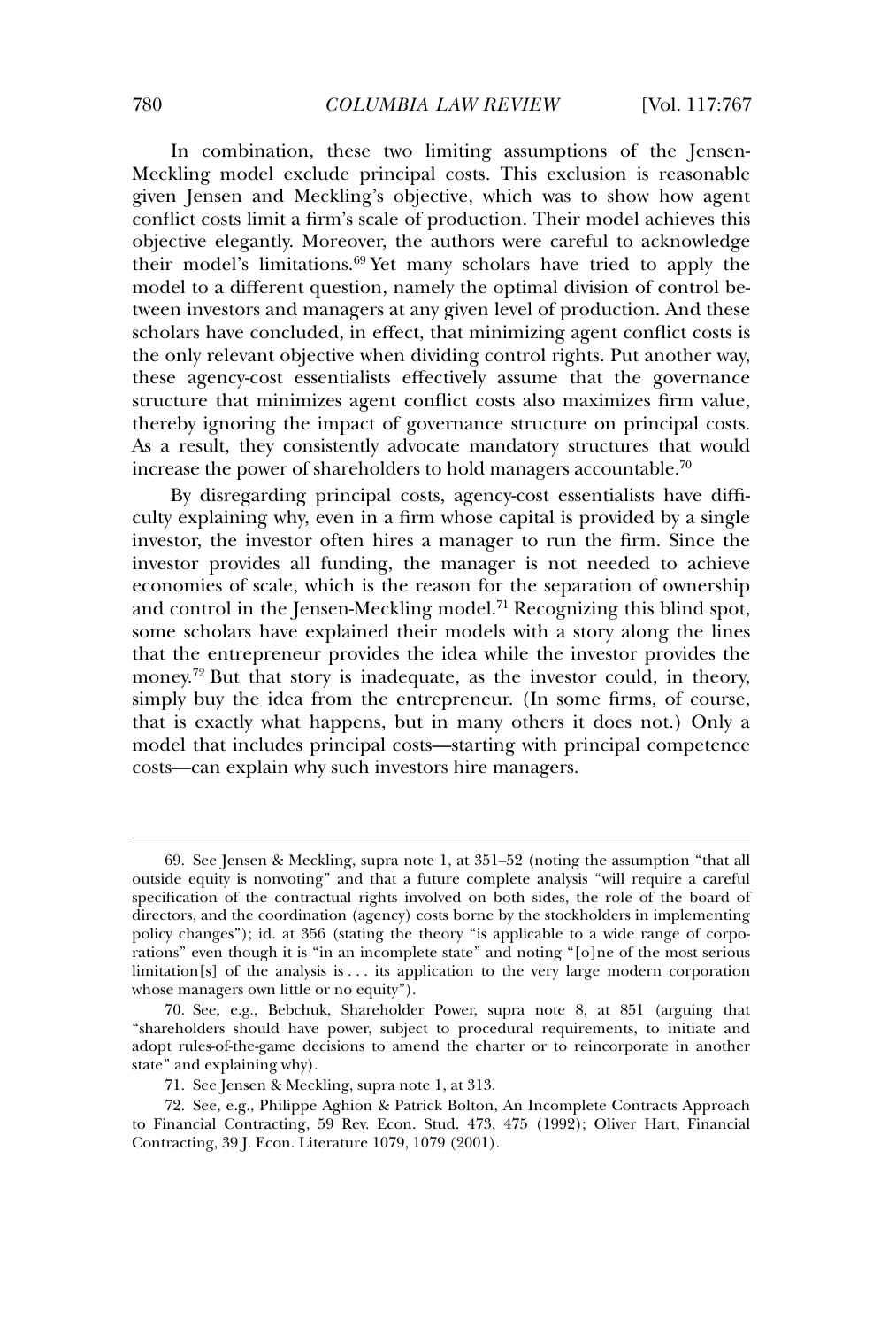In combination, these two limiting assumptions of the Jensen-Meckling model exclude principal costs. This exclusion is reasonable given Jensen and Meckling's objective, which was to show how agent conflict costs limit a firm's scale of production. Their model achieves this objective elegantly. Moreover, the authors were careful to acknowledge their model's limitations.[69] Yet many scholars have tried to apply the model to a different question, namely the optimal division of control between investors and managers at any given level of production. And these scholars have concluded, in effect, that minimizing agent conflict costs is the only relevant objective when dividing control rights. Put another way, these agency-cost essentialists effectively assume that the governance structure that minimizes agent conflict costs also maximizes firm value, thereby ignoring the impact of governance structure on principal costs. As a result, they consistently advocate mandatory structures that would increase the power of shareholders to hold managers accountable.[70]

By disregarding principal costs, agency-cost essentialists have difficulty explaining why, even in a firm whose capital is provided by a single investor, the investor often hires a manager to run the firm. Since the investor provides all funding, the manager is not needed to achieve economies of scale, which is the reason for the separation of ownership and control in the Jensen-Meckling model.[71] Recognizing this blind spot, some scholars have explained their models with a story along the lines that the entrepreneur provides the idea while the investor provides the money.[72] But that story is inadequate, as the investor could, in theory, simply buy the idea from the entrepreneur. (In some firms, of course, that is exactly what happens, but in many others it does not.) Only a model that includes principal costs—starting with principal competence costs—can explain why such investors hire managers.

---

69. See Jensen & Meckling, supra note 1, at 351–52 (noting the assumption "that all outside equity is nonvoting" and that a future complete analysis "will require a careful specification of the contractual rights involved on both sides, the role of the board of directors, and the coordination (agency) costs borne by the stockholders in implementing policy changes"); id. at 356 (stating the theory "is applicable to a wide range of corporations" even though it is "in an incomplete state" and noting "[o]ne of the most serious limitation[s] of the analysis is . . . its application to the very large modern corporation whose managers own little or no equity").

70. See, e.g., Bebchuk, Shareholder Power, supra note 8, at 851 (arguing that "shareholders should have power, subject to procedural requirements, to initiate and adopt rules-of-the-game decisions to amend the charter or to reincorporate in another state" and explaining why).

71. See Jensen & Meckling, supra note 1, at 313.

72. See, e.g., Philippe Aghion & Patrick Bolton, An Incomplete Contracts Approach to Financial Contracting, 59 Rev. Econ. Stud. 473, 475 (1992); Oliver Hart, Financial Contracting, 39 J. Econ. Literature 1079, 1079 (2001).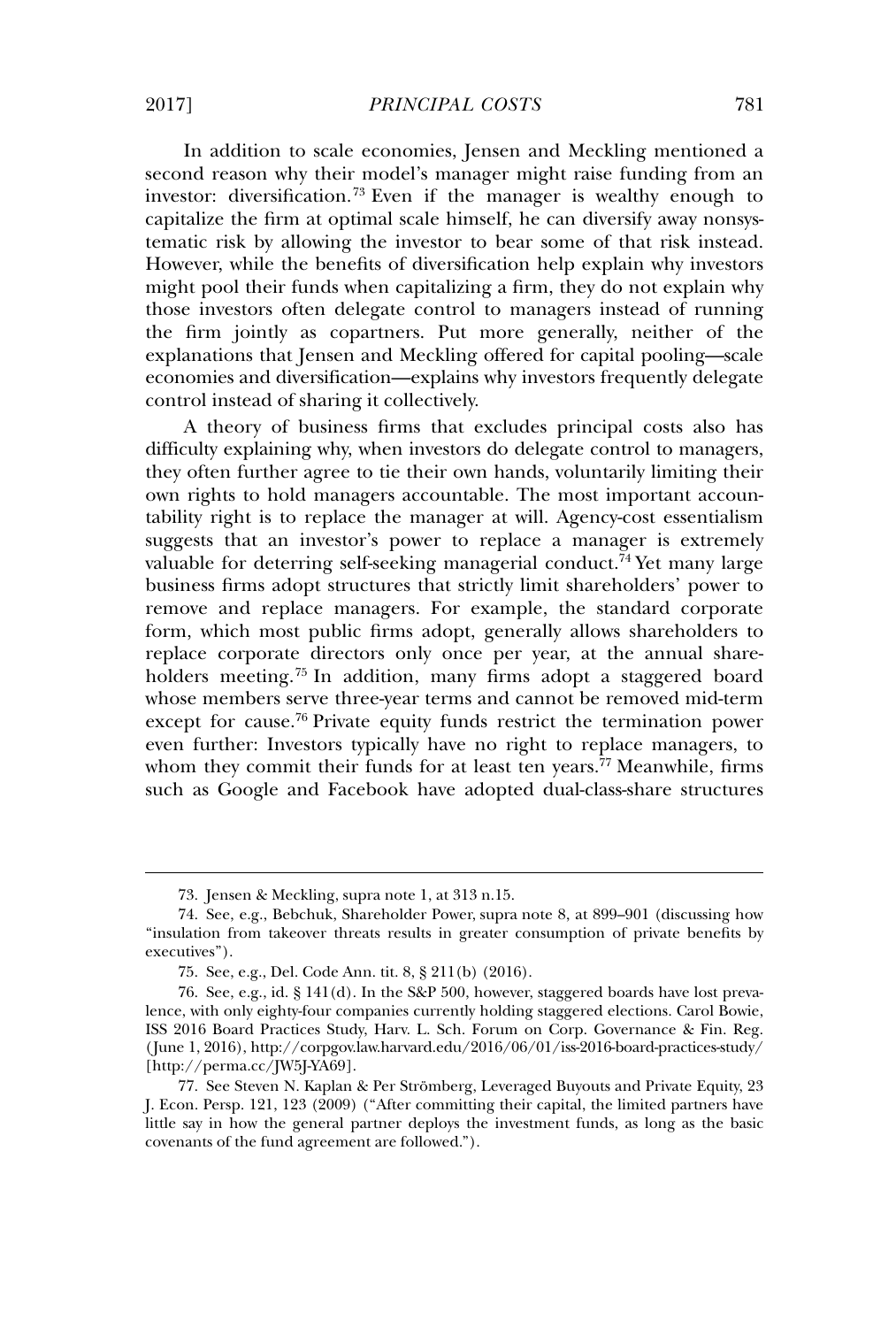In addition to scale economies, Jensen and Meckling mentioned a second reason why their model's manager might raise funding from an investor: diversification.[73] Even if the manager is wealthy enough to capitalize the firm at optimal scale himself, he can diversify away nonsystematic risk by allowing the investor to bear some of that risk instead. However, while the benefits of diversification help explain why investors might pool their funds when capitalizing a firm, they do not explain why those investors often delegate control to managers instead of running the firm jointly as copartners. Put more generally, neither of the explanations that Jensen and Meckling offered for capital pooling—scale economies and diversification—explains why investors frequently delegate control instead of sharing it collectively.

A theory of business firms that excludes principal costs also has difficulty explaining why, when investors do delegate control to managers, they often further agree to tie their own hands, voluntarily limiting their own rights to hold managers accountable. The most important accountability right is to replace the manager at will. Agency-cost essentialism suggests that an investor's power to replace a manager is extremely valuable for deterring self-seeking managerial conduct.[74] Yet many large business firms adopt structures that strictly limit shareholders' power to remove and replace managers. For example, the standard corporate form, which most public firms adopt, generally allows shareholders to replace corporate directors only once per year, at the annual shareholders meeting.[75] In addition, many firms adopt a staggered board whose members serve three-year terms and cannot be removed mid-term except for cause.[76] Private equity funds restrict the termination power even further: Investors typically have no right to replace managers, to whom they commit their funds for at least ten years.[77] Meanwhile, firms such as Google and Facebook have adopted dual-class-share structures

73. Jensen & Meckling, supra note 1, at 313 n.15.

74. See, e.g., Bebchuk, Shareholder Power, supra note 8, at 899–901 (discussing how "insulation from takeover threats results in greater consumption of private benefits by executives").

75. See, e.g., Del. Code Ann. tit. 8, § 211(b) (2016).

76. See, e.g., id. § 141(d). In the S&P 500, however, staggered boards have lost prevalence, with only eighty-four companies currently holding staggered elections. Carol Bowie, ISS 2016 Board Practices Study, Harv. L. Sch. Forum on Corp. Governance & Fin. Reg. (June 1, 2016), http://corpgov.law.harvard.edu/2016/06/01/iss-2016-board-practices-study/ [http://perma.cc/JW5J-YA69].

77. See Steven N. Kaplan & Per Strömberg, Leveraged Buyouts and Private Equity, 23 J. Econ. Persp. 121, 123 (2009) ("After committing their capital, the limited partners have little say in how the general partner deploys the investment funds, as long as the basic covenants of the fund agreement are followed.").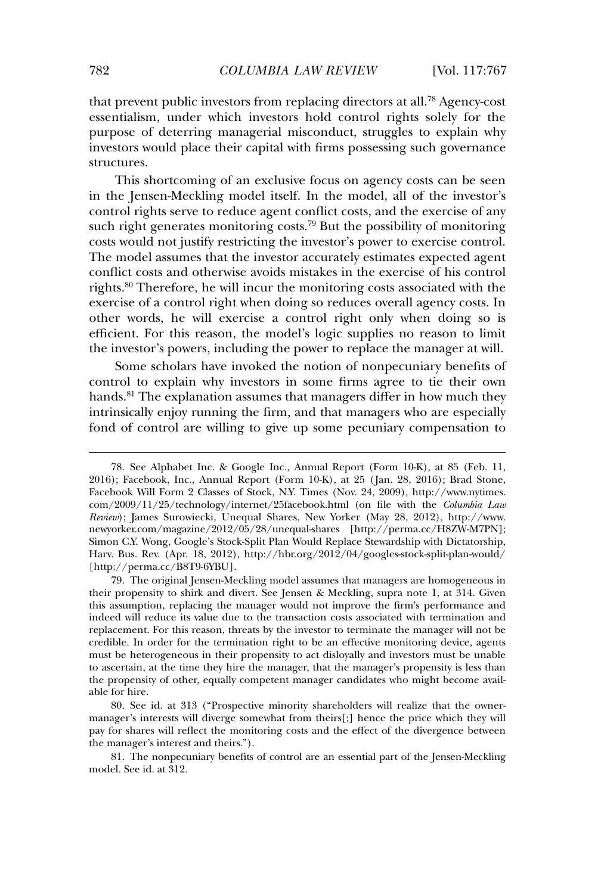that prevent public investors from replacing directors at all.[78] Agency-cost essentialism, under which investors hold control rights solely for the purpose of deterring managerial misconduct, struggles to explain why investors would place their capital with firms possessing such governance structures.

This shortcoming of an exclusive focus on agency costs can be seen in the Jensen-Meckling model itself. In the model, all of the investor's control rights serve to reduce agent conflict costs, and the exercise of any such right generates monitoring costs.[79] But the possibility of monitoring costs would not justify restricting the investor's power to exercise control. The model assumes that the investor accurately estimates expected agent conflict costs and otherwise avoids mistakes in the exercise of his control rights.[80] Therefore, he will incur the monitoring costs associated with the exercise of a control right when doing so reduces overall agency costs. In other words, he will exercise a control right only when doing so is efficient. For this reason, the model's logic supplies no reason to limit the investor's powers, including the power to replace the manager at will.

Some scholars have invoked the notion of nonpecuniary benefits of control to explain why investors in some firms agree to tie their own hands.[81] The explanation assumes that managers differ in how much they intrinsically enjoy running the firm, and that managers who are especially fond of control are willing to give up some pecuniary compensation to

---

78. See Alphabet Inc. & Google Inc., Annual Report (Form 10-K), at 85 (Feb. 11, 2016); Facebook, Inc., Annual Report (Form 10-K), at 25 (Jan. 28, 2016); Brad Stone, Facebook Will Form 2 Classes of Stock, N.Y. Times (Nov. 24, 2009), http://www.nytimes.com/2009/11/25/technology/internet/25facebook.html (on file with the *Columbia Law Review*); James Surowiecki, Unequal Shares, New Yorker (May 28, 2012), http://www.newyorker.com/magazine/2012/05/28/unequal-shares [http://perma.cc/H8ZW-M7PN]; Simon C.Y. Wong, Google's Stock-Split Plan Would Replace Stewardship with Dictatorship, Harv. Bus. Rev. (Apr. 18, 2012), http://hbr.org/2012/04/googles-stock-split-plan-would/ [http://perma.cc/B8T9-6YBU].

79. The original Jensen-Meckling model assumes that managers are homogeneous in their propensity to shirk and divert. See Jensen & Meckling, supra note 1, at 314. Given this assumption, replacing the manager would not improve the firm's performance and indeed will reduce its value due to the transaction costs associated with termination and replacement. For this reason, threats by the investor to terminate the manager will not be credible. In order for the termination right to be an effective monitoring device, agents must be heterogeneous in their propensity to act disloyally and investors must be unable to ascertain, at the time they hire the manager, that the manager's propensity is less than the propensity of other, equally competent manager candidates who might become available for hire.

80. See id. at 313 ("Prospective minority shareholders will realize that the owner-manager's interests will diverge somewhat from theirs[;] hence the price which they will pay for shares will reflect the monitoring costs and the effect of the divergence between the manager's interest and theirs.").

81. The nonpecuniary benefits of control are an essential part of the Jensen-Meckling model. See id. at 312.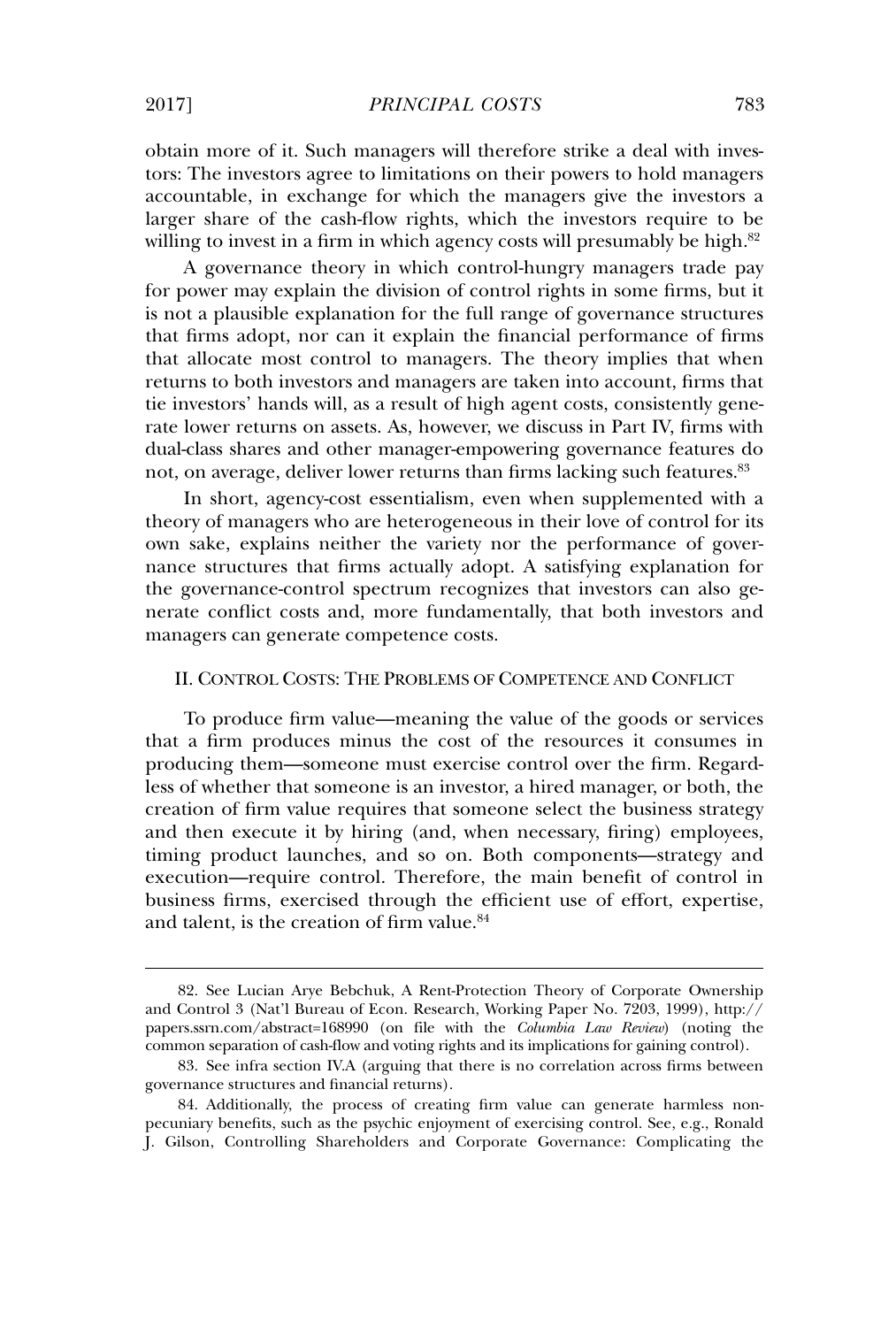obtain more of it. Such managers will therefore strike a deal with investors: The investors agree to limitations on their powers to hold managers accountable, in exchange for which the managers give the investors a larger share of the cash-flow rights, which the investors require to be willing to invest in a firm in which agency costs will presumably be high.[82]

A governance theory in which control-hungry managers trade pay for power may explain the division of control rights in some firms, but it is not a plausible explanation for the full range of governance structures that firms adopt, nor can it explain the financial performance of firms that allocate most control to managers. The theory implies that when returns to both investors and managers are taken into account, firms that tie investors' hands will, as a result of high agent costs, consistently generate lower returns on assets. As, however, we discuss in Part IV, firms with dual-class shares and other manager-empowering governance features do not, on average, deliver lower returns than firms lacking such features.[83]

In short, agency-cost essentialism, even when supplemented with a theory of managers who are heterogeneous in their love of control for its own sake, explains neither the variety nor the performance of governance structures that firms actually adopt. A satisfying explanation for the governance-control spectrum recognizes that investors can also generate conflict costs and, more fundamentally, that both investors and managers can generate competence costs.

## II. Control Costs: The Problems of Competence and Conflict

To produce firm value—meaning the value of the goods or services that a firm produces minus the cost of the resources it consumes in producing them—someone must exercise control over the firm. Regardless of whether that someone is an investor, a hired manager, or both, the creation of firm value requires that someone select the business strategy and then execute it by hiring (and, when necessary, firing) employees, timing product launches, and so on. Both components—strategy and execution—require control. Therefore, the main benefit of control in business firms, exercised through the efficient use of effort, expertise, and talent, is the creation of firm value.[84]

---

82. See Lucian Arye Bebchuk, A Rent-Protection Theory of Corporate Ownership and Control 3 (Nat'l Bureau of Econ. Research, Working Paper No. 7203, 1999), http://papers.ssrn.com/abstract=168990 (on file with the *Columbia Law Review*) (noting the common separation of cash-flow and voting rights and its implications for gaining control).

83. See infra section IV.A (arguing that there is no correlation across firms between governance structures and financial returns).

84. Additionally, the process of creating firm value can generate harmless nonpecuniary benefits, such as the psychic enjoyment of exercising control. See, e.g., Ronald J. Gilson, Controlling Shareholders and Corporate Governance: Complicating the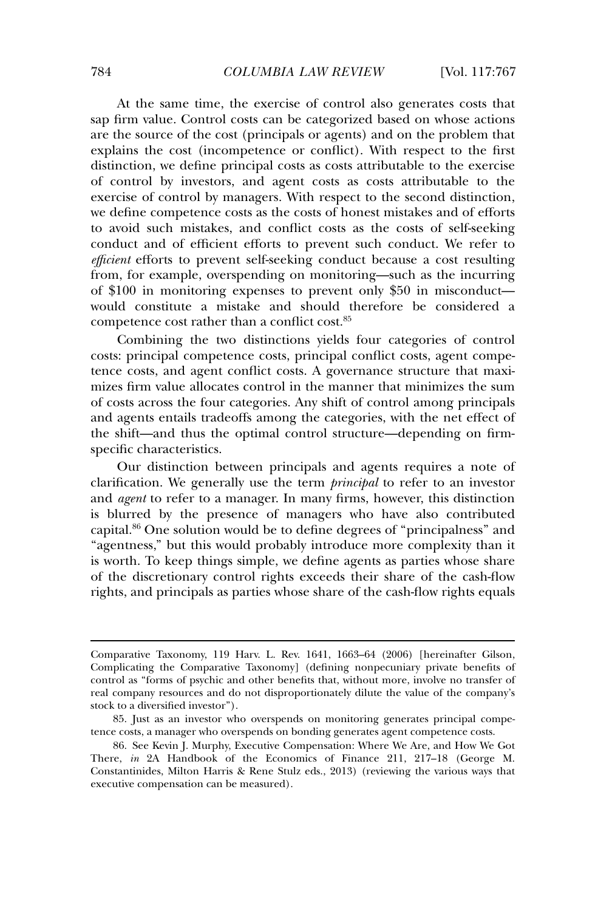At the same time, the exercise of control also generates costs that sap firm value. Control costs can be categorized based on whose actions are the source of the cost (principals or agents) and on the problem that explains the cost (incompetence or conflict). With respect to the first distinction, we define principal costs as costs attributable to the exercise of control by investors, and agent costs as costs attributable to the exercise of control by managers. With respect to the second distinction, we define competence costs as the costs of honest mistakes and of efforts to avoid such mistakes, and conflict costs as the costs of self-seeking conduct and of efficient efforts to prevent such conduct. We refer to *efficient* efforts to prevent self-seeking conduct because a cost resulting from, for example, overspending on monitoring—such as the incurring of $100 in monitoring expenses to prevent only $50 in misconduct—would constitute a mistake and should therefore be considered a competence cost rather than a conflict cost.[85]

Combining the two distinctions yields four categories of control costs: principal competence costs, principal conflict costs, agent competence costs, and agent conflict costs. A governance structure that maximizes firm value allocates control in the manner that minimizes the sum of costs across the four categories. Any shift of control among principals and agents entails tradeoffs among the categories, with the net effect of the shift—and thus the optimal control structure—depending on firm-specific characteristics.

Our distinction between principals and agents requires a note of clarification. We generally use the term *principal* to refer to an investor and *agent* to refer to a manager. In many firms, however, this distinction is blurred by the presence of managers who have also contributed capital.[86] One solution would be to define degrees of "principalness" and "agentness," but this would probably introduce more complexity than it is worth. To keep things simple, we define agents as parties whose share of the discretionary control rights exceeds their share of the cash-flow rights, and principals as parties whose share of the cash-flow rights equals

---

Comparative Taxonomy, 119 Harv. L. Rev. 1641, 1663–64 (2006) [hereinafter Gilson, Complicating the Comparative Taxonomy] (defining nonpecuniary private benefits of control as "forms of psychic and other benefits that, without more, involve no transfer of real company resources and do not disproportionately dilute the value of the company's stock to a diversified investor").

85. Just as an investor who overspends on monitoring generates principal competence costs, a manager who overspends on bonding generates agent competence costs.

86. See Kevin J. Murphy, Executive Compensation: Where We Are, and How We Got There, *in* 2A Handbook of the Economics of Finance 211, 217–18 (George M. Constantinides, Milton Harris & Rene Stulz eds., 2013) (reviewing the various ways that executive compensation can be measured).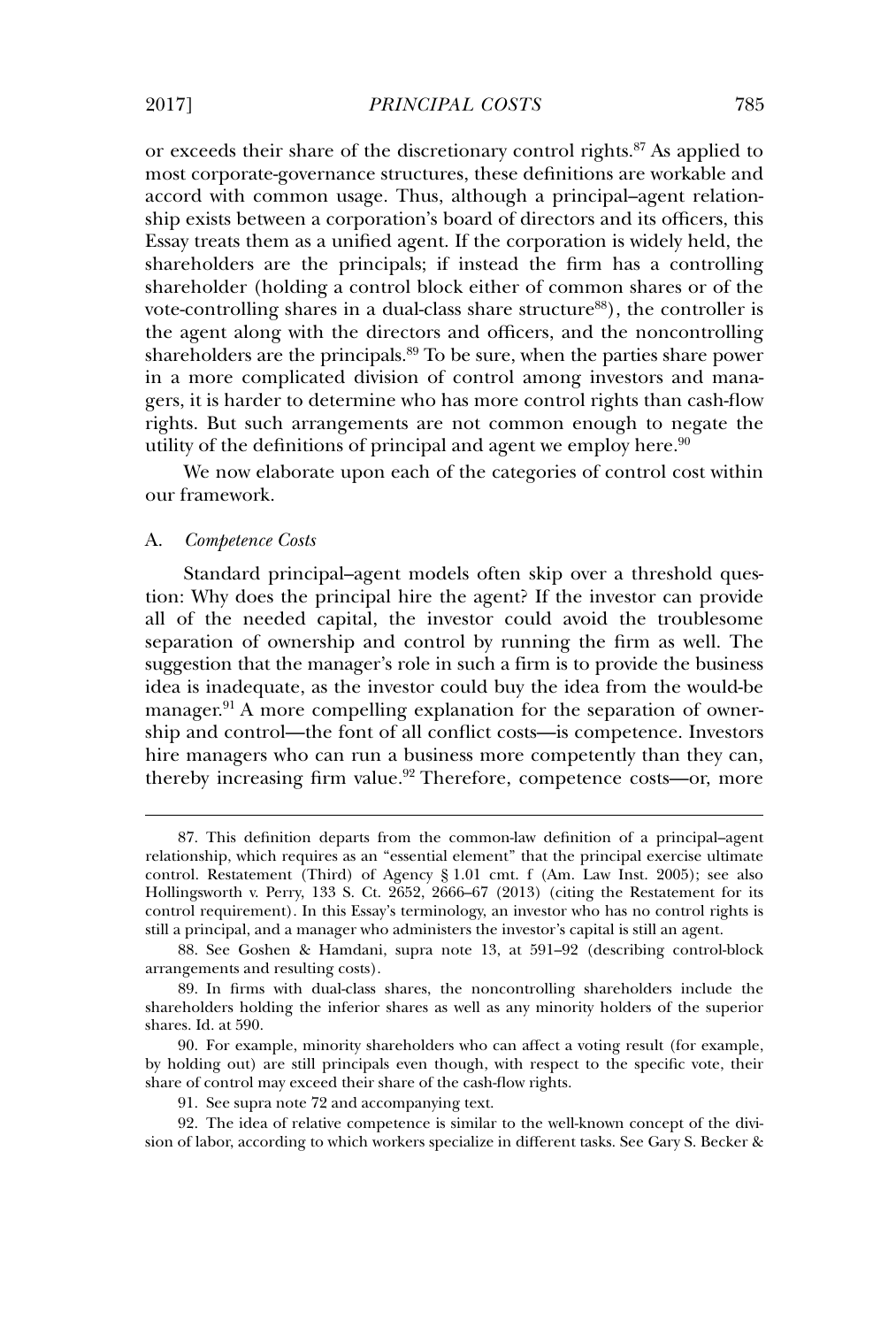or exceeds their share of the discretionary control rights.[87] As applied to most corporate-governance structures, these definitions are workable and accord with common usage. Thus, although a principal–agent relationship exists between a corporation's board of directors and its officers, this Essay treats them as a unified agent. If the corporation is widely held, the shareholders are the principals; if instead the firm has a controlling shareholder (holding a control block either of common shares or of the vote-controlling shares in a dual-class share structure[88]), the controller is the agent along with the directors and officers, and the noncontrolling shareholders are the principals.[89] To be sure, when the parties share power in a more complicated division of control among investors and managers, it is harder to determine who has more control rights than cash-flow rights. But such arrangements are not common enough to negate the utility of the definitions of principal and agent we employ here.[90]

We now elaborate upon each of the categories of control cost within our framework.

### A. *Competence Costs*

Standard principal–agent models often skip over a threshold question: Why does the principal hire the agent? If the investor can provide all of the needed capital, the investor could avoid the troublesome separation of ownership and control by running the firm as well. The suggestion that the manager's role in such a firm is to provide the business idea is inadequate, as the investor could buy the idea from the would-be manager.[91] A more compelling explanation for the separation of ownership and control—the font of all conflict costs—is competence. Investors hire managers who can run a business more competently than they can, thereby increasing firm value.[92] Therefore, competence costs—or, more

---

87. This definition departs from the common-law definition of a principal–agent relationship, which requires as an "essential element" that the principal exercise ultimate control. Restatement (Third) of Agency § 1.01 cmt. f (Am. Law Inst. 2005); see also Hollingsworth v. Perry, 133 S. Ct. 2652, 2666–67 (2013) (citing the Restatement for its control requirement). In this Essay's terminology, an investor who has no control rights is still a principal, and a manager who administers the investor's capital is still an agent.

88. See Goshen & Hamdani, supra note 13, at 591–92 (describing control-block arrangements and resulting costs).

89. In firms with dual-class shares, the noncontrolling shareholders include the shareholders holding the inferior shares as well as any minority holders of the superior shares. Id. at 590.

90. For example, minority shareholders who can affect a voting result (for example, by holding out) are still principals even though, with respect to the specific vote, their share of control may exceed their share of the cash-flow rights.

91. See supra note 72 and accompanying text.

92. The idea of relative competence is similar to the well-known concept of the division of labor, according to which workers specialize in different tasks. See Gary S. Becker &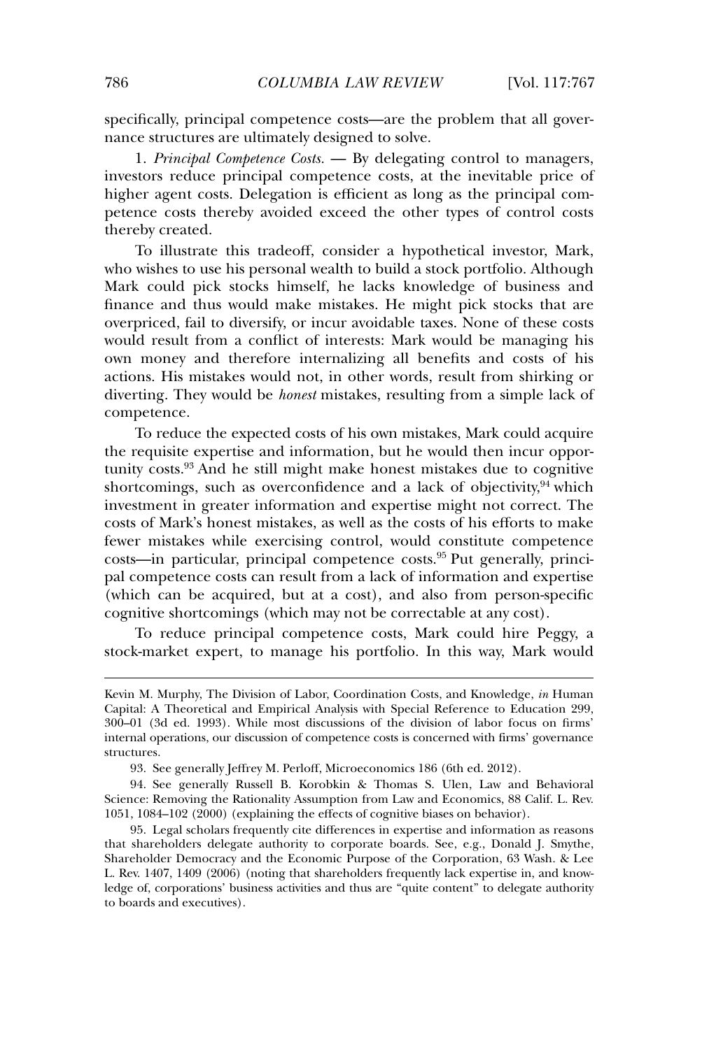specifically, principal competence costs—are the problem that all governance structures are ultimately designed to solve.

1. *Principal Competence Costs.* — By delegating control to managers, investors reduce principal competence costs, at the inevitable price of higher agent costs. Delegation is efficient as long as the principal competence costs thereby avoided exceed the other types of control costs thereby created.

To illustrate this tradeoff, consider a hypothetical investor, Mark, who wishes to use his personal wealth to build a stock portfolio. Although Mark could pick stocks himself, he lacks knowledge of business and finance and thus would make mistakes. He might pick stocks that are overpriced, fail to diversify, or incur avoidable taxes. None of these costs would result from a conflict of interests: Mark would be managing his own money and therefore internalizing all benefits and costs of his actions. His mistakes would not, in other words, result from shirking or diverting. They would be *honest* mistakes, resulting from a simple lack of competence.

To reduce the expected costs of his own mistakes, Mark could acquire the requisite expertise and information, but he would then incur opportunity costs.[93] And he still might make honest mistakes due to cognitive shortcomings, such as overconfidence and a lack of objectivity,[94] which investment in greater information and expertise might not correct. The costs of Mark's honest mistakes, as well as the costs of his efforts to make fewer mistakes while exercising control, would constitute competence costs—in particular, principal competence costs.[95] Put generally, principal competence costs can result from a lack of information and expertise (which can be acquired, but at a cost), and also from person-specific cognitive shortcomings (which may not be correctable at any cost).

To reduce principal competence costs, Mark could hire Peggy, a stock-market expert, to manage his portfolio. In this way, Mark would

---

Kevin M. Murphy, The Division of Labor, Coordination Costs, and Knowledge, *in* Human Capital: A Theoretical and Empirical Analysis with Special Reference to Education 299, 300–01 (3d ed. 1993). While most discussions of the division of labor focus on firms' internal operations, our discussion of competence costs is concerned with firms' governance structures.

93. See generally Jeffrey M. Perloff, Microeconomics 186 (6th ed. 2012).

94. See generally Russell B. Korobkin & Thomas S. Ulen, Law and Behavioral Science: Removing the Rationality Assumption from Law and Economics, 88 Calif. L. Rev. 1051, 1084–102 (2000) (explaining the effects of cognitive biases on behavior).

95. Legal scholars frequently cite differences in expertise and information as reasons that shareholders delegate authority to corporate boards. See, e.g., Donald J. Smythe, Shareholder Democracy and the Economic Purpose of the Corporation, 63 Wash. & Lee L. Rev. 1407, 1409 (2006) (noting that shareholders frequently lack expertise in, and knowledge of, corporations' business activities and thus are "quite content" to delegate authority to boards and executives).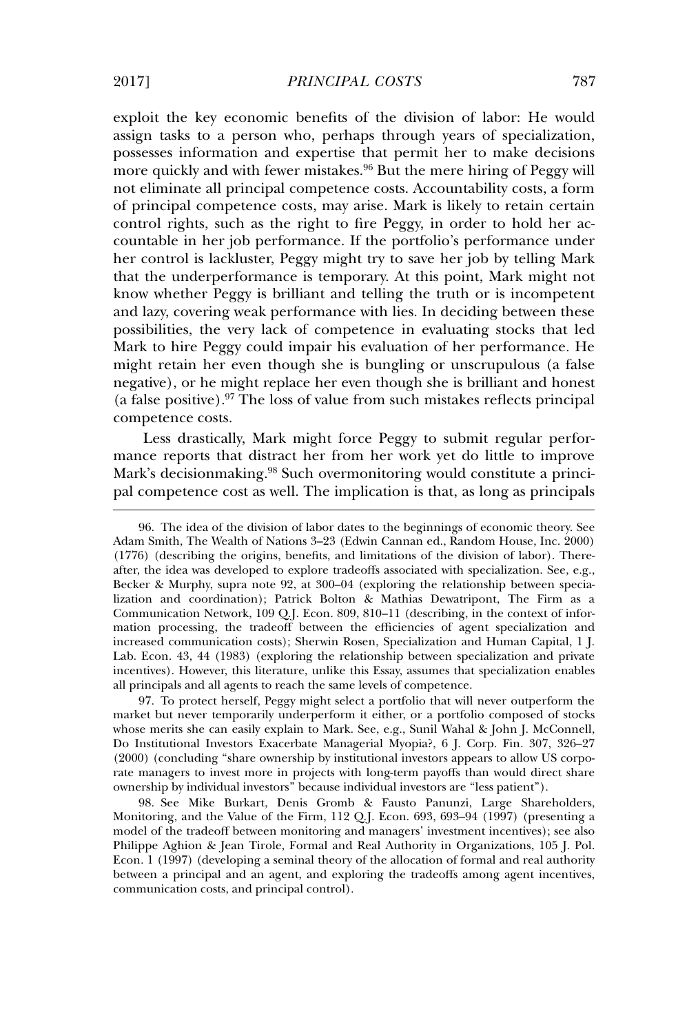exploit the key economic benefits of the division of labor: He would assign tasks to a person who, perhaps through years of specialization, possesses information and expertise that permit her to make decisions more quickly and with fewer mistakes.[96] But the mere hiring of Peggy will not eliminate all principal competence costs. Accountability costs, a form of principal competence costs, may arise. Mark is likely to retain certain control rights, such as the right to fire Peggy, in order to hold her accountable in her job performance. If the portfolio's performance under her control is lackluster, Peggy might try to save her job by telling Mark that the underperformance is temporary. At this point, Mark might not know whether Peggy is brilliant and telling the truth or is incompetent and lazy, covering weak performance with lies. In deciding between these possibilities, the very lack of competence in evaluating stocks that led Mark to hire Peggy could impair his evaluation of her performance. He might retain her even though she is bungling or unscrupulous (a false negative), or he might replace her even though she is brilliant and honest (a false positive).[97] The loss of value from such mistakes reflects principal competence costs.

Less drastically, Mark might force Peggy to submit regular performance reports that distract her from her work yet do little to improve Mark's decisionmaking.[98] Such overmonitoring would constitute a principal competence cost as well. The implication is that, as long as principals

---

96. The idea of the division of labor dates to the beginnings of economic theory. See Adam Smith, The Wealth of Nations 3–23 (Edwin Cannan ed., Random House, Inc. 2000) (1776) (describing the origins, benefits, and limitations of the division of labor). Thereafter, the idea was developed to explore tradeoffs associated with specialization. See, e.g., Becker & Murphy, supra note 92, at 300–04 (exploring the relationship between specialization and coordination); Patrick Bolton & Mathias Dewatripont, The Firm as a Communication Network, 109 Q.J. Econ. 809, 810–11 (describing, in the context of information processing, the tradeoff between the efficiencies of agent specialization and increased communication costs); Sherwin Rosen, Specialization and Human Capital, 1 J. Lab. Econ. 43, 44 (1983) (exploring the relationship between specialization and private incentives). However, this literature, unlike this Essay, assumes that specialization enables all principals and all agents to reach the same levels of competence.

97. To protect herself, Peggy might select a portfolio that will never outperform the market but never temporarily underperform it either, or a portfolio composed of stocks whose merits she can easily explain to Mark. See, e.g., Sunil Wahal & John J. McConnell, Do Institutional Investors Exacerbate Managerial Myopia?, 6 J. Corp. Fin. 307, 326–27 (2000) (concluding "share ownership by institutional investors appears to allow US corporate managers to invest more in projects with long-term payoffs than would direct share ownership by individual investors" because individual investors are "less patient").

98. See Mike Burkart, Denis Gromb & Fausto Panunzi, Large Shareholders, Monitoring, and the Value of the Firm, 112 Q.J. Econ. 693, 693–94 (1997) (presenting a model of the tradeoff between monitoring and managers' investment incentives); see also Philippe Aghion & Jean Tirole, Formal and Real Authority in Organizations, 105 J. Pol. Econ. 1 (1997) (developing a seminal theory of the allocation of formal and real authority between a principal and an agent, and exploring the tradeoffs among agent incentives, communication costs, and principal control).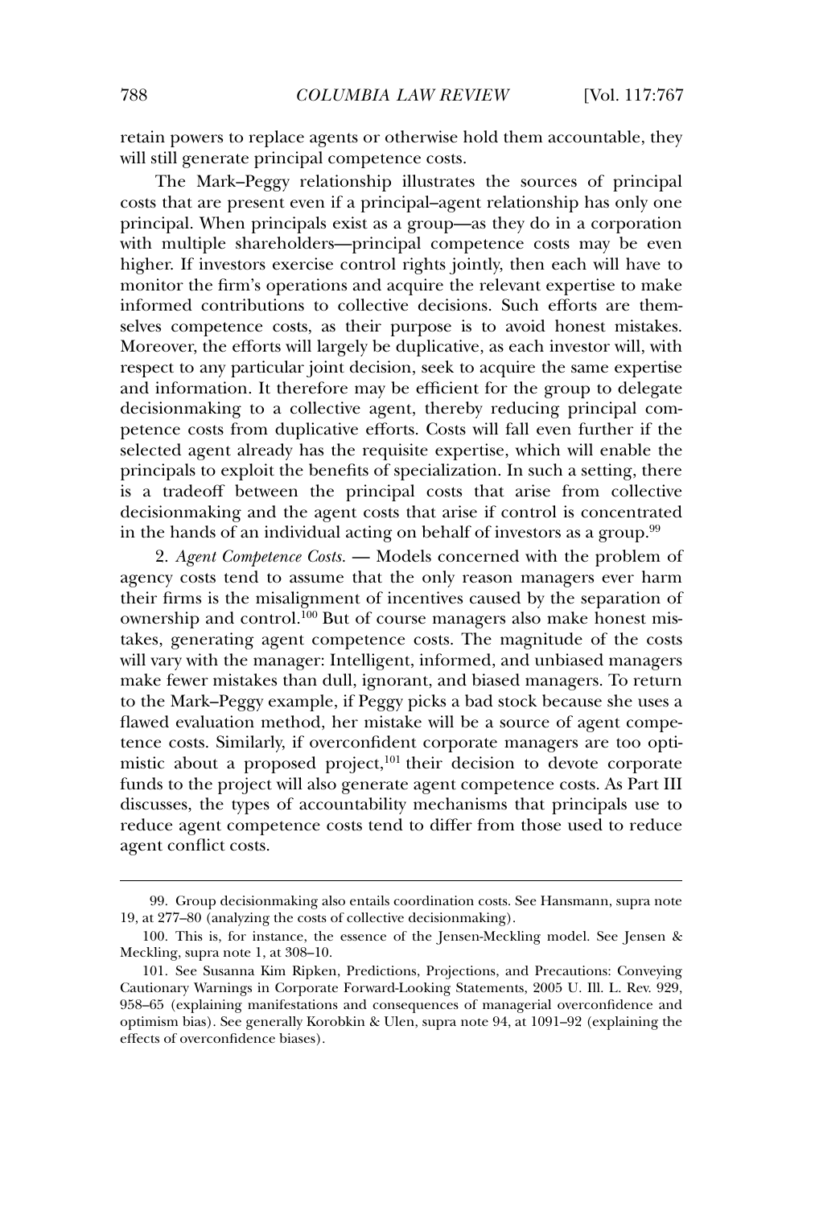retain powers to replace agents or otherwise hold them accountable, they will still generate principal competence costs.

The Mark–Peggy relationship illustrates the sources of principal costs that are present even if a principal–agent relationship has only one principal. When principals exist as a group—as they do in a corporation with multiple shareholders—principal competence costs may be even higher. If investors exercise control rights jointly, then each will have to monitor the firm's operations and acquire the relevant expertise to make informed contributions to collective decisions. Such efforts are themselves competence costs, as their purpose is to avoid honest mistakes. Moreover, the efforts will largely be duplicative, as each investor will, with respect to any particular joint decision, seek to acquire the same expertise and information. It therefore may be efficient for the group to delegate decisionmaking to a collective agent, thereby reducing principal competence costs from duplicative efforts. Costs will fall even further if the selected agent already has the requisite expertise, which will enable the principals to exploit the benefits of specialization. In such a setting, there is a tradeoff between the principal costs that arise from collective decisionmaking and the agent costs that arise if control is concentrated in the hands of an individual acting on behalf of investors as a group.[99]

2. *Agent Competence Costs.* — Models concerned with the problem of agency costs tend to assume that the only reason managers ever harm their firms is the misalignment of incentives caused by the separation of ownership and control.[100] But of course managers also make honest mistakes, generating agent competence costs. The magnitude of the costs will vary with the manager: Intelligent, informed, and unbiased managers make fewer mistakes than dull, ignorant, and biased managers. To return to the Mark–Peggy example, if Peggy picks a bad stock because she uses a flawed evaluation method, her mistake will be a source of agent competence costs. Similarly, if overconfident corporate managers are too optimistic about a proposed project,[101] their decision to devote corporate funds to the project will also generate agent competence costs. As Part III discusses, the types of accountability mechanisms that principals use to reduce agent competence costs tend to differ from those used to reduce agent conflict costs.

---

99. Group decisionmaking also entails coordination costs. See Hansmann, supra note 19, at 277–80 (analyzing the costs of collective decisionmaking).

100. This is, for instance, the essence of the Jensen-Meckling model. See Jensen & Meckling, supra note 1, at 308–10.

101. See Susanna Kim Ripken, Predictions, Projections, and Precautions: Conveying Cautionary Warnings in Corporate Forward-Looking Statements, 2005 U. Ill. L. Rev. 929, 958–65 (explaining manifestations and consequences of managerial overconfidence and optimism bias). See generally Korobkin & Ulen, supra note 94, at 1091–92 (explaining the effects of overconfidence biases).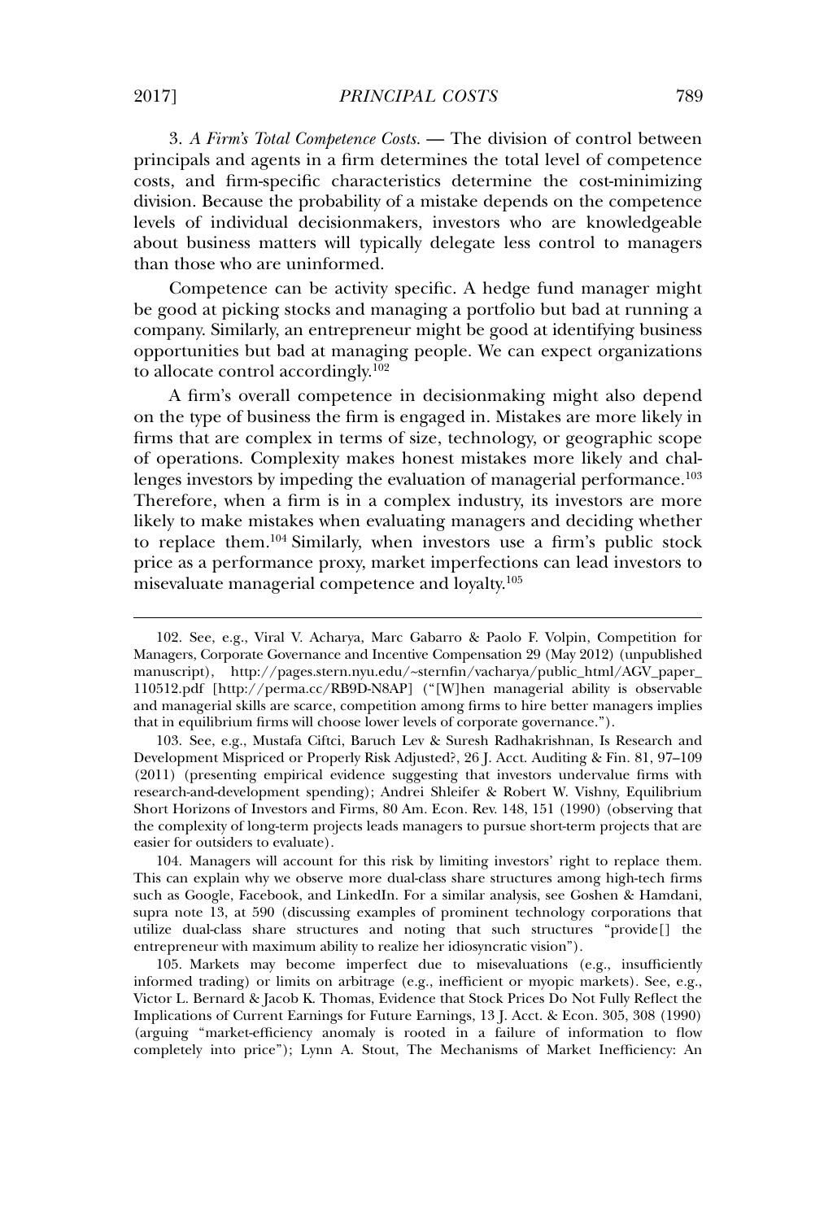3. *A Firm's Total Competence Costs.* — The division of control between principals and agents in a firm determines the total level of competence costs, and firm-specific characteristics determine the cost-minimizing division. Because the probability of a mistake depends on the competence levels of individual decisionmakers, investors who are knowledgeable about business matters will typically delegate less control to managers than those who are uninformed.

Competence can be activity specific. A hedge fund manager might be good at picking stocks and managing a portfolio but bad at running a company. Similarly, an entrepreneur might be good at identifying business opportunities but bad at managing people. We can expect organizations to allocate control accordingly.[102]

A firm's overall competence in decisionmaking might also depend on the type of business the firm is engaged in. Mistakes are more likely in firms that are complex in terms of size, technology, or geographic scope of operations. Complexity makes honest mistakes more likely and challenges investors by impeding the evaluation of managerial performance.[103] Therefore, when a firm is in a complex industry, its investors are more likely to make mistakes when evaluating managers and deciding whether to replace them.[104] Similarly, when investors use a firm's public stock price as a performance proxy, market imperfections can lead investors to misevaluate managerial competence and loyalty.[105]

---

102. See, e.g., Viral V. Acharya, Marc Gabarro & Paolo F. Volpin, Competition for Managers, Corporate Governance and Incentive Compensation 29 (May 2012) (unpublished manuscript), http://pages.stern.nyu.edu/~sternfin/vacharya/public_html/AGV_paper_110512.pdf [http://perma.cc/RB9D-N8AP] ("[W]hen managerial ability is observable and managerial skills are scarce, competition among firms to hire better managers implies that in equilibrium firms will choose lower levels of corporate governance.").

103. See, e.g., Mustafa Ciftci, Baruch Lev & Suresh Radhakrishnan, Is Research and Development Mispriced or Properly Risk Adjusted?, 26 J. Acct. Auditing & Fin. 81, 97–109 (2011) (presenting empirical evidence suggesting that investors undervalue firms with research-and-development spending); Andrei Shleifer & Robert W. Vishny, Equilibrium Short Horizons of Investors and Firms, 80 Am. Econ. Rev. 148, 151 (1990) (observing that the complexity of long-term projects leads managers to pursue short-term projects that are easier for outsiders to evaluate).

104. Managers will account for this risk by limiting investors' right to replace them. This can explain why we observe more dual-class share structures among high-tech firms such as Google, Facebook, and LinkedIn. For a similar analysis, see Goshen & Hamdani, supra note 13, at 590 (discussing examples of prominent technology corporations that utilize dual-class share structures and noting that such structures "provide[] the entrepreneur with maximum ability to realize her idiosyncratic vision").

105. Markets may become imperfect due to misevaluations (e.g., insufficiently informed trading) or limits on arbitrage (e.g., inefficient or myopic markets). See, e.g., Victor L. Bernard & Jacob K. Thomas, Evidence that Stock Prices Do Not Fully Reflect the Implications of Current Earnings for Future Earnings, 13 J. Acct. & Econ. 305, 308 (1990) (arguing "market-efficiency anomaly is rooted in a failure of information to flow completely into price"); Lynn A. Stout, The Mechanisms of Market Inefficiency: An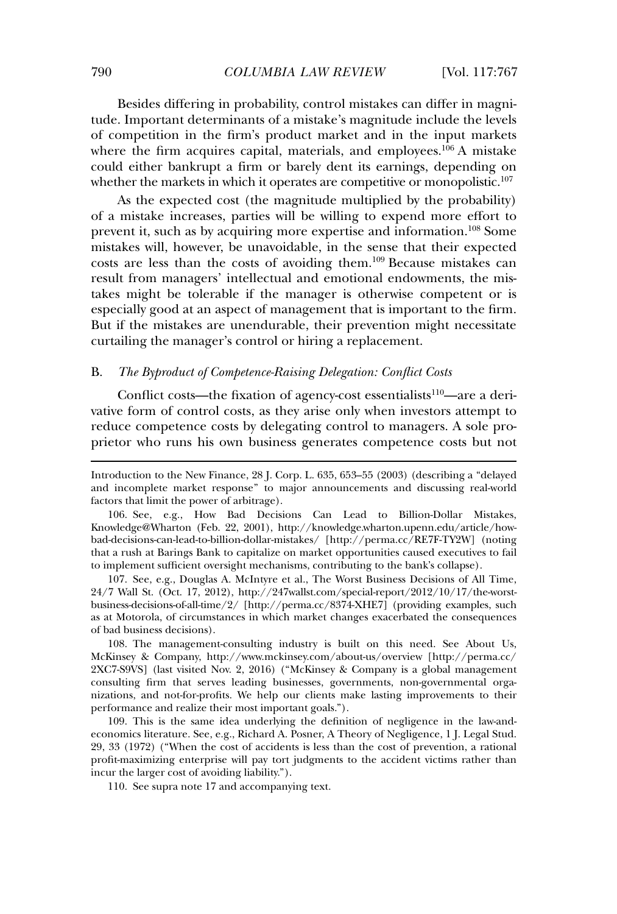Besides differing in probability, control mistakes can differ in magnitude. Important determinants of a mistake's magnitude include the levels of competition in the firm's product market and in the input markets where the firm acquires capital, materials, and employees.[106] A mistake could either bankrupt a firm or barely dent its earnings, depending on whether the markets in which it operates are competitive or monopolistic.[107]

As the expected cost (the magnitude multiplied by the probability) of a mistake increases, parties will be willing to expend more effort to prevent it, such as by acquiring more expertise and information.[108] Some mistakes will, however, be unavoidable, in the sense that their expected costs are less than the costs of avoiding them.[109] Because mistakes can result from managers' intellectual and emotional endowments, the mistakes might be tolerable if the manager is otherwise competent or is especially good at an aspect of management that is important to the firm. But if the mistakes are unendurable, their prevention might necessitate curtailing the manager's control or hiring a replacement.

### B. *The Byproduct of Competence-Raising Delegation: Conflict Costs*

Conflict costs—the fixation of agency-cost essentialists[110]—are a derivative form of control costs, as they arise only when investors attempt to reduce competence costs by delegating control to managers. A sole proprietor who runs his own business generates competence costs but not

---

Introduction to the New Finance, 28 J. Corp. L. 635, 653–55 (2003) (describing a "delayed and incomplete market response" to major announcements and discussing real-world factors that limit the power of arbitrage).

106. See, e.g., How Bad Decisions Can Lead to Billion-Dollar Mistakes, Knowledge@Wharton (Feb. 22, 2001), http://knowledge.wharton.upenn.edu/article/how-bad-decisions-can-lead-to-billion-dollar-mistakes/ [http://perma.cc/RE7F-TY2W] (noting that a rush at Barings Bank to capitalize on market opportunities caused executives to fail to implement sufficient oversight mechanisms, contributing to the bank's collapse).

107. See, e.g., Douglas A. McIntyre et al., The Worst Business Decisions of All Time, 24/7 Wall St. (Oct. 17, 2012), http://247wallst.com/special-report/2012/10/17/the-worst-business-decisions-of-all-time/2/ [http://perma.cc/8374-XHE7] (providing examples, such as at Motorola, of circumstances in which market changes exacerbated the consequences of bad business decisions).

108. The management-consulting industry is built on this need. See About Us, McKinsey & Company, http://www.mckinsey.com/about-us/overview [http://perma.cc/2XC7-S9VS] (last visited Nov. 2, 2016) ("McKinsey & Company is a global management consulting firm that serves leading businesses, governments, non-governmental organizations, and not-for-profits. We help our clients make lasting improvements to their performance and realize their most important goals.").

109. This is the same idea underlying the definition of negligence in the law-and-economics literature. See, e.g., Richard A. Posner, A Theory of Negligence, 1 J. Legal Stud. 29, 33 (1972) ("When the cost of accidents is less than the cost of prevention, a rational profit-maximizing enterprise will pay tort judgments to the accident victims rather than incur the larger cost of avoiding liability.").

110. See supra note 17 and accompanying text.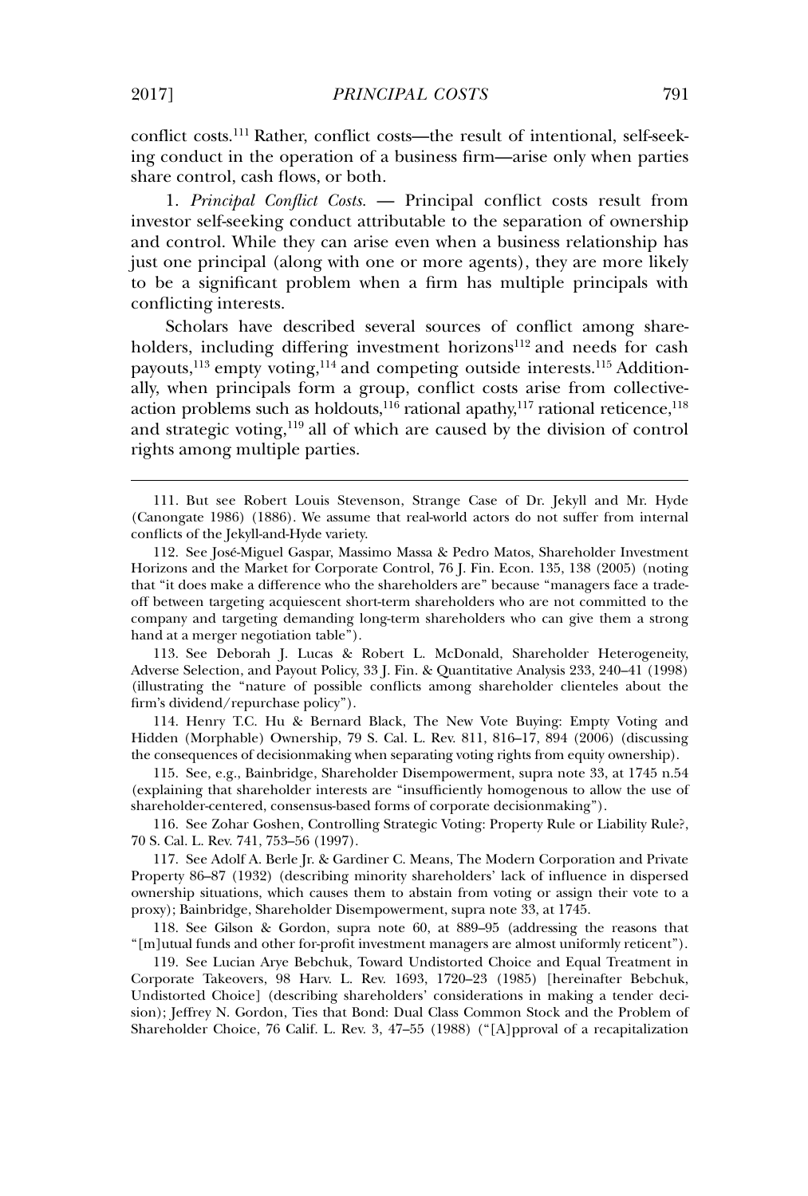conflict costs.[111] Rather, conflict costs—the result of intentional, self-seeking conduct in the operation of a business firm—arise only when parties share control, cash flows, or both.

1. *Principal Conflict Costs.* — Principal conflict costs result from investor self-seeking conduct attributable to the separation of ownership and control. While they can arise even when a business relationship has just one principal (along with one or more agents), they are more likely to be a significant problem when a firm has multiple principals with conflicting interests.

Scholars have described several sources of conflict among shareholders, including differing investment horizons[112] and needs for cash payouts,[113] empty voting,[114] and competing outside interests.[115] Additionally, when principals form a group, conflict costs arise from collective-action problems such as holdouts,[116] rational apathy,[117] rational reticence,[118] and strategic voting,[119] all of which are caused by the division of control rights among multiple parties.

---

111. But see Robert Louis Stevenson, Strange Case of Dr. Jekyll and Mr. Hyde (Canongate 1986) (1886). We assume that real-world actors do not suffer from internal conflicts of the Jekyll-and-Hyde variety.

112. See José-Miguel Gaspar, Massimo Massa & Pedro Matos, Shareholder Investment Horizons and the Market for Corporate Control, 76 J. Fin. Econ. 135, 138 (2005) (noting that "it does make a difference who the shareholders are" because "managers face a trade-off between targeting acquiescent short-term shareholders who are not committed to the company and targeting demanding long-term shareholders who can give them a strong hand at a merger negotiation table").

113. See Deborah J. Lucas & Robert L. McDonald, Shareholder Heterogeneity, Adverse Selection, and Payout Policy, 33 J. Fin. & Quantitative Analysis 233, 240–41 (1998) (illustrating the "nature of possible conflicts among shareholder clienteles about the firm's dividend/repurchase policy").

114. Henry T.C. Hu & Bernard Black, The New Vote Buying: Empty Voting and Hidden (Morphable) Ownership, 79 S. Cal. L. Rev. 811, 816–17, 894 (2006) (discussing the consequences of decisionmaking when separating voting rights from equity ownership).

115. See, e.g., Bainbridge, Shareholder Disempowerment, supra note 33, at 1745 n.54 (explaining that shareholder interests are "insufficiently homogenous to allow the use of shareholder-centered, consensus-based forms of corporate decisionmaking").

116. See Zohar Goshen, Controlling Strategic Voting: Property Rule or Liability Rule?, 70 S. Cal. L. Rev. 741, 753–56 (1997).

117. See Adolf A. Berle Jr. & Gardiner C. Means, The Modern Corporation and Private Property 86–87 (1932) (describing minority shareholders' lack of influence in dispersed ownership situations, which causes them to abstain from voting or assign their vote to a proxy); Bainbridge, Shareholder Disempowerment, supra note 33, at 1745.

118. See Gilson & Gordon, supra note 60, at 889–95 (addressing the reasons that "[m]utual funds and other for-profit investment managers are almost uniformly reticent").

119. See Lucian Arye Bebchuk, Toward Undistorted Choice and Equal Treatment in Corporate Takeovers, 98 Harv. L. Rev. 1693, 1720–23 (1985) [hereinafter Bebchuk, Undistorted Choice] (describing shareholders' considerations in making a tender decision); Jeffrey N. Gordon, Ties that Bond: Dual Class Common Stock and the Problem of Shareholder Choice, 76 Calif. L. Rev. 3, 47–55 (1988) ("[A]pproval of a recapitalization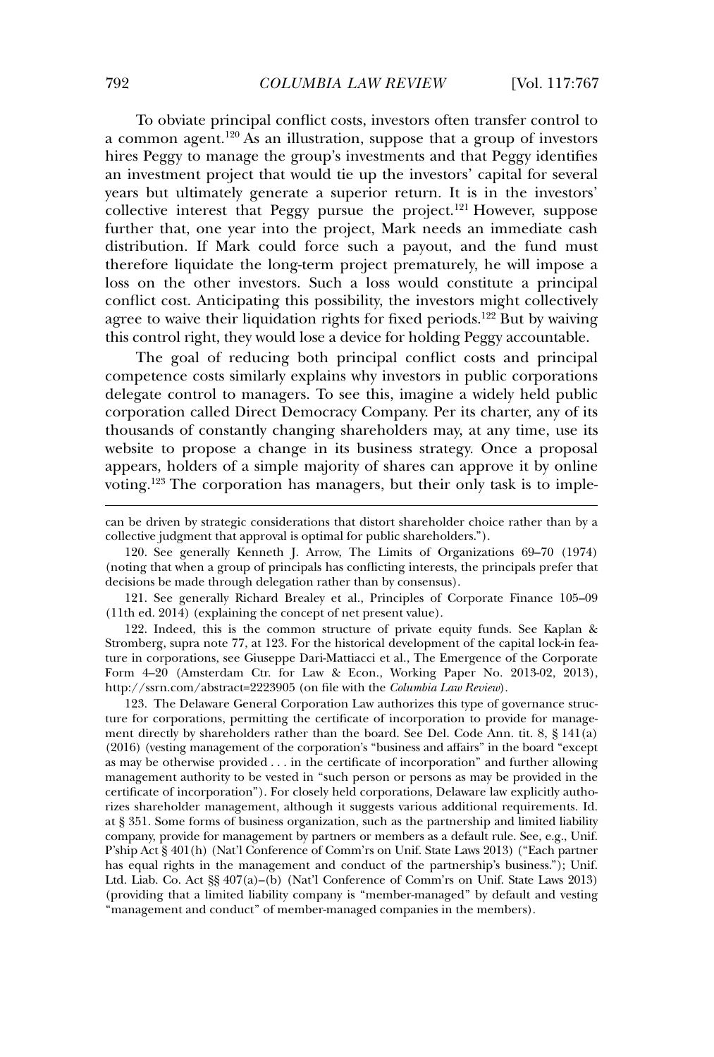To obviate principal conflict costs, investors often transfer control to a common agent.[120] As an illustration, suppose that a group of investors hires Peggy to manage the group's investments and that Peggy identifies an investment project that would tie up the investors' capital for several years but ultimately generate a superior return. It is in the investors' collective interest that Peggy pursue the project.[121] However, suppose further that, one year into the project, Mark needs an immediate cash distribution. If Mark could force such a payout, and the fund must therefore liquidate the long-term project prematurely, he will impose a loss on the other investors. Such a loss would constitute a principal conflict cost. Anticipating this possibility, the investors might collectively agree to waive their liquidation rights for fixed periods.[122] But by waiving this control right, they would lose a device for holding Peggy accountable.

The goal of reducing both principal conflict costs and principal competence costs similarly explains why investors in public corporations delegate control to managers. To see this, imagine a widely held public corporation called Direct Democracy Company. Per its charter, any of its thousands of constantly changing shareholders may, at any time, use its website to propose a change in its business strategy. Once a proposal appears, holders of a simple majority of shares can approve it by online voting.[123] The corporation has managers, but their only task is to imple-

---

can be driven by strategic considerations that distort shareholder choice rather than by a collective judgment that approval is optimal for public shareholders.").

120. See generally Kenneth J. Arrow, The Limits of Organizations 69–70 (1974) (noting that when a group of principals has conflicting interests, the principals prefer that decisions be made through delegation rather than by consensus).

121. See generally Richard Brealey et al., Principles of Corporate Finance 105–09 (11th ed. 2014) (explaining the concept of net present value).

122. Indeed, this is the common structure of private equity funds. See Kaplan & Stromberg, supra note 77, at 123. For the historical development of the capital lock-in feature in corporations, see Giuseppe Dari-Mattiacci et al., The Emergence of the Corporate Form 4–20 (Amsterdam Ctr. for Law & Econ., Working Paper No. 2013-02, 2013), http://ssrn.com/abstract=2223905 (on file with the *Columbia Law Review*).

123. The Delaware General Corporation Law authorizes this type of governance structure for corporations, permitting the certificate of incorporation to provide for management directly by shareholders rather than the board. See Del. Code Ann. tit. 8, § 141(a) (2016) (vesting management of the corporation's "business and affairs" in the board "except as may be otherwise provided . . . in the certificate of incorporation" and further allowing management authority to be vested in "such person or persons as may be provided in the certificate of incorporation"). For closely held corporations, Delaware law explicitly authorizes shareholder management, although it suggests various additional requirements. Id. at § 351. Some forms of business organization, such as the partnership and limited liability company, provide for management by partners or members as a default rule. See, e.g., Unif. P'ship Act § 401(h) (Nat'l Conference of Comm'rs on Unif. State Laws 2013) ("Each partner has equal rights in the management and conduct of the partnership's business."); Unif. Ltd. Liab. Co. Act §§ 407(a)–(b) (Nat'l Conference of Comm'rs on Unif. State Laws 2013) (providing that a limited liability company is "member-managed" by default and vesting "management and conduct" of member-managed companies in the members).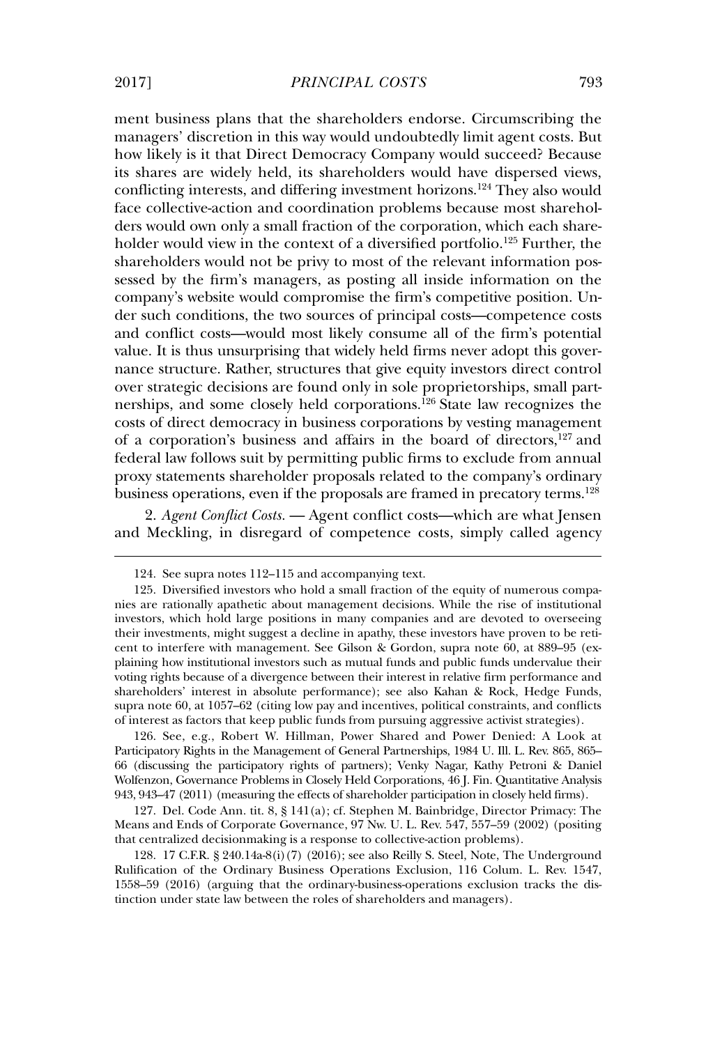ment business plans that the shareholders endorse. Circumscribing the managers' discretion in this way would undoubtedly limit agent costs. But how likely is it that Direct Democracy Company would succeed? Because its shares are widely held, its shareholders would have dispersed views, conflicting interests, and differing investment horizons.[124] They also would face collective-action and coordination problems because most shareholders would own only a small fraction of the corporation, which each shareholder would view in the context of a diversified portfolio.[125] Further, the shareholders would not be privy to most of the relevant information possessed by the firm's managers, as posting all inside information on the company's website would compromise the firm's competitive position. Under such conditions, the two sources of principal costs—competence costs and conflict costs—would most likely consume all of the firm's potential value. It is thus unsurprising that widely held firms never adopt this governance structure. Rather, structures that give equity investors direct control over strategic decisions are found only in sole proprietorships, small partnerships, and some closely held corporations.[126] State law recognizes the costs of direct democracy in business corporations by vesting management of a corporation's business and affairs in the board of directors,[127] and federal law follows suit by permitting public firms to exclude from annual proxy statements shareholder proposals related to the company's ordinary business operations, even if the proposals are framed in precatory terms.[128]

2. *Agent Conflict Costs.* — Agent conflict costs—which are what Jensen and Meckling, in disregard of competence costs, simply called agency

---

124. See supra notes 112–115 and accompanying text.

125. Diversified investors who hold a small fraction of the equity of numerous companies are rationally apathetic about management decisions. While the rise of institutional investors, which hold large positions in many companies and are devoted to overseeing their investments, might suggest a decline in apathy, these investors have proven to be reticent to interfere with management. See Gilson & Gordon, supra note 60, at 889–95 (explaining how institutional investors such as mutual funds and public funds undervalue their voting rights because of a divergence between their interest in relative firm performance and shareholders' interest in absolute performance); see also Kahan & Rock, Hedge Funds, supra note 60, at 1057–62 (citing low pay and incentives, political constraints, and conflicts of interest as factors that keep public funds from pursuing aggressive activist strategies).

126. See, e.g., Robert W. Hillman, Power Shared and Power Denied: A Look at Participatory Rights in the Management of General Partnerships, 1984 U. Ill. L. Rev. 865, 865–66 (discussing the participatory rights of partners); Venky Nagar, Kathy Petroni & Daniel Wolfenzon, Governance Problems in Closely Held Corporations, 46 J. Fin. Quantitative Analysis 943, 943–47 (2011) (measuring the effects of shareholder participation in closely held firms).

127. Del. Code Ann. tit. 8, § 141(a); cf. Stephen M. Bainbridge, Director Primacy: The Means and Ends of Corporate Governance, 97 Nw. U. L. Rev. 547, 557–59 (2002) (positing that centralized decisionmaking is a response to collective-action problems).

128. 17 C.F.R. § 240.14a-8(i)(7) (2016); see also Reilly S. Steel, Note, The Underground Rulification of the Ordinary Business Operations Exclusion, 116 Colum. L. Rev. 1547, 1558–59 (2016) (arguing that the ordinary-business-operations exclusion tracks the distinction under state law between the roles of shareholders and managers).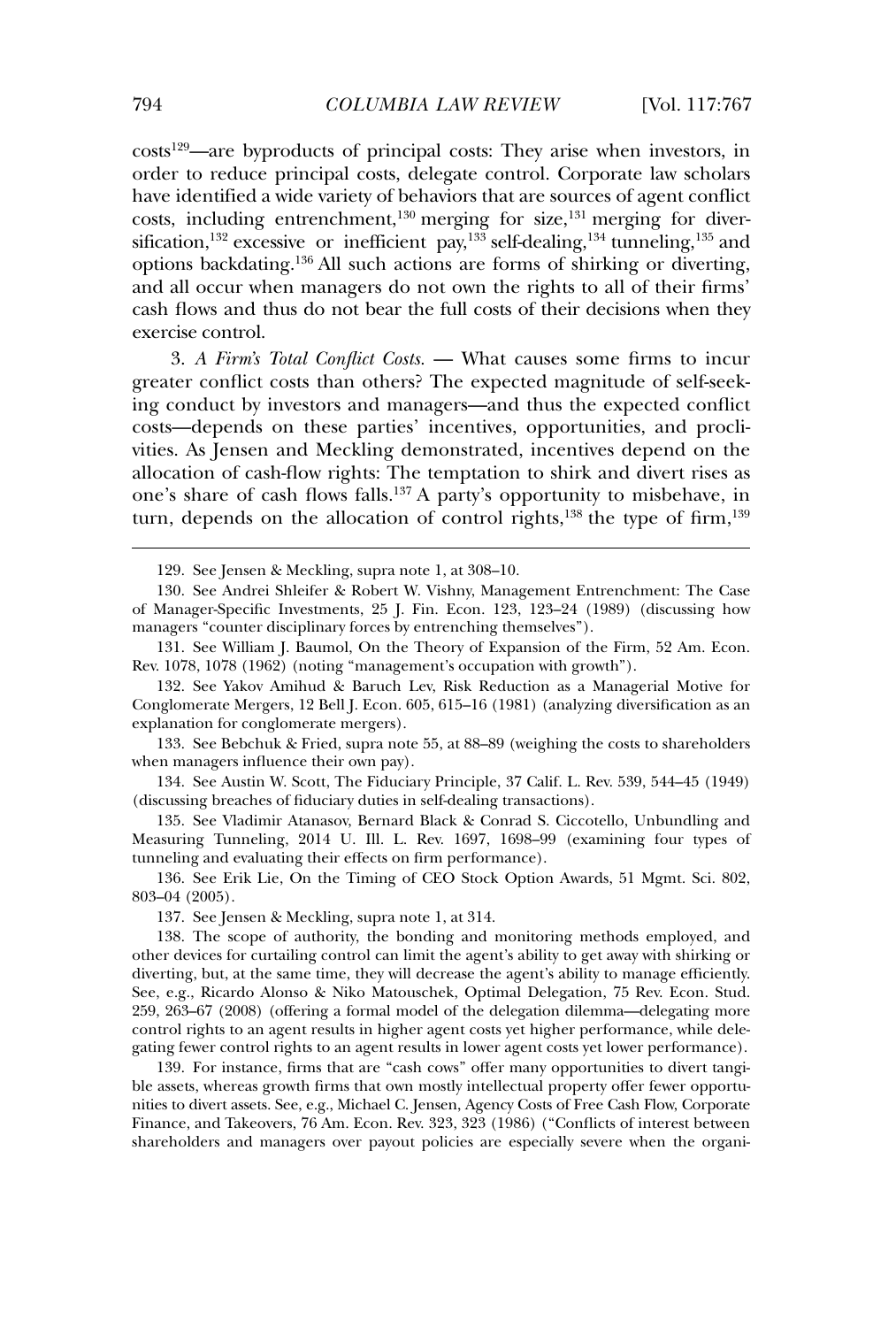costs[129]—are byproducts of principal costs: They arise when investors, in order to reduce principal costs, delegate control. Corporate law scholars have identified a wide variety of behaviors that are sources of agent conflict costs, including entrenchment,[130] merging for size,[131] merging for diversification,[132] excessive or inefficient pay,[133] self-dealing,[134] tunneling,[135] and options backdating.[136] All such actions are forms of shirking or diverting, and all occur when managers do not own the rights to all of their firms' cash flows and thus do not bear the full costs of their decisions when they exercise control.

3. *A Firm's Total Conflict Costs.* — What causes some firms to incur greater conflict costs than others? The expected magnitude of self-seeking conduct by investors and managers—and thus the expected conflict costs—depends on these parties' incentives, opportunities, and proclivities. As Jensen and Meckling demonstrated, incentives depend on the allocation of cash-flow rights: The temptation to shirk and divert rises as one's share of cash flows falls.[137] A party's opportunity to misbehave, in turn, depends on the allocation of control rights,[138] the type of firm,[139]

---

129. See Jensen & Meckling, supra note 1, at 308–10.

130. See Andrei Shleifer & Robert W. Vishny, Management Entrenchment: The Case of Manager-Specific Investments, 25 J. Fin. Econ. 123, 123–24 (1989) (discussing how managers "counter disciplinary forces by entrenching themselves").

131. See William J. Baumol, On the Theory of Expansion of the Firm, 52 Am. Econ. Rev. 1078, 1078 (1962) (noting "management's occupation with growth").

132. See Yakov Amihud & Baruch Lev, Risk Reduction as a Managerial Motive for Conglomerate Mergers, 12 Bell J. Econ. 605, 615–16 (1981) (analyzing diversification as an explanation for conglomerate mergers).

133. See Bebchuk & Fried, supra note 55, at 88–89 (weighing the costs to shareholders when managers influence their own pay).

134. See Austin W. Scott, The Fiduciary Principle, 37 Calif. L. Rev. 539, 544–45 (1949) (discussing breaches of fiduciary duties in self-dealing transactions).

135. See Vladimir Atanasov, Bernard Black & Conrad S. Ciccotello, Unbundling and Measuring Tunneling, 2014 U. Ill. L. Rev. 1697, 1698–99 (examining four types of tunneling and evaluating their effects on firm performance).

136. See Erik Lie, On the Timing of CEO Stock Option Awards, 51 Mgmt. Sci. 802, 803–04 (2005).

137. See Jensen & Meckling, supra note 1, at 314.

138. The scope of authority, the bonding and monitoring methods employed, and other devices for curtailing control can limit the agent's ability to get away with shirking or diverting, but, at the same time, they will decrease the agent's ability to manage efficiently. See, e.g., Ricardo Alonso & Niko Matouschek, Optimal Delegation, 75 Rev. Econ. Stud. 259, 263–67 (2008) (offering a formal model of the delegation dilemma—delegating more control rights to an agent results in higher agent costs yet higher performance, while delegating fewer control rights to an agent results in lower agent costs yet lower performance).

139. For instance, firms that are "cash cows" offer many opportunities to divert tangible assets, whereas growth firms that own mostly intellectual property offer fewer opportunities to divert assets. See, e.g., Michael C. Jensen, Agency Costs of Free Cash Flow, Corporate Finance, and Takeovers, 76 Am. Econ. Rev. 323, 323 (1986) ("Conflicts of interest between shareholders and managers over payout policies are especially severe when the organi-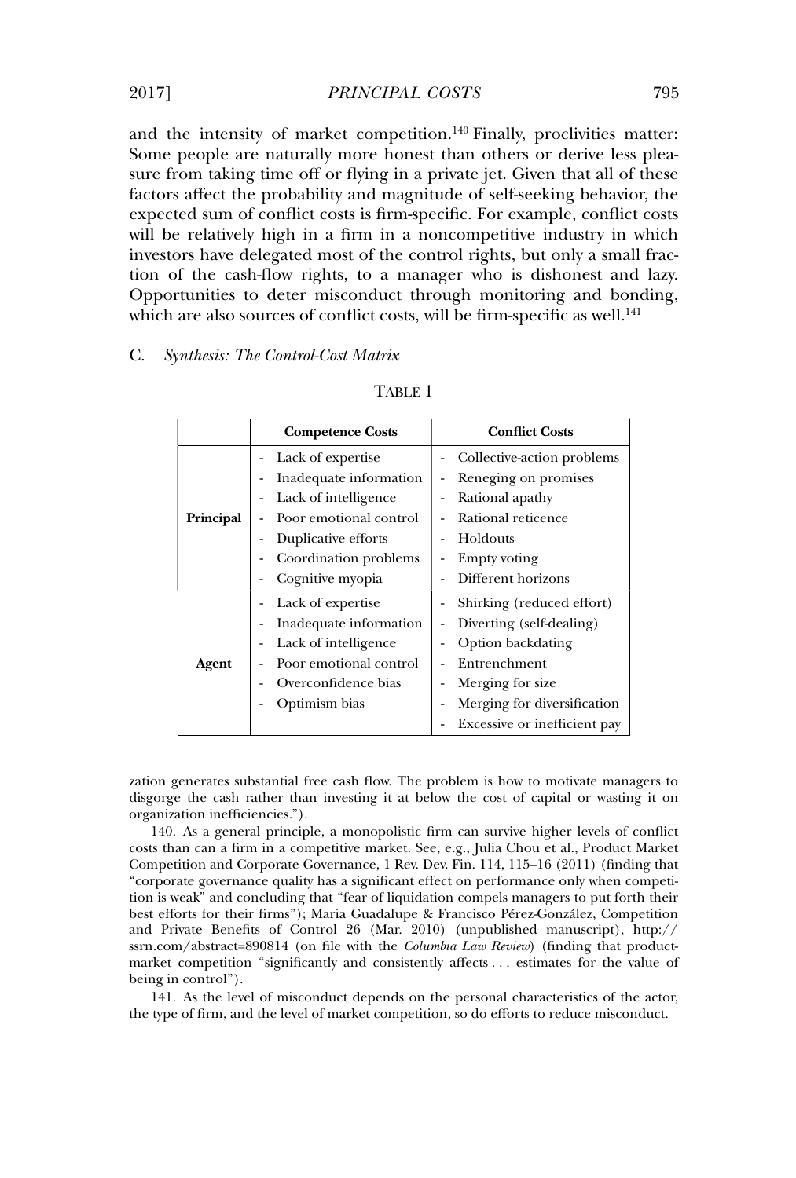and the intensity of market competition.[140] Finally, proclivities matter: Some people are naturally more honest than others or derive less pleasure from taking time off or flying in a private jet. Given that all of these factors affect the probability and magnitude of self-seeking behavior, the expected sum of conflict costs is firm-specific. For example, conflict costs will be relatively high in a firm in a noncompetitive industry in which investors have delegated most of the control rights, but only a small fraction of the cash-flow rights, to a manager who is dishonest and lazy. Opportunities to deter misconduct through monitoring and bonding, which are also sources of conflict costs, will be firm-specific as well.[141]

### C. *Synthesis: The Control-Cost Matrix*

TABLE 1

| | Competence Costs | Conflict Costs |
|---|---|---|
| **Principal** | - Lack of expertise<br>- Inadequate information<br>- Lack of intelligence<br>- Poor emotional control<br>- Duplicative efforts<br>- Coordination problems<br>- Cognitive myopia | - Collective-action problems<br>- Reneging on promises<br>- Rational apathy<br>- Rational reticence<br>- Holdouts<br>- Empty voting<br>- Different horizons |
| **Agent** | - Lack of expertise<br>- Inadequate information<br>- Lack of intelligence<br>- Poor emotional control<br>- Overconfidence bias<br>- Optimism bias | - Shirking (reduced effort)<br>- Diverting (self-dealing)<br>- Option backdating<br>- Entrenchment<br>- Merging for size<br>- Merging for diversification<br>- Excessive or inefficient pay |

---

zation generates substantial free cash flow. The problem is how to motivate managers to disgorge the cash rather than investing it at below the cost of capital or wasting it on organization inefficiencies.").

140. As a general principle, a monopolistic firm can survive higher levels of conflict costs than can a firm in a competitive market. See, e.g., Julia Chou et al., Product Market Competition and Corporate Governance, 1 Rev. Dev. Fin. 114, 115–16 (2011) (finding that "corporate governance quality has a significant effect on performance only when competition is weak" and concluding that "fear of liquidation compels managers to put forth their best efforts for their firms"); Maria Guadalupe & Francisco Pérez-González, Competition and Private Benefits of Control 26 (Mar. 2010) (unpublished manuscript), http://ssrn.com/abstract=890814 (on file with the *Columbia Law Review*) (finding that product-market competition "significantly and consistently affects . . . estimates for the value of being in control").

141. As the level of misconduct depends on the personal characteristics of the actor, the type of firm, and the level of market competition, so do efforts to reduce misconduct.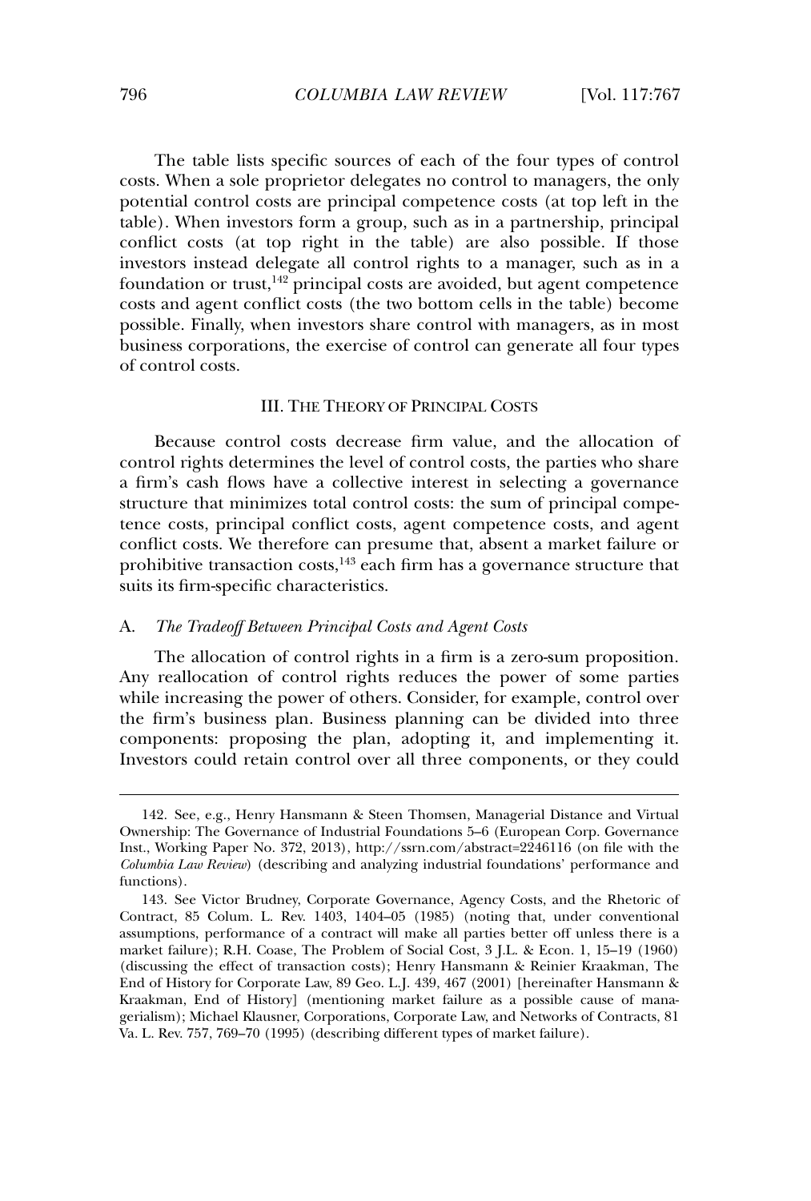The table lists specific sources of each of the four types of control costs. When a sole proprietor delegates no control to managers, the only potential control costs are principal competence costs (at top left in the table). When investors form a group, such as in a partnership, principal conflict costs (at top right in the table) are also possible. If those investors instead delegate all control rights to a manager, such as in a foundation or trust,[142] principal costs are avoided, but agent competence costs and agent conflict costs (the two bottom cells in the table) become possible. Finally, when investors share control with managers, as in most business corporations, the exercise of control can generate all four types of control costs.

## III. THE THEORY OF PRINCIPAL COSTS

Because control costs decrease firm value, and the allocation of control rights determines the level of control costs, the parties who share a firm's cash flows have a collective interest in selecting a governance structure that minimizes total control costs: the sum of principal competence costs, principal conflict costs, agent competence costs, and agent conflict costs. We therefore can presume that, absent a market failure or prohibitive transaction costs,[143] each firm has a governance structure that suits its firm-specific characteristics.

### A. *The Tradeoff Between Principal Costs and Agent Costs*

The allocation of control rights in a firm is a zero-sum proposition. Any reallocation of control rights reduces the power of some parties while increasing the power of others. Consider, for example, control over the firm's business plan. Business planning can be divided into three components: proposing the plan, adopting it, and implementing it. Investors could retain control over all three components, or they could

---

142. See, e.g., Henry Hansmann & Steen Thomsen, Managerial Distance and Virtual Ownership: The Governance of Industrial Foundations 5–6 (European Corp. Governance Inst., Working Paper No. 372, 2013), http://ssrn.com/abstract=2246116 (on file with the *Columbia Law Review*) (describing and analyzing industrial foundations' performance and functions).

143. See Victor Brudney, Corporate Governance, Agency Costs, and the Rhetoric of Contract, 85 Colum. L. Rev. 1403, 1404–05 (1985) (noting that, under conventional assumptions, performance of a contract will make all parties better off unless there is a market failure); R.H. Coase, The Problem of Social Cost, 3 J.L. & Econ. 1, 15–19 (1960) (discussing the effect of transaction costs); Henry Hansmann & Reinier Kraakman, The End of History for Corporate Law, 89 Geo. L.J. 439, 467 (2001) [hereinafter Hansmann & Kraakman, End of History] (mentioning market failure as a possible cause of managerialism); Michael Klausner, Corporations, Corporate Law, and Networks of Contracts, 81 Va. L. Rev. 757, 769–70 (1995) (describing different types of market failure).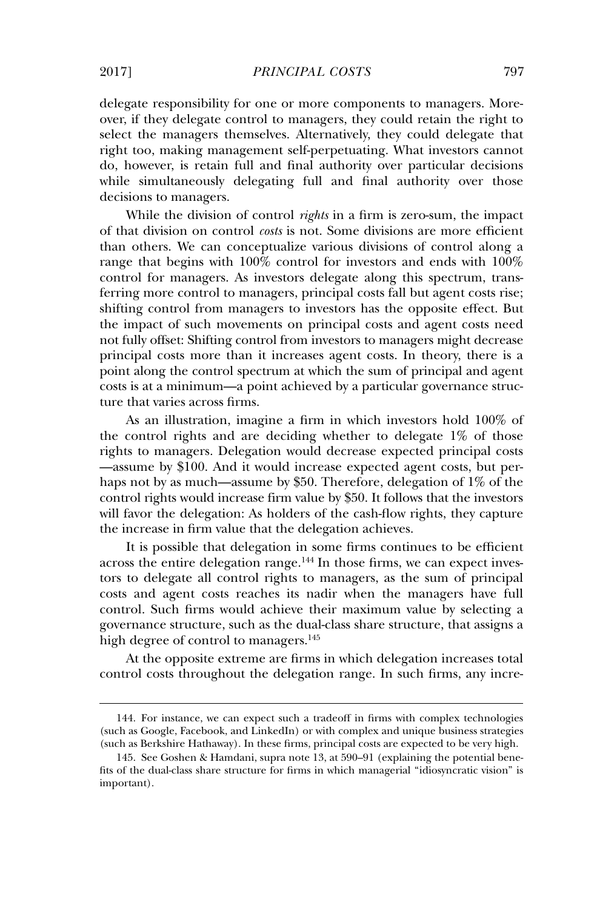delegate responsibility for one or more components to managers. Moreover, if they delegate control to managers, they could retain the right to select the managers themselves. Alternatively, they could delegate that right too, making management self-perpetuating. What investors cannot do, however, is retain full and final authority over particular decisions while simultaneously delegating full and final authority over those decisions to managers.

While the division of control *rights* in a firm is zero-sum, the impact of that division on control *costs* is not. Some divisions are more efficient than others. We can conceptualize various divisions of control along a range that begins with 100% control for investors and ends with 100% control for managers. As investors delegate along this spectrum, transferring more control to managers, principal costs fall but agent costs rise; shifting control from managers to investors has the opposite effect. But the impact of such movements on principal costs and agent costs need not fully offset: Shifting control from investors to managers might decrease principal costs more than it increases agent costs. In theory, there is a point along the control spectrum at which the sum of principal and agent costs is at a minimum—a point achieved by a particular governance structure that varies across firms.

As an illustration, imagine a firm in which investors hold 100% of the control rights and are deciding whether to delegate 1% of those rights to managers. Delegation would decrease expected principal costs—assume by $100. And it would increase expected agent costs, but perhaps not by as much—assume by $50. Therefore, delegation of 1% of the control rights would increase firm value by $50. It follows that the investors will favor the delegation: As holders of the cash-flow rights, they capture the increase in firm value that the delegation achieves.

It is possible that delegation in some firms continues to be efficient across the entire delegation range.[144] In those firms, we can expect investors to delegate all control rights to managers, as the sum of principal costs and agent costs reaches its nadir when the managers have full control. Such firms would achieve their maximum value by selecting a governance structure, such as the dual-class share structure, that assigns a high degree of control to managers.[145]

At the opposite extreme are firms in which delegation increases total control costs throughout the delegation range. In such firms, any incre-

---

144. For instance, we can expect such a tradeoff in firms with complex technologies (such as Google, Facebook, and LinkedIn) or with complex and unique business strategies (such as Berkshire Hathaway). In these firms, principal costs are expected to be very high.

145. See Goshen & Hamdani, supra note 13, at 590–91 (explaining the potential benefits of the dual-class share structure for firms in which managerial "idiosyncratic vision" is important).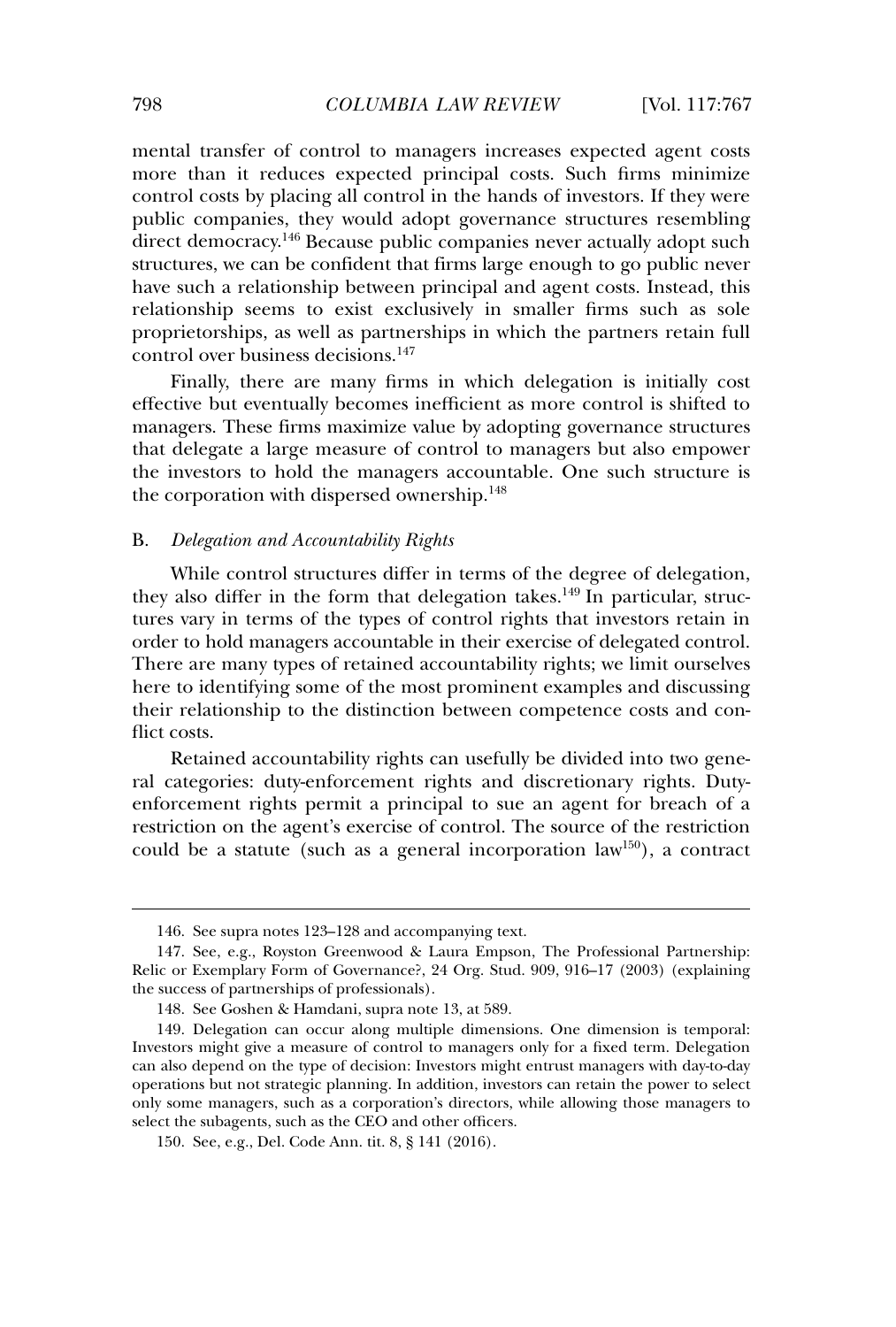mental transfer of control to managers increases expected agent costs more than it reduces expected principal costs. Such firms minimize control costs by placing all control in the hands of investors. If they were public companies, they would adopt governance structures resembling direct democracy.[146] Because public companies never actually adopt such structures, we can be confident that firms large enough to go public never have such a relationship between principal and agent costs. Instead, this relationship seems to exist exclusively in smaller firms such as sole proprietorships, as well as partnerships in which the partners retain full control over business decisions.[147]

Finally, there are many firms in which delegation is initially cost effective but eventually becomes inefficient as more control is shifted to managers. These firms maximize value by adopting governance structures that delegate a large measure of control to managers but also empower the investors to hold the managers accountable. One such structure is the corporation with dispersed ownership.[148]

## B. *Delegation and Accountability Rights*

While control structures differ in terms of the degree of delegation, they also differ in the form that delegation takes.[149] In particular, structures vary in terms of the types of control rights that investors retain in order to hold managers accountable in their exercise of delegated control. There are many types of retained accountability rights; we limit ourselves here to identifying some of the most prominent examples and discussing their relationship to the distinction between competence costs and conflict costs.

Retained accountability rights can usefully be divided into two general categories: duty-enforcement rights and discretionary rights. Duty-enforcement rights permit a principal to sue an agent for breach of a restriction on the agent's exercise of control. The source of the restriction could be a statute (such as a general incorporation law[150]), a contract

---

146. See supra notes 123–128 and accompanying text.

147. See, e.g., Royston Greenwood & Laura Empson, The Professional Partnership: Relic or Exemplary Form of Governance?, 24 Org. Stud. 909, 916–17 (2003) (explaining the success of partnerships of professionals).

148. See Goshen & Hamdani, supra note 13, at 589.

149. Delegation can occur along multiple dimensions. One dimension is temporal: Investors might give a measure of control to managers only for a fixed term. Delegation can also depend on the type of decision: Investors might entrust managers with day-to-day operations but not strategic planning. In addition, investors can retain the power to select only some managers, such as a corporation's directors, while allowing those managers to select the subagents, such as the CEO and other officers.

150. See, e.g., Del. Code Ann. tit. 8, § 141 (2016).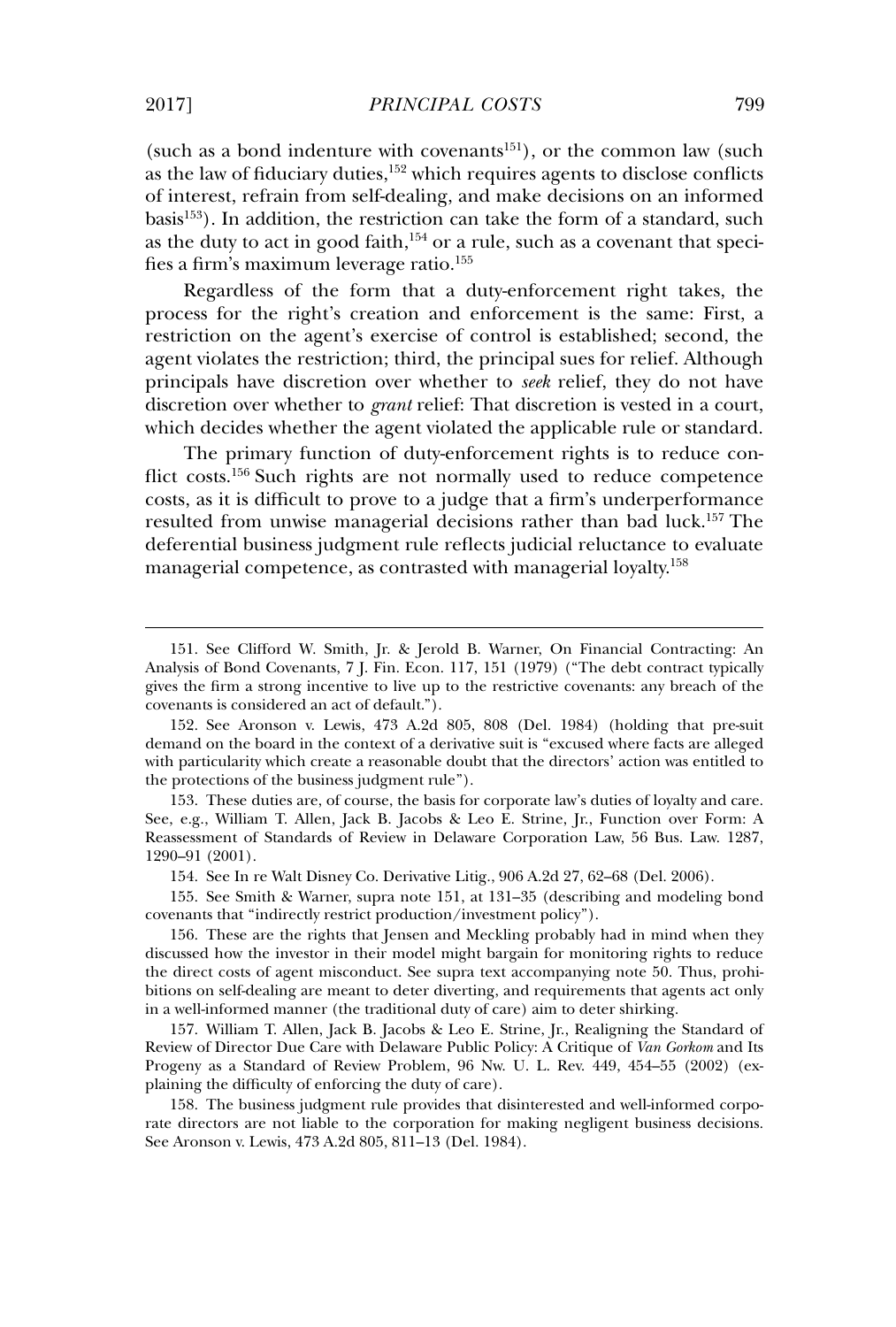(such as a bond indenture with covenants[151]), or the common law (such as the law of fiduciary duties,[152] which requires agents to disclose conflicts of interest, refrain from self-dealing, and make decisions on an informed basis[153]). In addition, the restriction can take the form of a standard, such as the duty to act in good faith,[154] or a rule, such as a covenant that specifies a firm's maximum leverage ratio.[155]

Regardless of the form that a duty-enforcement right takes, the process for the right's creation and enforcement is the same: First, a restriction on the agent's exercise of control is established; second, the agent violates the restriction; third, the principal sues for relief. Although principals have discretion over whether to *seek* relief, they do not have discretion over whether to *grant* relief: That discretion is vested in a court, which decides whether the agent violated the applicable rule or standard.

The primary function of duty-enforcement rights is to reduce conflict costs.[156] Such rights are not normally used to reduce competence costs, as it is difficult to prove to a judge that a firm's underperformance resulted from unwise managerial decisions rather than bad luck.[157] The deferential business judgment rule reflects judicial reluctance to evaluate managerial competence, as contrasted with managerial loyalty.[158]

---

151. See Clifford W. Smith, Jr. & Jerold B. Warner, On Financial Contracting: An Analysis of Bond Covenants, 7 J. Fin. Econ. 117, 151 (1979) ("The debt contract typically gives the firm a strong incentive to live up to the restrictive covenants: any breach of the covenants is considered an act of default.").

152. See Aronson v. Lewis, 473 A.2d 805, 808 (Del. 1984) (holding that pre-suit demand on the board in the context of a derivative suit is "excused where facts are alleged with particularity which create a reasonable doubt that the directors' action was entitled to the protections of the business judgment rule").

153. These duties are, of course, the basis for corporate law's duties of loyalty and care. See, e.g., William T. Allen, Jack B. Jacobs & Leo E. Strine, Jr., Function over Form: A Reassessment of Standards of Review in Delaware Corporation Law, 56 Bus. Law. 1287, 1290–91 (2001).

154. See In re Walt Disney Co. Derivative Litig., 906 A.2d 27, 62–68 (Del. 2006).

155. See Smith & Warner, supra note 151, at 131–35 (describing and modeling bond covenants that "indirectly restrict production/investment policy").

156. These are the rights that Jensen and Meckling probably had in mind when they discussed how the investor in their model might bargain for monitoring rights to reduce the direct costs of agent misconduct. See supra text accompanying note 50. Thus, prohibitions on self-dealing are meant to deter diverting, and requirements that agents act only in a well-informed manner (the traditional duty of care) aim to deter shirking.

157. William T. Allen, Jack B. Jacobs & Leo E. Strine, Jr., Realigning the Standard of Review of Director Due Care with Delaware Public Policy: A Critique of *Van Gorkom* and Its Progeny as a Standard of Review Problem, 96 Nw. U. L. Rev. 449, 454–55 (2002) (explaining the difficulty of enforcing the duty of care).

158. The business judgment rule provides that disinterested and well-informed corporate directors are not liable to the corporation for making negligent business decisions. See Aronson v. Lewis, 473 A.2d 805, 811–13 (Del. 1984).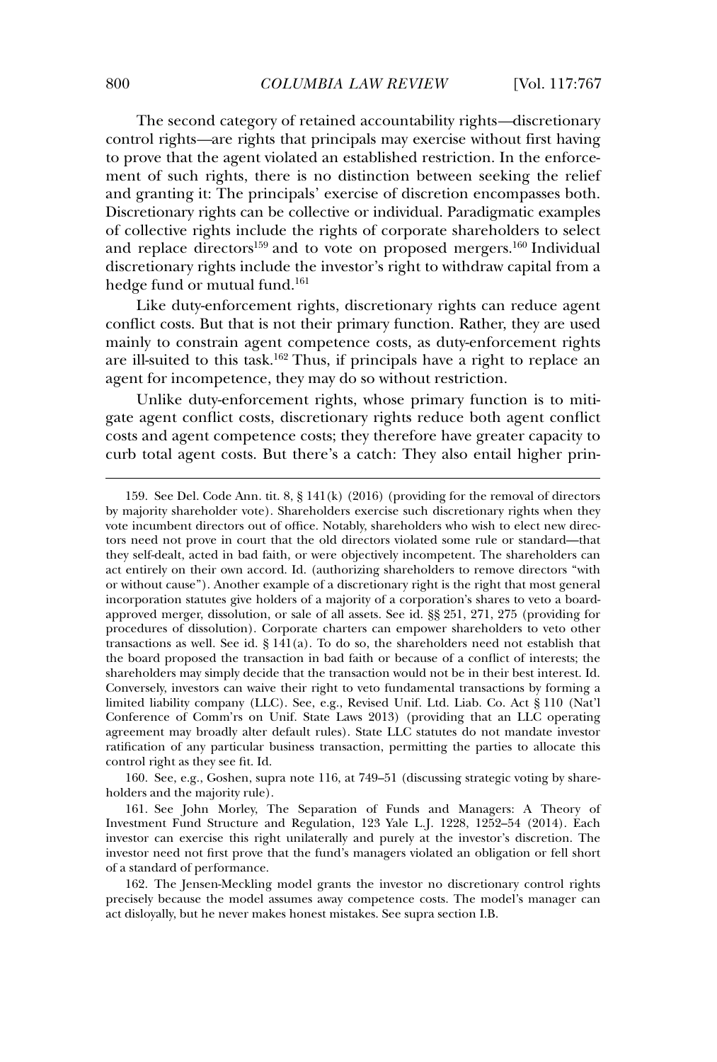The second category of retained accountability rights—discretionary control rights—are rights that principals may exercise without first having to prove that the agent violated an established restriction. In the enforcement of such rights, there is no distinction between seeking the relief and granting it: The principals' exercise of discretion encompasses both. Discretionary rights can be collective or individual. Paradigmatic examples of collective rights include the rights of corporate shareholders to select and replace directors[159] and to vote on proposed mergers.[160] Individual discretionary rights include the investor's right to withdraw capital from a hedge fund or mutual fund.[161]

Like duty-enforcement rights, discretionary rights can reduce agent conflict costs. But that is not their primary function. Rather, they are used mainly to constrain agent competence costs, as duty-enforcement rights are ill-suited to this task.[162] Thus, if principals have a right to replace an agent for incompetence, they may do so without restriction.

Unlike duty-enforcement rights, whose primary function is to mitigate agent conflict costs, discretionary rights reduce both agent conflict costs and agent competence costs; they therefore have greater capacity to curb total agent costs. But there's a catch: They also entail higher prin-

---

159. See Del. Code Ann. tit. 8, § 141(k) (2016) (providing for the removal of directors by majority shareholder vote). Shareholders exercise such discretionary rights when they vote incumbent directors out of office. Notably, shareholders who wish to elect new directors need not prove in court that the old directors violated some rule or standard—that they self-dealt, acted in bad faith, or were objectively incompetent. The shareholders can act entirely on their own accord. Id. (authorizing shareholders to remove directors "with or without cause"). Another example of a discretionary right is the right that most general incorporation statutes give holders of a majority of a corporation's shares to veto a board-approved merger, dissolution, or sale of all assets. See id. §§ 251, 271, 275 (providing for procedures of dissolution). Corporate charters can empower shareholders to veto other transactions as well. See id. § 141(a). To do so, the shareholders need not establish that the board proposed the transaction in bad faith or because of a conflict of interests; the shareholders may simply decide that the transaction would not be in their best interest. Id. Conversely, investors can waive their right to veto fundamental transactions by forming a limited liability company (LLC). See, e.g., Revised Unif. Ltd. Liab. Co. Act § 110 (Nat'l Conference of Comm'rs on Unif. State Laws 2013) (providing that an LLC operating agreement may broadly alter default rules). State LLC statutes do not mandate investor ratification of any particular business transaction, permitting the parties to allocate this control right as they see fit. Id.

160. See, e.g., Goshen, supra note 116, at 749–51 (discussing strategic voting by shareholders and the majority rule).

161. See John Morley, The Separation of Funds and Managers: A Theory of Investment Fund Structure and Regulation, 123 Yale L.J. 1228, 1252–54 (2014). Each investor can exercise this right unilaterally and purely at the investor's discretion. The investor need not first prove that the fund's managers violated an obligation or fell short of a standard of performance.

162. The Jensen-Meckling model grants the investor no discretionary control rights precisely because the model assumes away competence costs. The model's manager can act disloyally, but he never makes honest mistakes. See supra section I.B.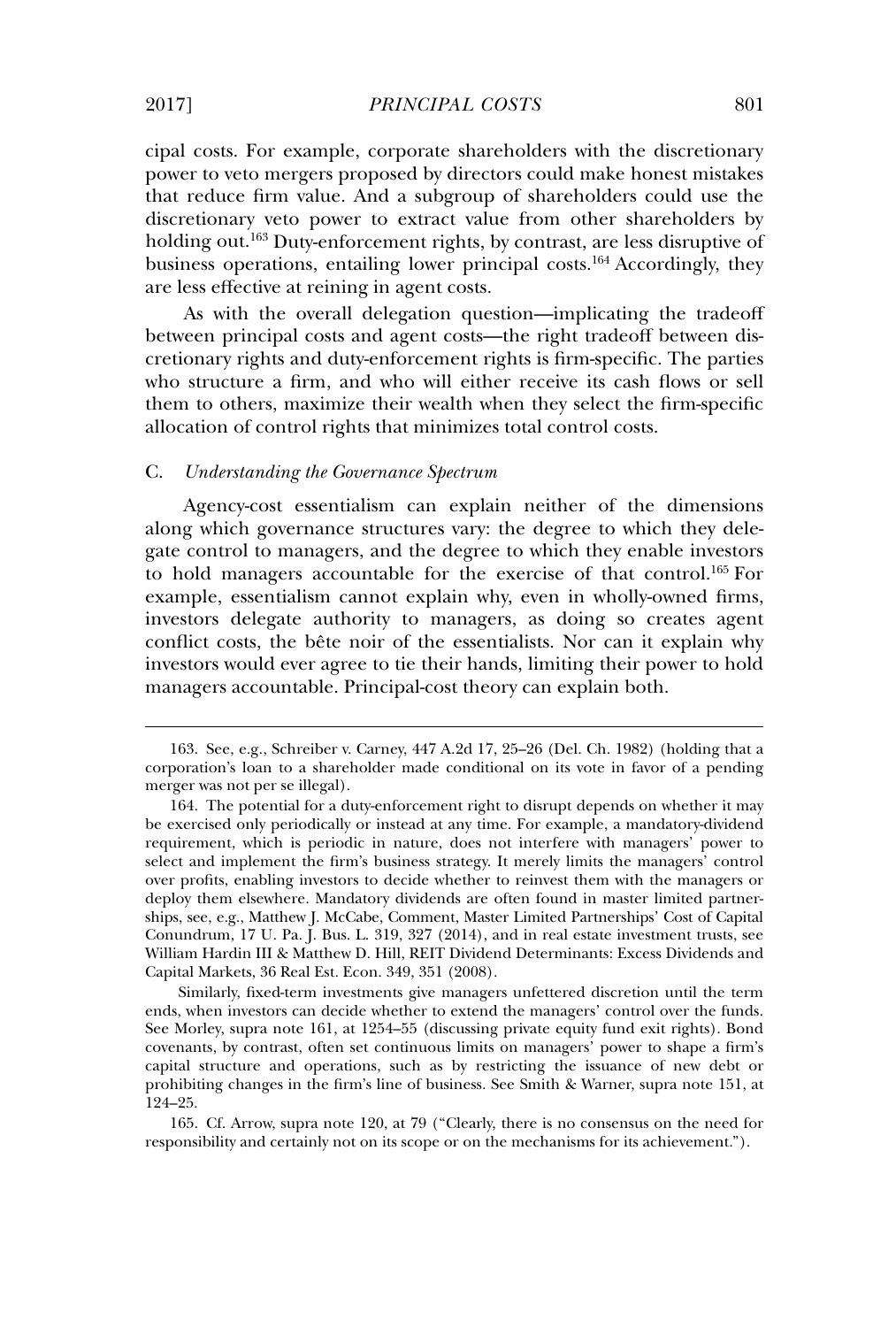cipal costs. For example, corporate shareholders with the discretionary power to veto mergers proposed by directors could make honest mistakes that reduce firm value. And a subgroup of shareholders could use the discretionary veto power to extract value from other shareholders by holding out.[163] Duty-enforcement rights, by contrast, are less disruptive of business operations, entailing lower principal costs.[164] Accordingly, they are less effective at reining in agent costs.

As with the overall delegation question—implicating the tradeoff between principal costs and agent costs—the right tradeoff between discretionary rights and duty-enforcement rights is firm-specific. The parties who structure a firm, and who will either receive its cash flows or sell them to others, maximize their wealth when they select the firm-specific allocation of control rights that minimizes total control costs.

### C. *Understanding the Governance Spectrum*

Agency-cost essentialism can explain neither of the dimensions along which governance structures vary: the degree to which they delegate control to managers, and the degree to which they enable investors to hold managers accountable for the exercise of that control.[165] For example, essentialism cannot explain why, even in wholly-owned firms, investors delegate authority to managers, as doing so creates agent conflict costs, the bête noir of the essentialists. Nor can it explain why investors would ever agree to tie their hands, limiting their power to hold managers accountable. Principal-cost theory can explain both.

---

163. See, e.g., Schreiber v. Carney, 447 A.2d 17, 25–26 (Del. Ch. 1982) (holding that a corporation's loan to a shareholder made conditional on its vote in favor of a pending merger was not per se illegal).

164. The potential for a duty-enforcement right to disrupt depends on whether it may be exercised only periodically or instead at any time. For example, a mandatory-dividend requirement, which is periodic in nature, does not interfere with managers' power to select and implement the firm's business strategy. It merely limits the managers' control over profits, enabling investors to decide whether to reinvest them with the managers or deploy them elsewhere. Mandatory dividends are often found in master limited partnerships, see, e.g., Matthew J. McCabe, Comment, Master Limited Partnerships' Cost of Capital Conundrum, 17 U. Pa. J. Bus. L. 319, 327 (2014), and in real estate investment trusts, see William Hardin III & Matthew D. Hill, REIT Dividend Determinants: Excess Dividends and Capital Markets, 36 Real Est. Econ. 349, 351 (2008).

Similarly, fixed-term investments give managers unfettered discretion until the term ends, when investors can decide whether to extend the managers' control over the funds. See Morley, supra note 161, at 1254–55 (discussing private equity fund exit rights). Bond covenants, by contrast, often set continuous limits on managers' power to shape a firm's capital structure and operations, such as by restricting the issuance of new debt or prohibiting changes in the firm's line of business. See Smith & Warner, supra note 151, at 124–25.

165. Cf. Arrow, supra note 120, at 79 ("Clearly, there is no consensus on the need for responsibility and certainly not on its scope or on the mechanisms for its achievement.").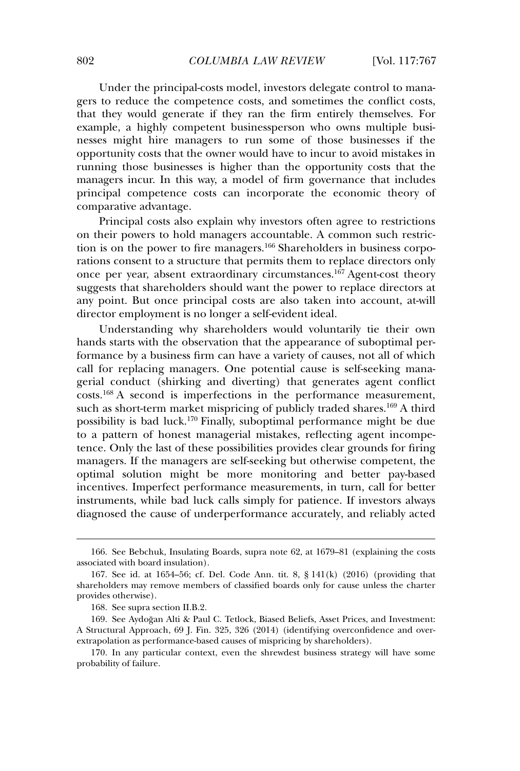Under the principal-costs model, investors delegate control to managers to reduce the competence costs, and sometimes the conflict costs, that they would generate if they ran the firm entirely themselves. For example, a highly competent businessperson who owns multiple businesses might hire managers to run some of those businesses if the opportunity costs that the owner would have to incur to avoid mistakes in running those businesses is higher than the opportunity costs that the managers incur. In this way, a model of firm governance that includes principal competence costs can incorporate the economic theory of comparative advantage.

Principal costs also explain why investors often agree to restrictions on their powers to hold managers accountable. A common such restriction is on the power to fire managers.[166] Shareholders in business corporations consent to a structure that permits them to replace directors only once per year, absent extraordinary circumstances.[167] Agent-cost theory suggests that shareholders should want the power to replace directors at any point. But once principal costs are also taken into account, at-will director employment is no longer a self-evident ideal.

Understanding why shareholders would voluntarily tie their own hands starts with the observation that the appearance of suboptimal performance by a business firm can have a variety of causes, not all of which call for replacing managers. One potential cause is self-seeking managerial conduct (shirking and diverting) that generates agent conflict costs.[168] A second is imperfections in the performance measurement, such as short-term market mispricing of publicly traded shares.[169] A third possibility is bad luck.[170] Finally, suboptimal performance might be due to a pattern of honest managerial mistakes, reflecting agent incompetence. Only the last of these possibilities provides clear grounds for firing managers. If the managers are self-seeking but otherwise competent, the optimal solution might be more monitoring and better pay-based incentives. Imperfect performance measurements, in turn, call for better instruments, while bad luck calls simply for patience. If investors always diagnosed the cause of underperformance accurately, and reliably acted

---

166. See Bebchuk, Insulating Boards, supra note 62, at 1679–81 (explaining the costs associated with board insulation).

167. See id. at 1654–56; cf. Del. Code Ann. tit. 8, § 141(k) (2016) (providing that shareholders may remove members of classified boards only for cause unless the charter provides otherwise).

168. See supra section II.B.2.

169. See Aydoğan Alti & Paul C. Tetlock, Biased Beliefs, Asset Prices, and Investment: A Structural Approach, 69 J. Fin. 325, 326 (2014) (identifying overconfidence and overextrapolation as performance-based causes of mispricing by shareholders).

170. In any particular context, even the shrewdest business strategy will have some probability of failure.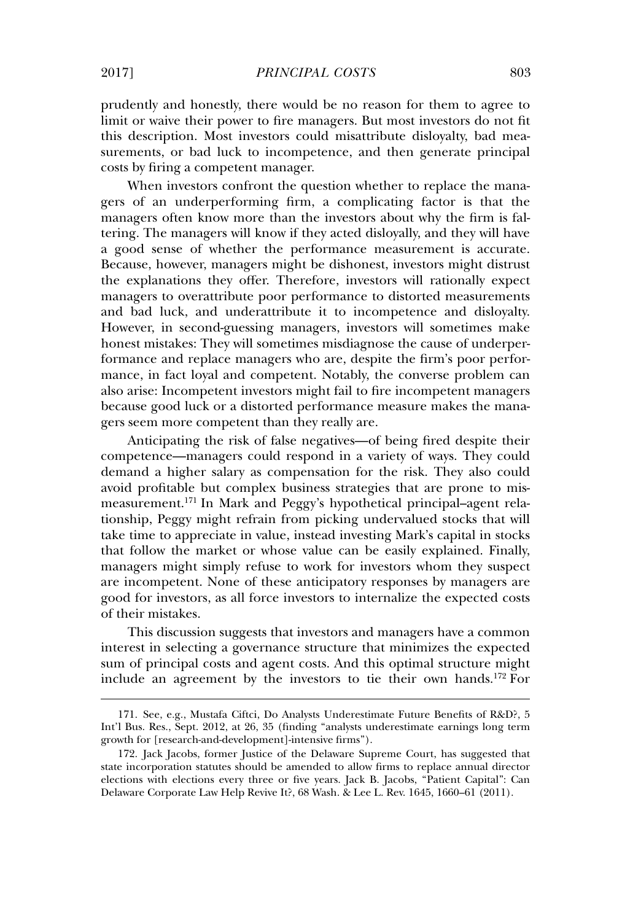prudently and honestly, there would be no reason for them to agree to limit or waive their power to fire managers. But most investors do not fit this description. Most investors could misattribute disloyalty, bad measurements, or bad luck to incompetence, and then generate principal costs by firing a competent manager.

When investors confront the question whether to replace the managers of an underperforming firm, a complicating factor is that the managers often know more than the investors about why the firm is faltering. The managers will know if they acted disloyally, and they will have a good sense of whether the performance measurement is accurate. Because, however, managers might be dishonest, investors might distrust the explanations they offer. Therefore, investors will rationally expect managers to overattribute poor performance to distorted measurements and bad luck, and underattribute it to incompetence and disloyalty. However, in second-guessing managers, investors will sometimes make honest mistakes: They will sometimes misdiagnose the cause of underperformance and replace managers who are, despite the firm's poor performance, in fact loyal and competent. Notably, the converse problem can also arise: Incompetent investors might fail to fire incompetent managers because good luck or a distorted performance measure makes the managers seem more competent than they really are.

Anticipating the risk of false negatives—of being fired despite their competence—managers could respond in a variety of ways. They could demand a higher salary as compensation for the risk. They also could avoid profitable but complex business strategies that are prone to mismeasurement.[171] In Mark and Peggy's hypothetical principal–agent relationship, Peggy might refrain from picking undervalued stocks that will take time to appreciate in value, instead investing Mark's capital in stocks that follow the market or whose value can be easily explained. Finally, managers might simply refuse to work for investors whom they suspect are incompetent. None of these anticipatory responses by managers are good for investors, as all force investors to internalize the expected costs of their mistakes.

This discussion suggests that investors and managers have a common interest in selecting a governance structure that minimizes the expected sum of principal costs and agent costs. And this optimal structure might include an agreement by the investors to tie their own hands.[172] For

171. See, e.g., Mustafa Ciftci, Do Analysts Underestimate Future Benefits of R&D?, 5 Int'l Bus. Res., Sept. 2012, at 26, 35 (finding "analysts underestimate earnings long term growth for [research-and-development]-intensive firms").

172. Jack Jacobs, former Justice of the Delaware Supreme Court, has suggested that state incorporation statutes should be amended to allow firms to replace annual director elections with elections every three or five years. Jack B. Jacobs, "Patient Capital": Can Delaware Corporate Law Help Revive It?, 68 Wash. & Lee L. Rev. 1645, 1660–61 (2011).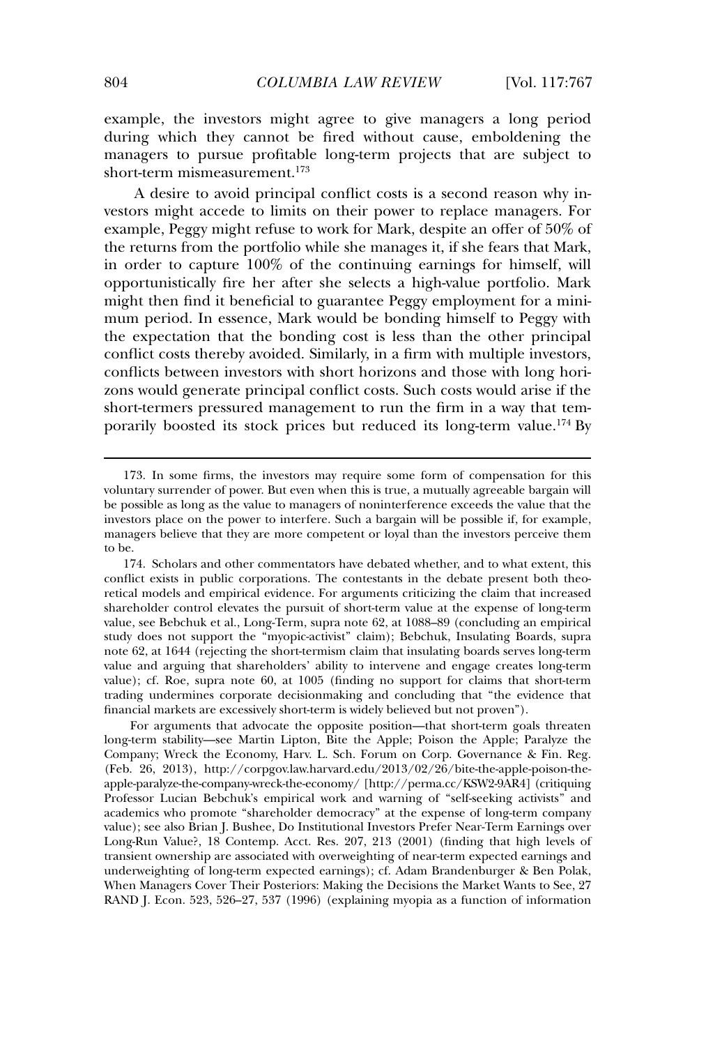example, the investors might agree to give managers a long period during which they cannot be fired without cause, emboldening the managers to pursue profitable long-term projects that are subject to short-term mismeasurement.[173]

A desire to avoid principal conflict costs is a second reason why investors might accede to limits on their power to replace managers. For example, Peggy might refuse to work for Mark, despite an offer of 50% of the returns from the portfolio while she manages it, if she fears that Mark, in order to capture 100% of the continuing earnings for himself, will opportunistically fire her after she selects a high-value portfolio. Mark might then find it beneficial to guarantee Peggy employment for a minimum period. In essence, Mark would be bonding himself to Peggy with the expectation that the bonding cost is less than the other principal conflict costs thereby avoided. Similarly, in a firm with multiple investors, conflicts between investors with short horizons and those with long horizons would generate principal conflict costs. Such costs would arise if the short-termers pressured management to run the firm in a way that temporarily boosted its stock prices but reduced its long-term value.[174] By

---

173. In some firms, the investors may require some form of compensation for this voluntary surrender of power. But even when this is true, a mutually agreeable bargain will be possible as long as the value to managers of noninterference exceeds the value that the investors place on the power to interfere. Such a bargain will be possible if, for example, managers believe that they are more competent or loyal than the investors perceive them to be.

174. Scholars and other commentators have debated whether, and to what extent, this conflict exists in public corporations. The contestants in the debate present both theoretical models and empirical evidence. For arguments criticizing the claim that increased shareholder control elevates the pursuit of short-term value at the expense of long-term value, see Bebchuk et al., Long-Term, supra note 62, at 1088–89 (concluding an empirical study does not support the "myopic-activist" claim); Bebchuk, Insulating Boards, supra note 62, at 1644 (rejecting the short-termism claim that insulating boards serves long-term value and arguing that shareholders' ability to intervene and engage creates long-term value); cf. Roe, supra note 60, at 1005 (finding no support for claims that short-term trading undermines corporate decisionmaking and concluding that "the evidence that financial markets are excessively short-term is widely believed but not proven").

For arguments that advocate the opposite position—that short-term goals threaten long-term stability—see Martin Lipton, Bite the Apple; Poison the Apple; Paralyze the Company; Wreck the Economy, Harv. L. Sch. Forum on Corp. Governance & Fin. Reg. (Feb. 26, 2013), http://corpgov.law.harvard.edu/2013/02/26/bite-the-apple-poison-the-apple-paralyze-the-company-wreck-the-economy/ [http://perma.cc/KSW2-9AR4] (critiquing Professor Lucian Bebchuk's empirical work and warning of "self-seeking activists" and academics who promote "shareholder democracy" at the expense of long-term company value); see also Brian J. Bushee, Do Institutional Investors Prefer Near-Term Earnings over Long-Run Value?, 18 Contemp. Acct. Res. 207, 213 (2001) (finding that high levels of transient ownership are associated with overweighting of near-term expected earnings and underweighting of long-term expected earnings); cf. Adam Brandenburger & Ben Polak, When Managers Cover Their Posteriors: Making the Decisions the Market Wants to See, 27 RAND J. Econ. 523, 526–27, 537 (1996) (explaining myopia as a function of information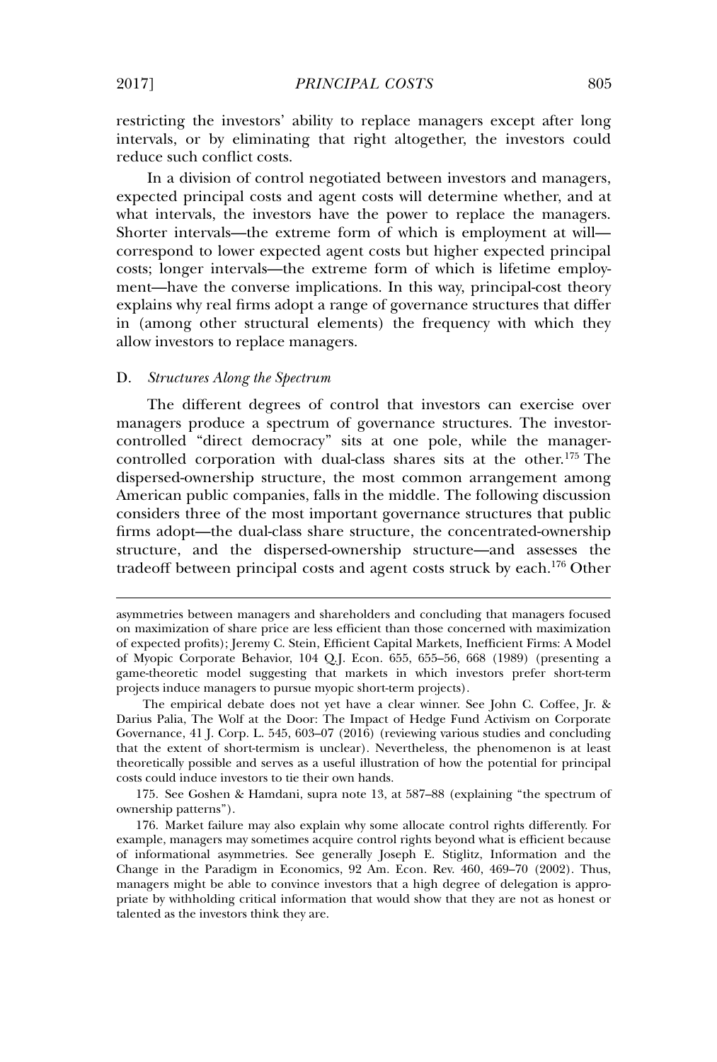restricting the investors' ability to replace managers except after long intervals, or by eliminating that right altogether, the investors could reduce such conflict costs.

In a division of control negotiated between investors and managers, expected principal costs and agent costs will determine whether, and at what intervals, the investors have the power to replace the managers. Shorter intervals—the extreme form of which is employment at will—correspond to lower expected agent costs but higher expected principal costs; longer intervals—the extreme form of which is lifetime employment—have the converse implications. In this way, principal-cost theory explains why real firms adopt a range of governance structures that differ in (among other structural elements) the frequency with which they allow investors to replace managers.

### D. *Structures Along the Spectrum*

The different degrees of control that investors can exercise over managers produce a spectrum of governance structures. The investor-controlled "direct democracy" sits at one pole, while the manager-controlled corporation with dual-class shares sits at the other.[175] The dispersed-ownership structure, the most common arrangement among American public companies, falls in the middle. The following discussion considers three of the most important governance structures that public firms adopt—the dual-class share structure, the concentrated-ownership structure, and the dispersed-ownership structure—and assesses the tradeoff between principal costs and agent costs struck by each.[176] Other

---

asymmetries between managers and shareholders and concluding that managers focused on maximization of share price are less efficient than those concerned with maximization of expected profits); Jeremy C. Stein, Efficient Capital Markets, Inefficient Firms: A Model of Myopic Corporate Behavior, 104 Q.J. Econ. 655, 655–56, 668 (1989) (presenting a game-theoretic model suggesting that markets in which investors prefer short-term projects induce managers to pursue myopic short-term projects).

The empirical debate does not yet have a clear winner. See John C. Coffee, Jr. & Darius Palia, The Wolf at the Door: The Impact of Hedge Fund Activism on Corporate Governance, 41 J. Corp. L. 545, 603–07 (2016) (reviewing various studies and concluding that the extent of short-termism is unclear). Nevertheless, the phenomenon is at least theoretically possible and serves as a useful illustration of how the potential for principal costs could induce investors to tie their own hands.

175. See Goshen & Hamdani, supra note 13, at 587–88 (explaining "the spectrum of ownership patterns").

176. Market failure may also explain why some allocate control rights differently. For example, managers may sometimes acquire control rights beyond what is efficient because of informational asymmetries. See generally Joseph E. Stiglitz, Information and the Change in the Paradigm in Economics, 92 Am. Econ. Rev. 460, 469–70 (2002). Thus, managers might be able to convince investors that a high degree of delegation is appropriate by withholding critical information that would show that they are not as honest or talented as the investors think they are.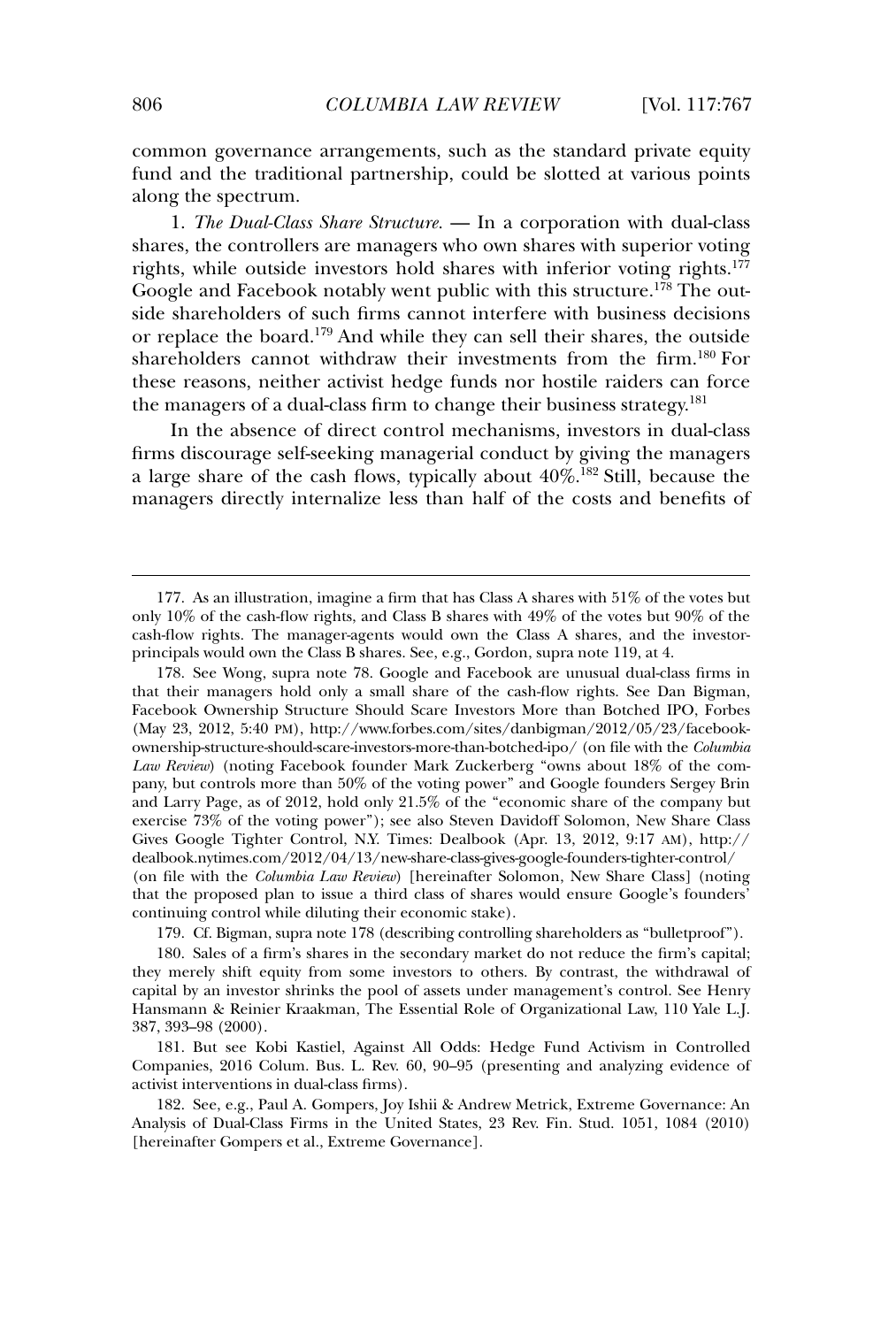common governance arrangements, such as the standard private equity fund and the traditional partnership, could be slotted at various points along the spectrum.

1. *The Dual-Class Share Structure.* — In a corporation with dual-class shares, the controllers are managers who own shares with superior voting rights, while outside investors hold shares with inferior voting rights.[177] Google and Facebook notably went public with this structure.[178] The outside shareholders of such firms cannot interfere with business decisions or replace the board.[179] And while they can sell their shares, the outside shareholders cannot withdraw their investments from the firm.[180] For these reasons, neither activist hedge funds nor hostile raiders can force the managers of a dual-class firm to change their business strategy.[181]

In the absence of direct control mechanisms, investors in dual-class firms discourage self-seeking managerial conduct by giving the managers a large share of the cash flows, typically about 40%.[182] Still, because the managers directly internalize less than half of the costs and benefits of

---

177. As an illustration, imagine a firm that has Class A shares with 51% of the votes but only 10% of the cash-flow rights, and Class B shares with 49% of the votes but 90% of the cash-flow rights. The manager-agents would own the Class A shares, and the investor-principals would own the Class B shares. See, e.g., Gordon, supra note 119, at 4.

178. See Wong, supra note 78. Google and Facebook are unusual dual-class firms in that their managers hold only a small share of the cash-flow rights. See Dan Bigman, Facebook Ownership Structure Should Scare Investors More than Botched IPO, Forbes (May 23, 2012, 5:40 PM), http://www.forbes.com/sites/danbigman/2012/05/23/facebook-ownership-structure-should-scare-investors-more-than-botched-ipo/ (on file with the *Columbia Law Review*) (noting Facebook founder Mark Zuckerberg "owns about 18% of the company, but controls more than 50% of the voting power" and Google founders Sergey Brin and Larry Page, as of 2012, hold only 21.5% of the "economic share of the company but exercise 73% of the voting power"); see also Steven Davidoff Solomon, New Share Class Gives Google Tighter Control, N.Y. Times: Dealbook (Apr. 13, 2012, 9:17 AM), http://dealbook.nytimes.com/2012/04/13/new-share-class-gives-google-founders-tighter-control/ (on file with the *Columbia Law Review*) [hereinafter Solomon, New Share Class] (noting that the proposed plan to issue a third class of shares would ensure Google's founders' continuing control while diluting their economic stake).

179. Cf. Bigman, supra note 178 (describing controlling shareholders as "bulletproof").

180. Sales of a firm's shares in the secondary market do not reduce the firm's capital; they merely shift equity from some investors to others. By contrast, the withdrawal of capital by an investor shrinks the pool of assets under management's control. See Henry Hansmann & Reinier Kraakman, The Essential Role of Organizational Law, 110 Yale L.J. 387, 393–98 (2000).

181. But see Kobi Kastiel, Against All Odds: Hedge Fund Activism in Controlled Companies, 2016 Colum. Bus. L. Rev. 60, 90–95 (presenting and analyzing evidence of activist interventions in dual-class firms).

182. See, e.g., Paul A. Gompers, Joy Ishii & Andrew Metrick, Extreme Governance: An Analysis of Dual-Class Firms in the United States, 23 Rev. Fin. Stud. 1051, 1084 (2010) [hereinafter Gompers et al., Extreme Governance].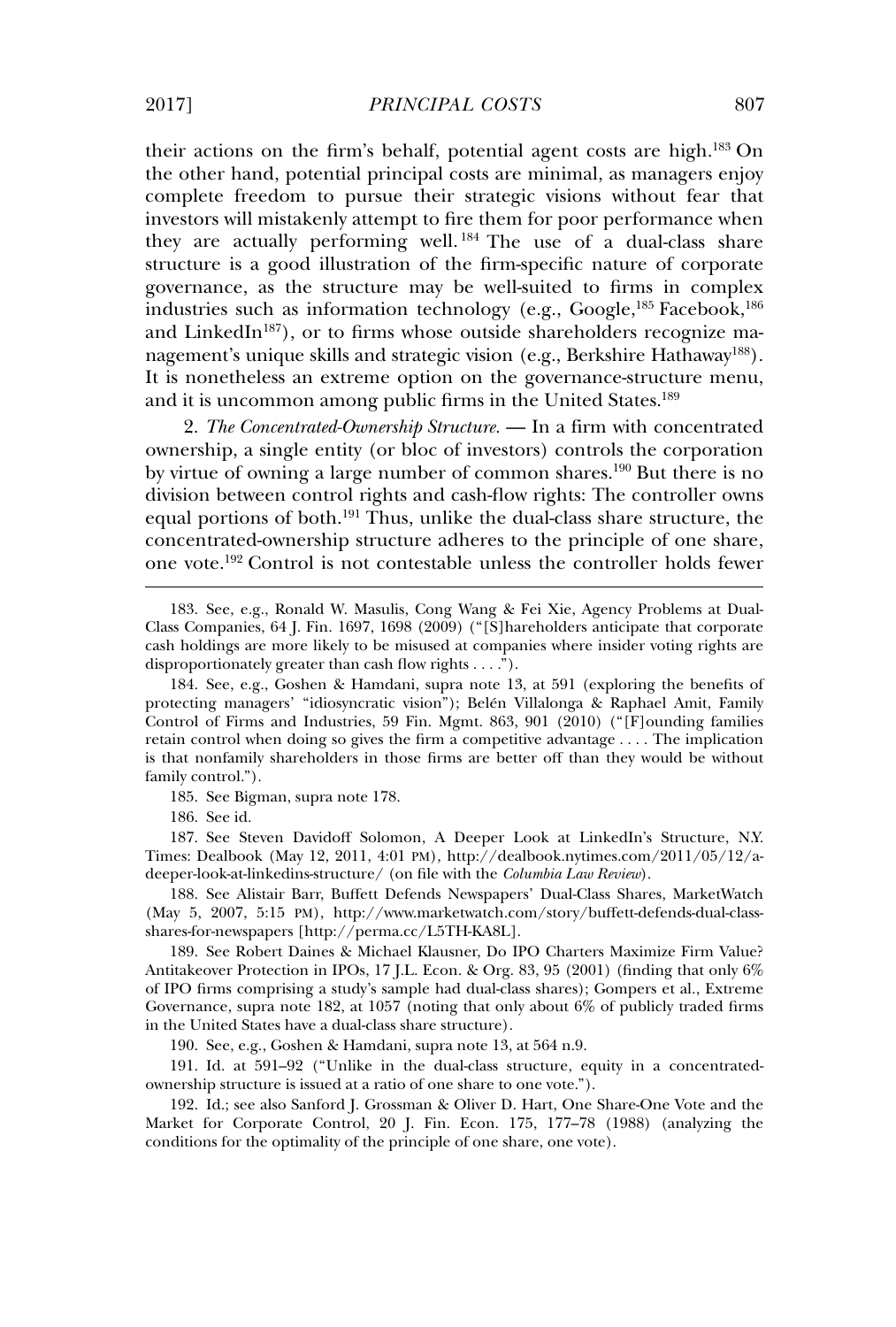their actions on the firm's behalf, potential agent costs are high.[183] On the other hand, potential principal costs are minimal, as managers enjoy complete freedom to pursue their strategic visions without fear that investors will mistakenly attempt to fire them for poor performance when they are actually performing well.[184] The use of a dual-class share structure is a good illustration of the firm-specific nature of corporate governance, as the structure may be well-suited to firms in complex industries such as information technology (e.g., Google,[185] Facebook,[186] and LinkedIn[187]), or to firms whose outside shareholders recognize management's unique skills and strategic vision (e.g., Berkshire Hathaway[188]). It is nonetheless an extreme option on the governance-structure menu, and it is uncommon among public firms in the United States.[189]

2. *The Concentrated-Ownership Structure*. — In a firm with concentrated ownership, a single entity (or bloc of investors) controls the corporation by virtue of owning a large number of common shares.[190] But there is no division between control rights and cash-flow rights: The controller owns equal portions of both.[191] Thus, unlike the dual-class share structure, the concentrated-ownership structure adheres to the principle of one share, one vote.[192] Control is not contestable unless the controller holds fewer

---

183. See, e.g., Ronald W. Masulis, Cong Wang & Fei Xie, Agency Problems at Dual-Class Companies, 64 J. Fin. 1697, 1698 (2009) ("[S]hareholders anticipate that corporate cash holdings are more likely to be misused at companies where insider voting rights are disproportionately greater than cash flow rights . . . .").

184. See, e.g., Goshen & Hamdani, supra note 13, at 591 (exploring the benefits of protecting managers' "idiosyncratic vision"); Belén Villalonga & Raphael Amit, Family Control of Firms and Industries, 59 Fin. Mgmt. 863, 901 (2010) ("[F]ounding families retain control when doing so gives the firm a competitive advantage . . . . The implication is that nonfamily shareholders in those firms are better off than they would be without family control.").

185. See Bigman, supra note 178.

186. See id.

187. See Steven Davidoff Solomon, A Deeper Look at LinkedIn's Structure, N.Y. Times: Dealbook (May 12, 2011, 4:01 PM), http://dealbook.nytimes.com/2011/05/12/a-deeper-look-at-linkedins-structure/ (on file with the *Columbia Law Review*).

188. See Alistair Barr, Buffett Defends Newspapers' Dual-Class Shares, MarketWatch (May 5, 2007, 5:15 PM), http://www.marketwatch.com/story/buffett-defends-dual-class-shares-for-newspapers [http://perma.cc/L5TH-KA8L].

189. See Robert Daines & Michael Klausner, Do IPO Charters Maximize Firm Value? Antitakeover Protection in IPOs, 17 J.L. Econ. & Org. 83, 95 (2001) (finding that only 6% of IPO firms comprising a study's sample had dual-class shares); Gompers et al., Extreme Governance, supra note 182, at 1057 (noting that only about 6% of publicly traded firms in the United States have a dual-class share structure).

190. See, e.g., Goshen & Hamdani, supra note 13, at 564 n.9.

191. Id. at 591–92 ("Unlike in the dual-class structure, equity in a concentrated-ownership structure is issued at a ratio of one share to one vote.").

192. Id.; see also Sanford J. Grossman & Oliver D. Hart, One Share-One Vote and the Market for Corporate Control, 20 J. Fin. Econ. 175, 177–78 (1988) (analyzing the conditions for the optimality of the principle of one share, one vote).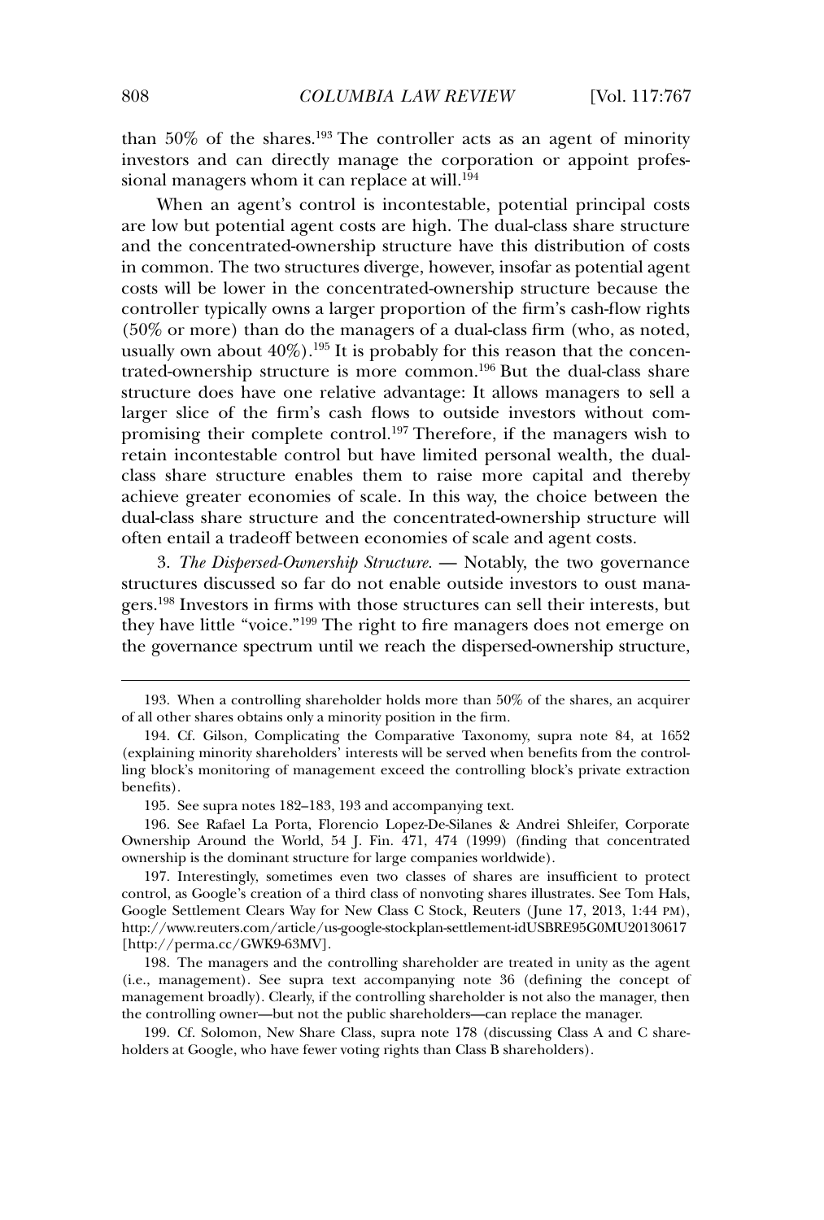than 50% of the shares.[193] The controller acts as an agent of minority investors and can directly manage the corporation or appoint professional managers whom it can replace at will.[194]

When an agent's control is incontestable, potential principal costs are low but potential agent costs are high. The dual-class share structure and the concentrated-ownership structure have this distribution of costs in common. The two structures diverge, however, insofar as potential agent costs will be lower in the concentrated-ownership structure because the controller typically owns a larger proportion of the firm's cash-flow rights (50% or more) than do the managers of a dual-class firm (who, as noted, usually own about 40%).[195] It is probably for this reason that the concentrated-ownership structure is more common.[196] But the dual-class share structure does have one relative advantage: It allows managers to sell a larger slice of the firm's cash flows to outside investors without compromising their complete control.[197] Therefore, if the managers wish to retain incontestable control but have limited personal wealth, the dual-class share structure enables them to raise more capital and thereby achieve greater economies of scale. In this way, the choice between the dual-class share structure and the concentrated-ownership structure will often entail a tradeoff between economies of scale and agent costs.

3. *The Dispersed-Ownership Structure.* — Notably, the two governance structures discussed so far do not enable outside investors to oust managers.[198] Investors in firms with those structures can sell their interests, but they have little "voice."[199] The right to fire managers does not emerge on the governance spectrum until we reach the dispersed-ownership structure,

---

193. When a controlling shareholder holds more than 50% of the shares, an acquirer of all other shares obtains only a minority position in the firm.

194. Cf. Gilson, Complicating the Comparative Taxonomy, supra note 84, at 1652 (explaining minority shareholders' interests will be served when benefits from the controlling block's monitoring of management exceed the controlling block's private extraction benefits).

195. See supra notes 182–183, 193 and accompanying text.

196. See Rafael La Porta, Florencio Lopez-De-Silanes & Andrei Shleifer, Corporate Ownership Around the World, 54 J. Fin. 471, 474 (1999) (finding that concentrated ownership is the dominant structure for large companies worldwide).

197. Interestingly, sometimes even two classes of shares are insufficient to protect control, as Google's creation of a third class of nonvoting shares illustrates. See Tom Hals, Google Settlement Clears Way for New Class C Stock, Reuters (June 17, 2013, 1:44 PM), http://www.reuters.com/article/us-google-stockplan-settlement-idUSBRE95G0MU20130617 [http://perma.cc/GWK9-63MV].

198. The managers and the controlling shareholder are treated in unity as the agent (i.e., management). See supra text accompanying note 36 (defining the concept of management broadly). Clearly, if the controlling shareholder is not also the manager, then the controlling owner—but not the public shareholders—can replace the manager.

199. Cf. Solomon, New Share Class, supra note 178 (discussing Class A and C shareholders at Google, who have fewer voting rights than Class B shareholders).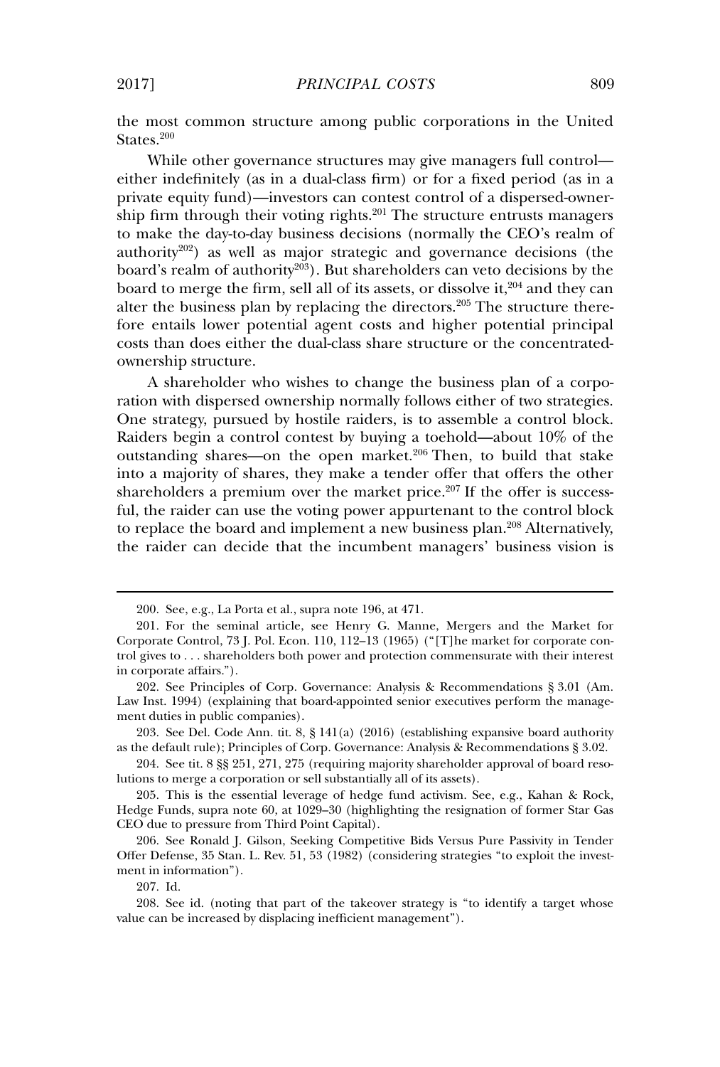the most common structure among public corporations in the United States.[200]

While other governance structures may give managers full control—either indefinitely (as in a dual-class firm) or for a fixed period (as in a private equity fund)—investors can contest control of a dispersed-ownership firm through their voting rights.[201] The structure entrusts managers to make the day-to-day business decisions (normally the CEO's realm of authority[202]) as well as major strategic and governance decisions (the board's realm of authority[203]). But shareholders can veto decisions by the board to merge the firm, sell all of its assets, or dissolve it,[204] and they can alter the business plan by replacing the directors.[205] The structure therefore entails lower potential agent costs and higher potential principal costs than does either the dual-class share structure or the concentrated-ownership structure.

A shareholder who wishes to change the business plan of a corporation with dispersed ownership normally follows either of two strategies. One strategy, pursued by hostile raiders, is to assemble a control block. Raiders begin a control contest by buying a toehold—about 10% of the outstanding shares—on the open market.[206] Then, to build that stake into a majority of shares, they make a tender offer that offers the other shareholders a premium over the market price.[207] If the offer is successful, the raider can use the voting power appurtenant to the control block to replace the board and implement a new business plan.[208] Alternatively, the raider can decide that the incumbent managers' business vision is

---

200. See, e.g., La Porta et al., supra note 196, at 471.

201. For the seminal article, see Henry G. Manne, Mergers and the Market for Corporate Control, 73 J. Pol. Econ. 110, 112–13 (1965) ("[T]he market for corporate control gives to . . . shareholders both power and protection commensurate with their interest in corporate affairs.").

202. See Principles of Corp. Governance: Analysis & Recommendations § 3.01 (Am. Law Inst. 1994) (explaining that board-appointed senior executives perform the management duties in public companies).

203. See Del. Code Ann. tit. 8, § 141(a) (2016) (establishing expansive board authority as the default rule); Principles of Corp. Governance: Analysis & Recommendations § 3.02.

204. See tit. 8 §§ 251, 271, 275 (requiring majority shareholder approval of board resolutions to merge a corporation or sell substantially all of its assets).

205. This is the essential leverage of hedge fund activism. See, e.g., Kahan & Rock, Hedge Funds, supra note 60, at 1029–30 (highlighting the resignation of former Star Gas CEO due to pressure from Third Point Capital).

206. See Ronald J. Gilson, Seeking Competitive Bids Versus Pure Passivity in Tender Offer Defense, 35 Stan. L. Rev. 51, 53 (1982) (considering strategies "to exploit the investment in information").

207. Id.

208. See id. (noting that part of the takeover strategy is "to identify a target whose value can be increased by displacing inefficient management").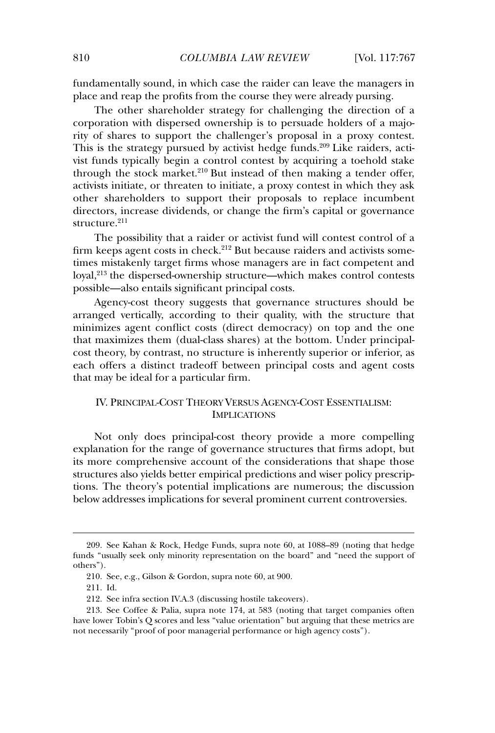fundamentally sound, in which case the raider can leave the managers in place and reap the profits from the course they were already pursing.

The other shareholder strategy for challenging the direction of a corporation with dispersed ownership is to persuade holders of a majority of shares to support the challenger's proposal in a proxy contest. This is the strategy pursued by activist hedge funds.[209] Like raiders, activist funds typically begin a control contest by acquiring a toehold stake through the stock market.[210] But instead of then making a tender offer, activists initiate, or threaten to initiate, a proxy contest in which they ask other shareholders to support their proposals to replace incumbent directors, increase dividends, or change the firm's capital or governance structure.[211]

The possibility that a raider or activist fund will contest control of a firm keeps agent costs in check.[212] But because raiders and activists sometimes mistakenly target firms whose managers are in fact competent and loyal,[213] the dispersed-ownership structure—which makes control contests possible—also entails significant principal costs.

Agency-cost theory suggests that governance structures should be arranged vertically, according to their quality, with the structure that minimizes agent conflict costs (direct democracy) on top and the one that maximizes them (dual-class shares) at the bottom. Under principal-cost theory, by contrast, no structure is inherently superior or inferior, as each offers a distinct tradeoff between principal costs and agent costs that may be ideal for a particular firm.

## IV. PRINCIPAL-COST THEORY VERSUS AGENCY-COST ESSENTIALISM: IMPLICATIONS

Not only does principal-cost theory provide a more compelling explanation for the range of governance structures that firms adopt, but its more comprehensive account of the considerations that shape those structures also yields better empirical predictions and wiser policy prescriptions. The theory's potential implications are numerous; the discussion below addresses implications for several prominent current controversies.

---

209. See Kahan & Rock, Hedge Funds, supra note 60, at 1088–89 (noting that hedge funds "usually seek only minority representation on the board" and "need the support of others").

210. See, e.g., Gilson & Gordon, supra note 60, at 900.

211. Id.

212. See infra section IV.A.3 (discussing hostile takeovers).

213. See Coffee & Palia, supra note 174, at 583 (noting that target companies often have lower Tobin's Q scores and less "value orientation" but arguing that these metrics are not necessarily "proof of poor managerial performance or high agency costs").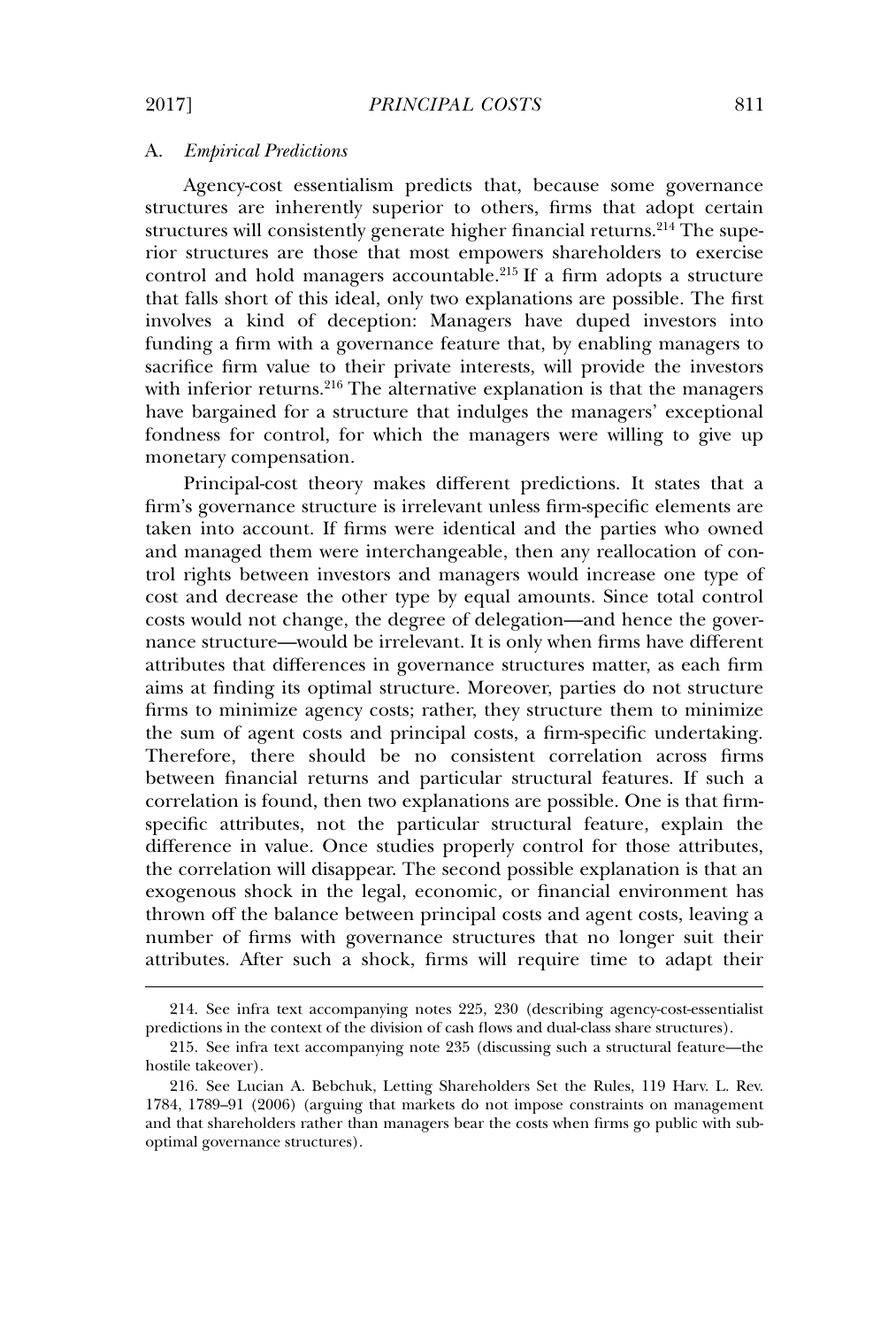## A. *Empirical Predictions*

Agency-cost essentialism predicts that, because some governance structures are inherently superior to others, firms that adopt certain structures will consistently generate higher financial returns.[214] The superior structures are those that most empowers shareholders to exercise control and hold managers accountable.[215] If a firm adopts a structure that falls short of this ideal, only two explanations are possible. The first involves a kind of deception: Managers have duped investors into funding a firm with a governance feature that, by enabling managers to sacrifice firm value to their private interests, will provide the investors with inferior returns.[216] The alternative explanation is that the managers have bargained for a structure that indulges the managers' exceptional fondness for control, for which the managers were willing to give up monetary compensation.

Principal-cost theory makes different predictions. It states that a firm's governance structure is irrelevant unless firm-specific elements are taken into account. If firms were identical and the parties who owned and managed them were interchangeable, then any reallocation of control rights between investors and managers would increase one type of cost and decrease the other type by equal amounts. Since total control costs would not change, the degree of delegation—and hence the governance structure—would be irrelevant. It is only when firms have different attributes that differences in governance structures matter, as each firm aims at finding its optimal structure. Moreover, parties do not structure firms to minimize agency costs; rather, they structure them to minimize the sum of agent costs and principal costs, a firm-specific undertaking. Therefore, there should be no consistent correlation across firms between financial returns and particular structural features. If such a correlation is found, then two explanations are possible. One is that firm-specific attributes, not the particular structural feature, explain the difference in value. Once studies properly control for those attributes, the correlation will disappear. The second possible explanation is that an exogenous shock in the legal, economic, or financial environment has thrown off the balance between principal costs and agent costs, leaving a number of firms with governance structures that no longer suit their attributes. After such a shock, firms will require time to adapt their

---

214. See infra text accompanying notes 225, 230 (describing agency-cost-essentialist predictions in the context of the division of cash flows and dual-class share structures).

215. See infra text accompanying note 235 (discussing such a structural feature—the hostile takeover).

216. See Lucian A. Bebchuk, Letting Shareholders Set the Rules, 119 Harv. L. Rev. 1784, 1789–91 (2006) (arguing that markets do not impose constraints on management and that shareholders rather than managers bear the costs when firms go public with sub-optimal governance structures).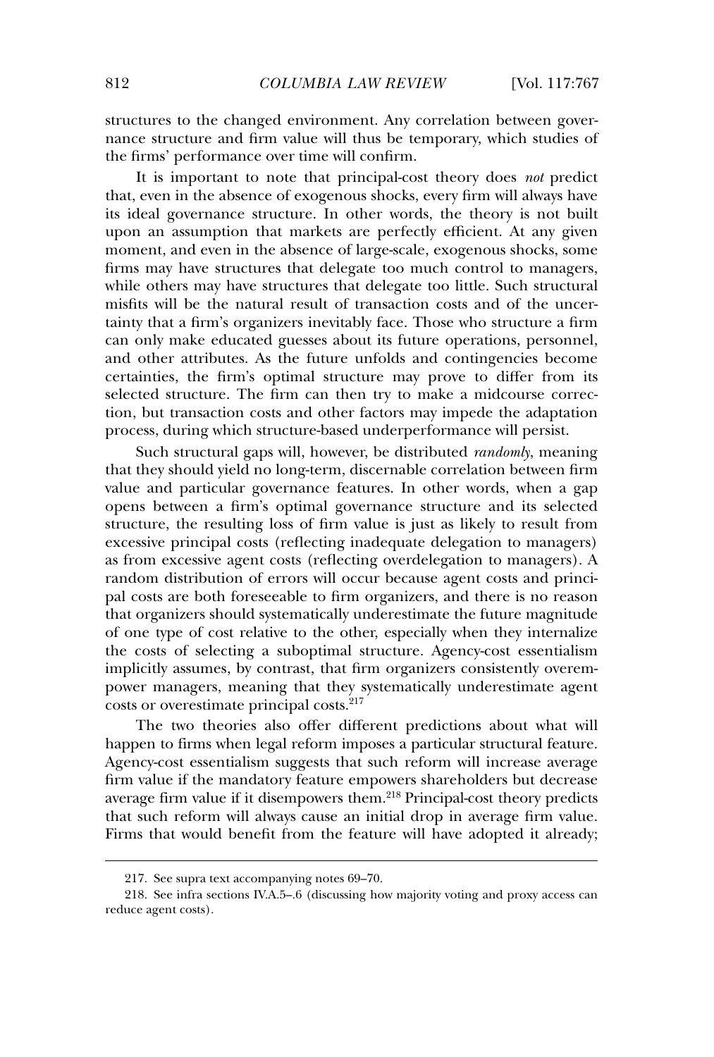structures to the changed environment. Any correlation between governance structure and firm value will thus be temporary, which studies of the firms' performance over time will confirm.

It is important to note that principal-cost theory does *not* predict that, even in the absence of exogenous shocks, every firm will always have its ideal governance structure. In other words, the theory is not built upon an assumption that markets are perfectly efficient. At any given moment, and even in the absence of large-scale, exogenous shocks, some firms may have structures that delegate too much control to managers, while others may have structures that delegate too little. Such structural misfits will be the natural result of transaction costs and of the uncertainty that a firm's organizers inevitably face. Those who structure a firm can only make educated guesses about its future operations, personnel, and other attributes. As the future unfolds and contingencies become certainties, the firm's optimal structure may prove to differ from its selected structure. The firm can then try to make a midcourse correction, but transaction costs and other factors may impede the adaptation process, during which structure-based underperformance will persist.

Such structural gaps will, however, be distributed *randomly*, meaning that they should yield no long-term, discernable correlation between firm value and particular governance features. In other words, when a gap opens between a firm's optimal governance structure and its selected structure, the resulting loss of firm value is just as likely to result from excessive principal costs (reflecting inadequate delegation to managers) as from excessive agent costs (reflecting overdelegation to managers). A random distribution of errors will occur because agent costs and principal costs are both foreseeable to firm organizers, and there is no reason that organizers should systematically underestimate the future magnitude of one type of cost relative to the other, especially when they internalize the costs of selecting a suboptimal structure. Agency-cost essentialism implicitly assumes, by contrast, that firm organizers consistently overempower managers, meaning that they systematically underestimate agent costs or overestimate principal costs.[217]

The two theories also offer different predictions about what will happen to firms when legal reform imposes a particular structural feature. Agency-cost essentialism suggests that such reform will increase average firm value if the mandatory feature empowers shareholders but decrease average firm value if it disempowers them.[218] Principal-cost theory predicts that such reform will always cause an initial drop in average firm value. Firms that would benefit from the feature will have adopted it already;

217. See supra text accompanying notes 69–70.

218. See infra sections IV.A.5–.6 (discussing how majority voting and proxy access can reduce agent costs).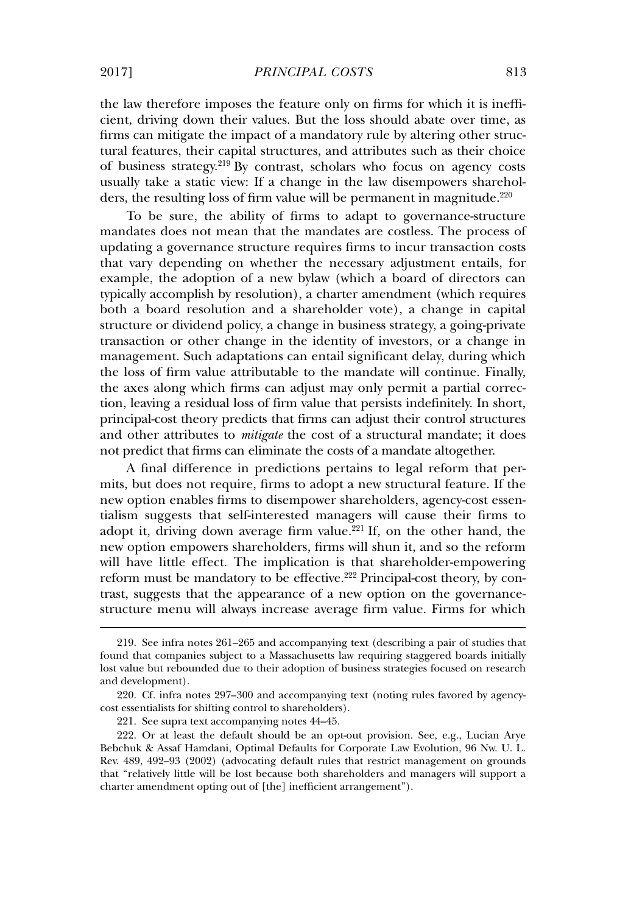the law therefore imposes the feature only on firms for which it is inefficient, driving down their values. But the loss should abate over time, as firms can mitigate the impact of a mandatory rule by altering other structural features, their capital structures, and attributes such as their choice of business strategy.[219] By contrast, scholars who focus on agency costs usually take a static view: If a change in the law disempowers shareholders, the resulting loss of firm value will be permanent in magnitude.[220]

To be sure, the ability of firms to adapt to governance-structure mandates does not mean that the mandates are costless. The process of updating a governance structure requires firms to incur transaction costs that vary depending on whether the necessary adjustment entails, for example, the adoption of a new bylaw (which a board of directors can typically accomplish by resolution), a charter amendment (which requires both a board resolution and a shareholder vote), a change in capital structure or dividend policy, a change in business strategy, a going-private transaction or other change in the identity of investors, or a change in management. Such adaptations can entail significant delay, during which the loss of firm value attributable to the mandate will continue. Finally, the axes along which firms can adjust may only permit a partial correction, leaving a residual loss of firm value that persists indefinitely. In short, principal-cost theory predicts that firms can adjust their control structures and other attributes to *mitigate* the cost of a structural mandate; it does not predict that firms can eliminate the costs of a mandate altogether.

A final difference in predictions pertains to legal reform that permits, but does not require, firms to adopt a new structural feature. If the new option enables firms to disempower shareholders, agency-cost essentialism suggests that self-interested managers will cause their firms to adopt it, driving down average firm value.[221] If, on the other hand, the new option empowers shareholders, firms will shun it, and so the reform will have little effect. The implication is that shareholder-empowering reform must be mandatory to be effective.[222] Principal-cost theory, by contrast, suggests that the appearance of a new option on the governance-structure menu will always increase average firm value. Firms for which

---

219. See infra notes 261–265 and accompanying text (describing a pair of studies that found that companies subject to a Massachusetts law requiring staggered boards initially lost value but rebounded due to their adoption of business strategies focused on research and development).

220. Cf. infra notes 297–300 and accompanying text (noting rules favored by agency-cost essentialists for shifting control to shareholders).

221. See supra text accompanying notes 44–45.

222. Or at least the default should be an opt-out provision. See, e.g., Lucian Arye Bebchuk & Assaf Hamdani, Optimal Defaults for Corporate Law Evolution, 96 Nw. U. L. Rev. 489, 492–93 (2002) (advocating default rules that restrict management on grounds that "relatively little will be lost because both shareholders and managers will support a charter amendment opting out of [the] inefficient arrangement").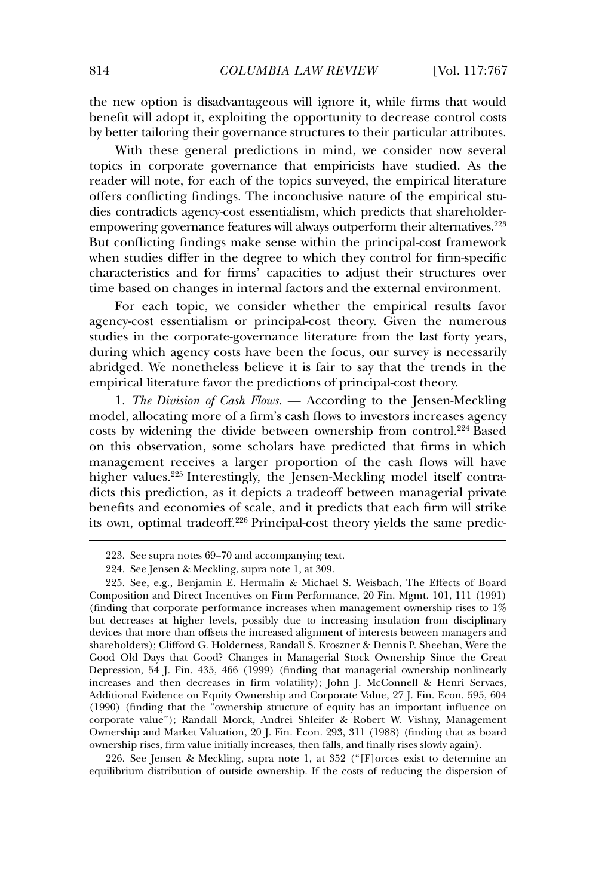the new option is disadvantageous will ignore it, while firms that would benefit will adopt it, exploiting the opportunity to decrease control costs by better tailoring their governance structures to their particular attributes.

With these general predictions in mind, we consider now several topics in corporate governance that empiricists have studied. As the reader will note, for each of the topics surveyed, the empirical literature offers conflicting findings. The inconclusive nature of the empirical studies contradicts agency-cost essentialism, which predicts that shareholder-empowering governance features will always outperform their alternatives.[223] But conflicting findings make sense within the principal-cost framework when studies differ in the degree to which they control for firm-specific characteristics and for firms' capacities to adjust their structures over time based on changes in internal factors and the external environment.

For each topic, we consider whether the empirical results favor agency-cost essentialism or principal-cost theory. Given the numerous studies in the corporate-governance literature from the last forty years, during which agency costs have been the focus, our survey is necessarily abridged. We nonetheless believe it is fair to say that the trends in the empirical literature favor the predictions of principal-cost theory.

1. *The Division of Cash Flows.* — According to the Jensen-Meckling model, allocating more of a firm's cash flows to investors increases agency costs by widening the divide between ownership from control.[224] Based on this observation, some scholars have predicted that firms in which management receives a larger proportion of the cash flows will have higher values.[225] Interestingly, the Jensen-Meckling model itself contradicts this prediction, as it depicts a tradeoff between managerial private benefits and economies of scale, and it predicts that each firm will strike its own, optimal tradeoff.[226] Principal-cost theory yields the same predic-

---

223. See supra notes 69–70 and accompanying text.

224. See Jensen & Meckling, supra note 1, at 309.

225. See, e.g., Benjamin E. Hermalin & Michael S. Weisbach, The Effects of Board Composition and Direct Incentives on Firm Performance, 20 Fin. Mgmt. 101, 111 (1991) (finding that corporate performance increases when management ownership rises to 1% but decreases at higher levels, possibly due to increasing insulation from disciplinary devices that more than offsets the increased alignment of interests between managers and shareholders); Clifford G. Holderness, Randall S. Kroszner & Dennis P. Sheehan, Were the Good Old Days that Good? Changes in Managerial Stock Ownership Since the Great Depression, 54 J. Fin. 435, 466 (1999) (finding that managerial ownership nonlinearly increases and then decreases in firm volatility); John J. McConnell & Henri Servaes, Additional Evidence on Equity Ownership and Corporate Value, 27 J. Fin. Econ. 595, 604 (1990) (finding that the "ownership structure of equity has an important influence on corporate value"); Randall Morck, Andrei Shleifer & Robert W. Vishny, Management Ownership and Market Valuation, 20 J. Fin. Econ. 293, 311 (1988) (finding that as board ownership rises, firm value initially increases, then falls, and finally rises slowly again).

226. See Jensen & Meckling, supra note 1, at 352 ("[F]orces exist to determine an equilibrium distribution of outside ownership. If the costs of reducing the dispersion of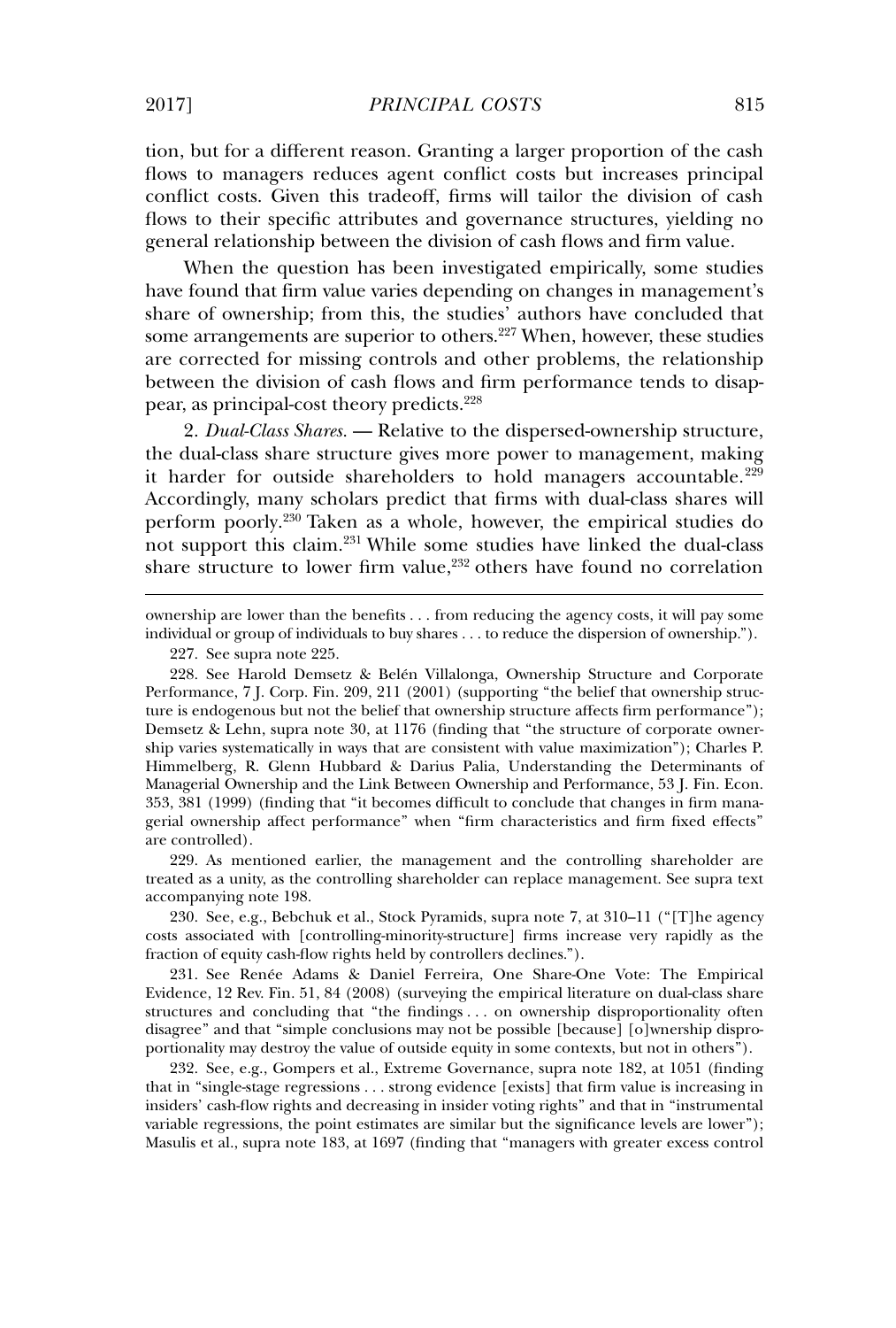tion, but for a different reason. Granting a larger proportion of the cash flows to managers reduces agent conflict costs but increases principal conflict costs. Given this tradeoff, firms will tailor the division of cash flows to their specific attributes and governance structures, yielding no general relationship between the division of cash flows and firm value.

When the question has been investigated empirically, some studies have found that firm value varies depending on changes in management's share of ownership; from this, the studies' authors have concluded that some arrangements are superior to others.[227] When, however, these studies are corrected for missing controls and other problems, the relationship between the division of cash flows and firm performance tends to disappear, as principal-cost theory predicts.[228]

2. *Dual-Class Shares.* — Relative to the dispersed-ownership structure, the dual-class share structure gives more power to management, making it harder for outside shareholders to hold managers accountable.[229] Accordingly, many scholars predict that firms with dual-class shares will perform poorly.[230] Taken as a whole, however, the empirical studies do not support this claim.[231] While some studies have linked the dual-class share structure to lower firm value,[232] others have found no correlation

---

ownership are lower than the benefits . . . from reducing the agency costs, it will pay some individual or group of individuals to buy shares . . . to reduce the dispersion of ownership.").

227. See supra note 225.

228. See Harold Demsetz & Belén Villalonga, Ownership Structure and Corporate Performance, 7 J. Corp. Fin. 209, 211 (2001) (supporting "the belief that ownership structure is endogenous but not the belief that ownership structure affects firm performance"); Demsetz & Lehn, supra note 30, at 1176 (finding that "the structure of corporate ownership varies systematically in ways that are consistent with value maximization"); Charles P. Himmelberg, R. Glenn Hubbard & Darius Palia, Understanding the Determinants of Managerial Ownership and the Link Between Ownership and Performance, 53 J. Fin. Econ. 353, 381 (1999) (finding that "it becomes difficult to conclude that changes in firm managerial ownership affect performance" when "firm characteristics and firm fixed effects" are controlled).

229. As mentioned earlier, the management and the controlling shareholder are treated as a unity, as the controlling shareholder can replace management. See supra text accompanying note 198.

230. See, e.g., Bebchuk et al., Stock Pyramids, supra note 7, at 310–11 ("[T]he agency costs associated with [controlling-minority-structure] firms increase very rapidly as the fraction of equity cash-flow rights held by controllers declines.").

231. See Renée Adams & Daniel Ferreira, One Share-One Vote: The Empirical Evidence, 12 Rev. Fin. 51, 84 (2008) (surveying the empirical literature on dual-class share structures and concluding that "the findings . . . on ownership disproportionality often disagree" and that "simple conclusions may not be possible [because] [o]wnership disproportionality may destroy the value of outside equity in some contexts, but not in others").

232. See, e.g., Gompers et al., Extreme Governance, supra note 182, at 1051 (finding that in "single-stage regressions . . . strong evidence [exists] that firm value is increasing in insiders' cash-flow rights and decreasing in insider voting rights" and that in "instrumental variable regressions, the point estimates are similar but the significance levels are lower"); Masulis et al., supra note 183, at 1697 (finding that "managers with greater excess control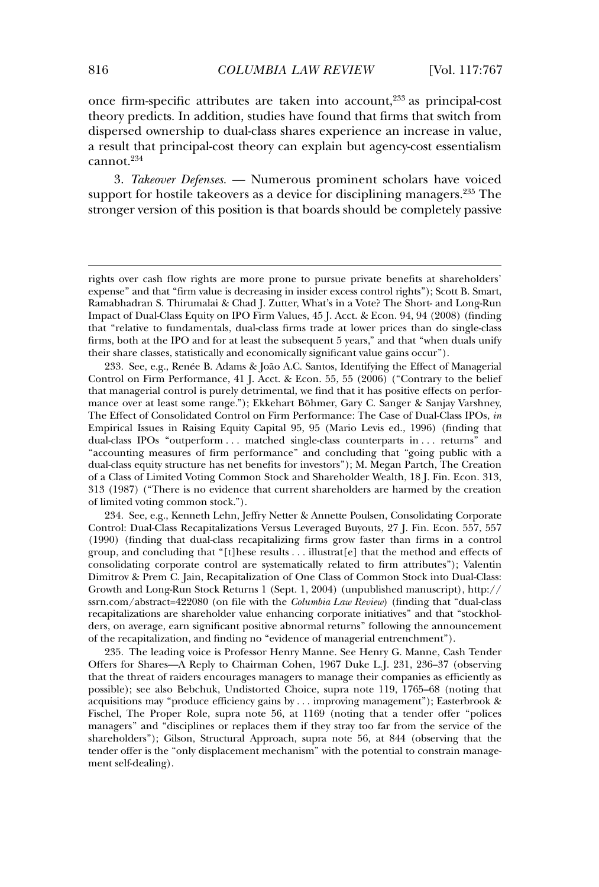once firm-specific attributes are taken into account,[233] as principal-cost theory predicts. In addition, studies have found that firms that switch from dispersed ownership to dual-class shares experience an increase in value, a result that principal-cost theory can explain but agency-cost essentialism cannot.[234]

3. *Takeover Defenses.* — Numerous prominent scholars have voiced support for hostile takeovers as a device for disciplining managers.[235] The stronger version of this position is that boards should be completely passive

---

rights over cash flow rights are more prone to pursue private benefits at shareholders' expense" and that "firm value is decreasing in insider excess control rights"); Scott B. Smart, Ramabhadran S. Thirumalai & Chad J. Zutter, What's in a Vote? The Short- and Long-Run Impact of Dual-Class Equity on IPO Firm Values, 45 J. Acct. & Econ. 94, 94 (2008) (finding that "relative to fundamentals, dual-class firms trade at lower prices than do single-class firms, both at the IPO and for at least the subsequent 5 years," and that "when duals unify their share classes, statistically and economically significant value gains occur").

233. See, e.g., Renée B. Adams & João A.C. Santos, Identifying the Effect of Managerial Control on Firm Performance, 41 J. Acct. & Econ. 55, 55 (2006) ("Contrary to the belief that managerial control is purely detrimental, we find that it has positive effects on performance over at least some range."); Ekkehart Böhmer, Gary C. Sanger & Sanjay Varshney, The Effect of Consolidated Control on Firm Performance: The Case of Dual-Class IPOs, *in* Empirical Issues in Raising Equity Capital 95, 95 (Mario Levis ed., 1996) (finding that dual-class IPOs "outperform . . . matched single-class counterparts in . . . returns" and "accounting measures of firm performance" and concluding that "going public with a dual-class equity structure has net benefits for investors"); M. Megan Partch, The Creation of a Class of Limited Voting Common Stock and Shareholder Wealth, 18 J. Fin. Econ. 313, 313 (1987) ("There is no evidence that current shareholders are harmed by the creation of limited voting common stock.").

234. See, e.g., Kenneth Lehn, Jeffry Netter & Annette Poulsen, Consolidating Corporate Control: Dual-Class Recapitalizations Versus Leveraged Buyouts, 27 J. Fin. Econ. 557, 557 (1990) (finding that dual-class recapitalizing firms grow faster than firms in a control group, and concluding that "[t]hese results . . . illustrat[e] that the method and effects of consolidating corporate control are systematically related to firm attributes"); Valentin Dimitrov & Prem C. Jain, Recapitalization of One Class of Common Stock into Dual-Class: Growth and Long-Run Stock Returns 1 (Sept. 1, 2004) (unpublished manuscript), http://ssrn.com/abstract=422080 (on file with the *Columbia Law Review*) (finding that "dual-class recapitalizations are shareholder value enhancing corporate initiatives" and that "stockholders, on average, earn significant positive abnormal returns" following the announcement of the recapitalization, and finding no "evidence of managerial entrenchment").

235. The leading voice is Professor Henry Manne. See Henry G. Manne, Cash Tender Offers for Shares—A Reply to Chairman Cohen, 1967 Duke L.J. 231, 236–37 (observing that the threat of raiders encourages managers to manage their companies as efficiently as possible); see also Bebchuk, Undistorted Choice, supra note 119, 1765–68 (noting that acquisitions may "produce efficiency gains by . . . improving management"); Easterbrook & Fischel, The Proper Role, supra note 56, at 1169 (noting that a tender offer "polices managers" and "disciplines or replaces them if they stray too far from the service of the shareholders"); Gilson, Structural Approach, supra note 56, at 844 (observing that the tender offer is the "only displacement mechanism" with the potential to constrain management self-dealing).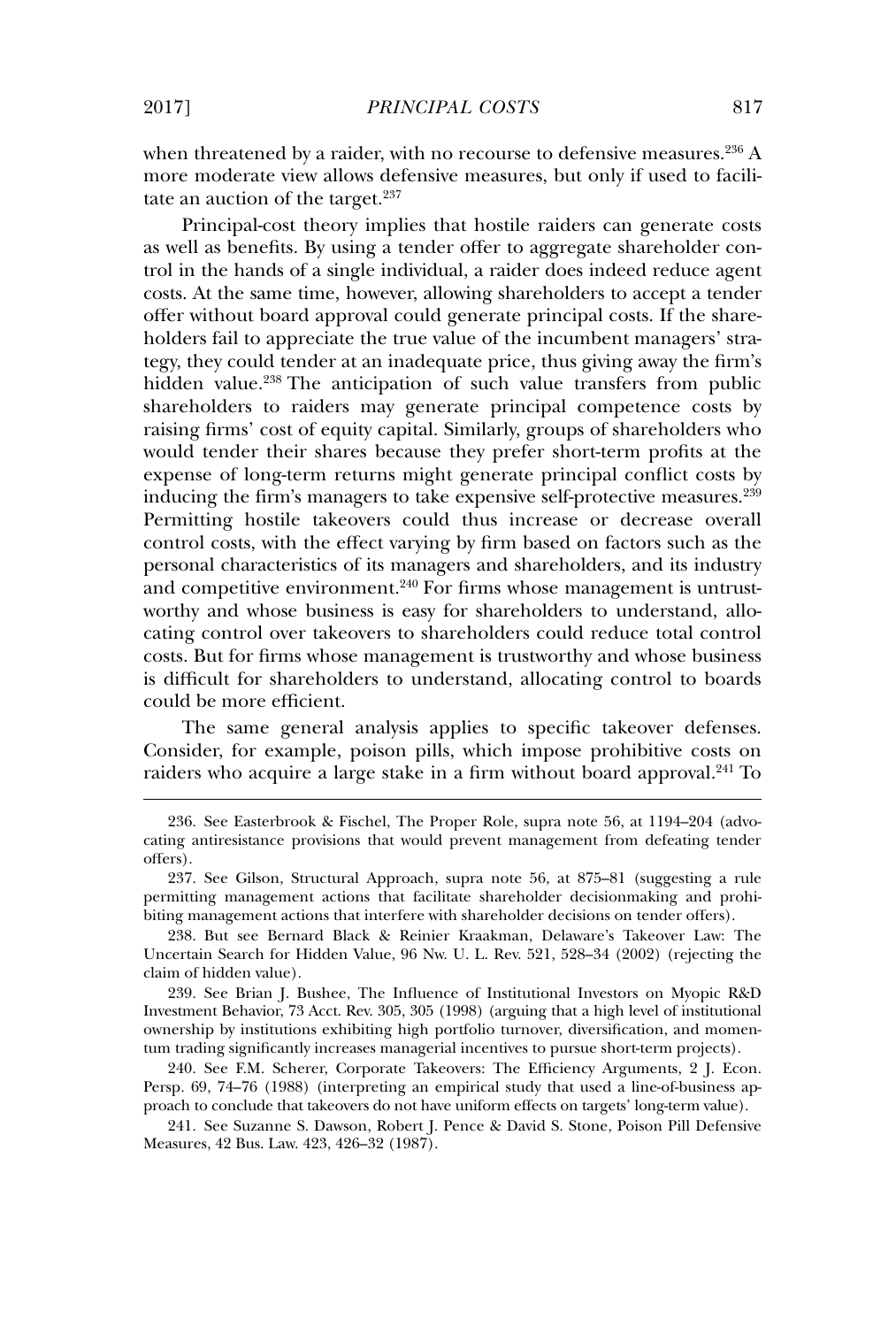when threatened by a raider, with no recourse to defensive measures.[236] A more moderate view allows defensive measures, but only if used to facilitate an auction of the target.[237]

Principal-cost theory implies that hostile raiders can generate costs as well as benefits. By using a tender offer to aggregate shareholder control in the hands of a single individual, a raider does indeed reduce agent costs. At the same time, however, allowing shareholders to accept a tender offer without board approval could generate principal costs. If the shareholders fail to appreciate the true value of the incumbent managers' strategy, they could tender at an inadequate price, thus giving away the firm's hidden value.[238] The anticipation of such value transfers from public shareholders to raiders may generate principal competence costs by raising firms' cost of equity capital. Similarly, groups of shareholders who would tender their shares because they prefer short-term profits at the expense of long-term returns might generate principal conflict costs by inducing the firm's managers to take expensive self-protective measures.[239] Permitting hostile takeovers could thus increase or decrease overall control costs, with the effect varying by firm based on factors such as the personal characteristics of its managers and shareholders, and its industry and competitive environment.[240] For firms whose management is untrustworthy and whose business is easy for shareholders to understand, allocating control over takeovers to shareholders could reduce total control costs. But for firms whose management is trustworthy and whose business is difficult for shareholders to understand, allocating control to boards could be more efficient.

The same general analysis applies to specific takeover defenses. Consider, for example, poison pills, which impose prohibitive costs on raiders who acquire a large stake in a firm without board approval.[241] To

236. See Easterbrook & Fischel, The Proper Role, supra note 56, at 1194–204 (advocating antiresistance provisions that would prevent management from defeating tender offers).

237. See Gilson, Structural Approach, supra note 56, at 875–81 (suggesting a rule permitting management actions that facilitate shareholder decisionmaking and prohibiting management actions that interfere with shareholder decisions on tender offers).

238. But see Bernard Black & Reinier Kraakman, Delaware's Takeover Law: The Uncertain Search for Hidden Value, 96 Nw. U. L. Rev. 521, 528–34 (2002) (rejecting the claim of hidden value).

239. See Brian J. Bushee, The Influence of Institutional Investors on Myopic R&D Investment Behavior, 73 Acct. Rev. 305, 305 (1998) (arguing that a high level of institutional ownership by institutions exhibiting high portfolio turnover, diversification, and momentum trading significantly increases managerial incentives to pursue short-term projects).

240. See F.M. Scherer, Corporate Takeovers: The Efficiency Arguments, 2 J. Econ. Persp. 69, 74–76 (1988) (interpreting an empirical study that used a line-of-business approach to conclude that takeovers do not have uniform effects on targets' long-term value).

241. See Suzanne S. Dawson, Robert J. Pence & David S. Stone, Poison Pill Defensive Measures, 42 Bus. Law. 423, 426–32 (1987).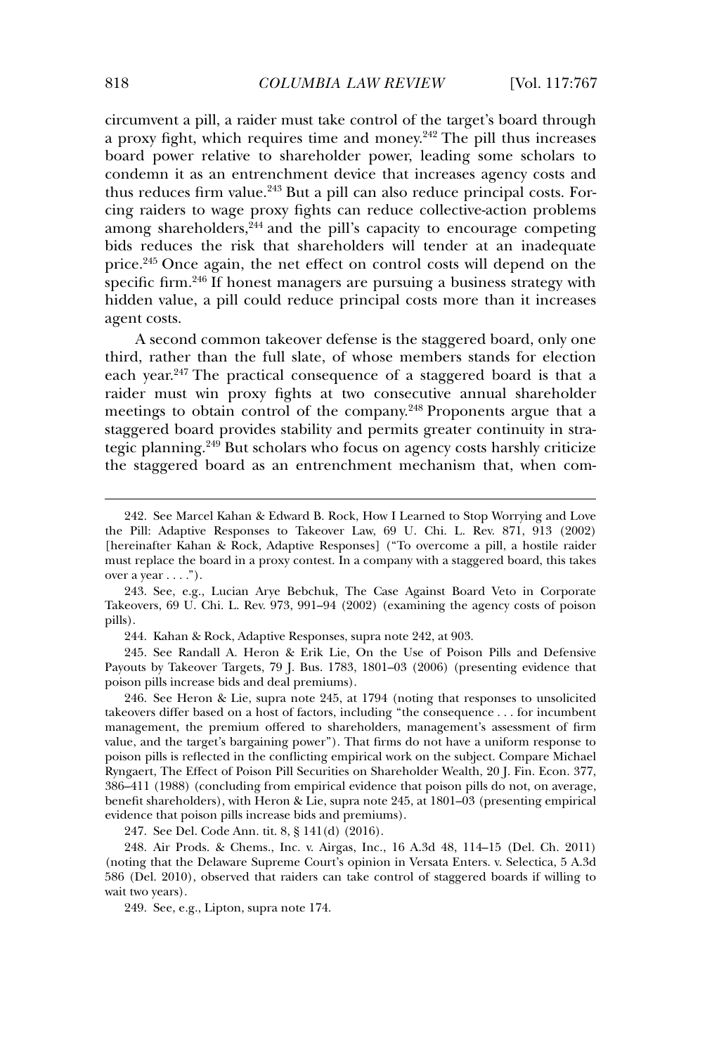circumvent a pill, a raider must take control of the target's board through a proxy fight, which requires time and money.[242] The pill thus increases board power relative to shareholder power, leading some scholars to condemn it as an entrenchment device that increases agency costs and thus reduces firm value.[243] But a pill can also reduce principal costs. Forcing raiders to wage proxy fights can reduce collective-action problems among shareholders,[244] and the pill's capacity to encourage competing bids reduces the risk that shareholders will tender at an inadequate price.[245] Once again, the net effect on control costs will depend on the specific firm.[246] If honest managers are pursuing a business strategy with hidden value, a pill could reduce principal costs more than it increases agent costs.

A second common takeover defense is the staggered board, only one third, rather than the full slate, of whose members stands for election each year.[247] The practical consequence of a staggered board is that a raider must win proxy fights at two consecutive annual shareholder meetings to obtain control of the company.[248] Proponents argue that a staggered board provides stability and permits greater continuity in strategic planning.[249] But scholars who focus on agency costs harshly criticize the staggered board as an entrenchment mechanism that, when com-

---

242. See Marcel Kahan & Edward B. Rock, How I Learned to Stop Worrying and Love the Pill: Adaptive Responses to Takeover Law, 69 U. Chi. L. Rev. 871, 913 (2002) [hereinafter Kahan & Rock, Adaptive Responses] ("To overcome a pill, a hostile raider must replace the board in a proxy contest. In a company with a staggered board, this takes over a year . . . .").

243. See, e.g., Lucian Arye Bebchuk, The Case Against Board Veto in Corporate Takeovers, 69 U. Chi. L. Rev. 973, 991–94 (2002) (examining the agency costs of poison pills).

244. Kahan & Rock, Adaptive Responses, supra note 242, at 903.

245. See Randall A. Heron & Erik Lie, On the Use of Poison Pills and Defensive Payouts by Takeover Targets, 79 J. Bus. 1783, 1801–03 (2006) (presenting evidence that poison pills increase bids and deal premiums).

246. See Heron & Lie, supra note 245, at 1794 (noting that responses to unsolicited takeovers differ based on a host of factors, including "the consequence . . . for incumbent management, the premium offered to shareholders, management's assessment of firm value, and the target's bargaining power"). That firms do not have a uniform response to poison pills is reflected in the conflicting empirical work on the subject. Compare Michael Ryngaert, The Effect of Poison Pill Securities on Shareholder Wealth, 20 J. Fin. Econ. 377, 386–411 (1988) (concluding from empirical evidence that poison pills do not, on average, benefit shareholders), with Heron & Lie, supra note 245, at 1801–03 (presenting empirical evidence that poison pills increase bids and premiums).

247. See Del. Code Ann. tit. 8, § 141(d) (2016).

248. Air Prods. & Chems., Inc. v. Airgas, Inc., 16 A.3d 48, 114–15 (Del. Ch. 2011) (noting that the Delaware Supreme Court's opinion in Versata Enters. v. Selectica, 5 A.3d 586 (Del. 2010), observed that raiders can take control of staggered boards if willing to wait two years).

249. See, e.g., Lipton, supra note 174.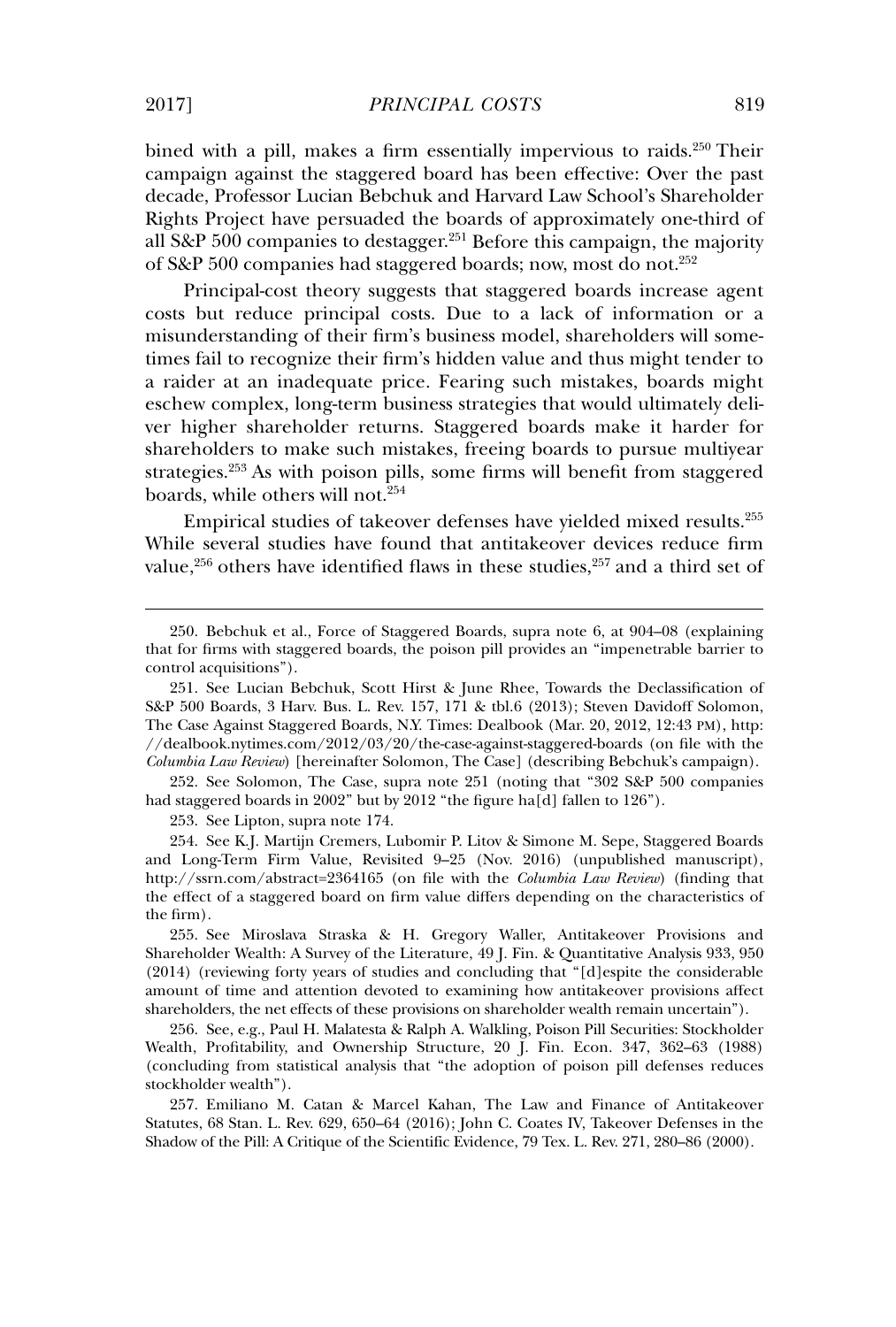bined with a pill, makes a firm essentially impervious to raids.[250] Their campaign against the staggered board has been effective: Over the past decade, Professor Lucian Bebchuk and Harvard Law School's Shareholder Rights Project have persuaded the boards of approximately one-third of all S&P 500 companies to destagger.[251] Before this campaign, the majority of S&P 500 companies had staggered boards; now, most do not.[252]

Principal-cost theory suggests that staggered boards increase agent costs but reduce principal costs. Due to a lack of information or a misunderstanding of their firm's business model, shareholders will sometimes fail to recognize their firm's hidden value and thus might tender to a raider at an inadequate price. Fearing such mistakes, boards might eschew complex, long-term business strategies that would ultimately deliver higher shareholder returns. Staggered boards make it harder for shareholders to make such mistakes, freeing boards to pursue multiyear strategies.[253] As with poison pills, some firms will benefit from staggered boards, while others will not.[254]

Empirical studies of takeover defenses have yielded mixed results.[255] While several studies have found that antitakeover devices reduce firm value,[256] others have identified flaws in these studies,[257] and a third set of

---

250. Bebchuk et al., Force of Staggered Boards, supra note 6, at 904–08 (explaining that for firms with staggered boards, the poison pill provides an "impenetrable barrier to control acquisitions").

251. See Lucian Bebchuk, Scott Hirst & June Rhee, Towards the Declassification of S&P 500 Boards, 3 Harv. Bus. L. Rev. 157, 171 & tbl.6 (2013); Steven Davidoff Solomon, The Case Against Staggered Boards, N.Y. Times: Dealbook (Mar. 20, 2012, 12:43 PM), http://dealbook.nytimes.com/2012/03/20/the-case-against-staggered-boards (on file with the *Columbia Law Review*) [hereinafter Solomon, The Case] (describing Bebchuk's campaign).

252. See Solomon, The Case, supra note 251 (noting that "302 S&P 500 companies had staggered boards in 2002" but by 2012 "the figure ha[d] fallen to 126").

253. See Lipton, supra note 174.

254. See K.J. Martijn Cremers, Lubomir P. Litov & Simone M. Sepe, Staggered Boards and Long-Term Firm Value, Revisited 9–25 (Nov. 2016) (unpublished manuscript), http://ssrn.com/abstract=2364165 (on file with the *Columbia Law Review*) (finding that the effect of a staggered board on firm value differs depending on the characteristics of the firm).

255. See Miroslava Straska & H. Gregory Waller, Antitakeover Provisions and Shareholder Wealth: A Survey of the Literature, 49 J. Fin. & Quantitative Analysis 933, 950 (2014) (reviewing forty years of studies and concluding that "[d]espite the considerable amount of time and attention devoted to examining how antitakeover provisions affect shareholders, the net effects of these provisions on shareholder wealth remain uncertain").

256. See, e.g., Paul H. Malatesta & Ralph A. Walkling, Poison Pill Securities: Stockholder Wealth, Profitability, and Ownership Structure, 20 J. Fin. Econ. 347, 362–63 (1988) (concluding from statistical analysis that "the adoption of poison pill defenses reduces stockholder wealth").

257. Emiliano M. Catan & Marcel Kahan, The Law and Finance of Antitakeover Statutes, 68 Stan. L. Rev. 629, 650–64 (2016); John C. Coates IV, Takeover Defenses in the Shadow of the Pill: A Critique of the Scientific Evidence, 79 Tex. L. Rev. 271, 280–86 (2000).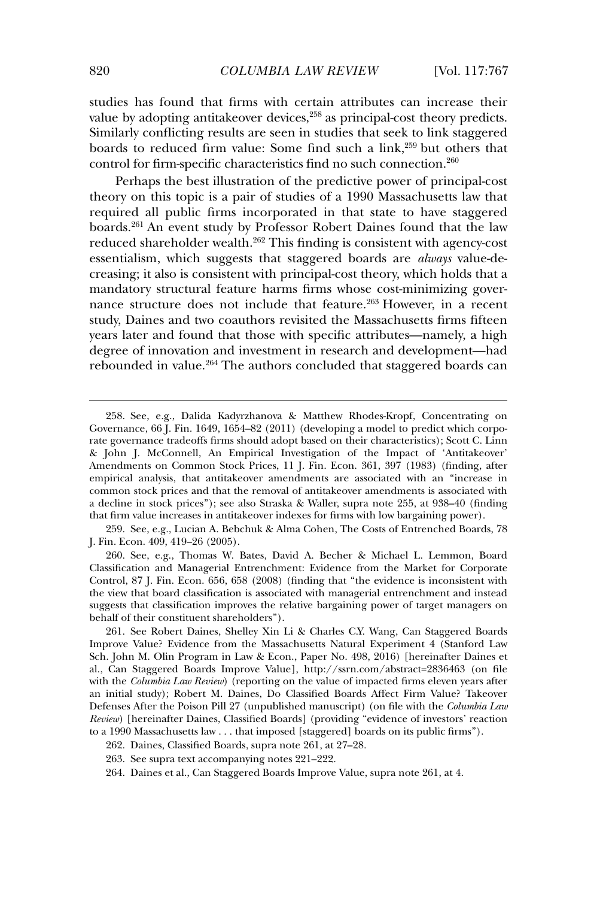studies has found that firms with certain attributes can increase their value by adopting antitakeover devices,[258] as principal-cost theory predicts. Similarly conflicting results are seen in studies that seek to link staggered boards to reduced firm value: Some find such a link,[259] but others that control for firm-specific characteristics find no such connection.[260]

Perhaps the best illustration of the predictive power of principal-cost theory on this topic is a pair of studies of a 1990 Massachusetts law that required all public firms incorporated in that state to have staggered boards.[261] An event study by Professor Robert Daines found that the law reduced shareholder wealth.[262] This finding is consistent with agency-cost essentialism, which suggests that staggered boards are *always* value-decreasing; it also is consistent with principal-cost theory, which holds that a mandatory structural feature harms firms whose cost-minimizing governance structure does not include that feature.[263] However, in a recent study, Daines and two coauthors revisited the Massachusetts firms fifteen years later and found that those with specific attributes—namely, a high degree of innovation and investment in research and development—had rebounded in value.[264] The authors concluded that staggered boards can

---

258. See, e.g., Dalida Kadyrzhanova & Matthew Rhodes-Kropf, Concentrating on Governance, 66 J. Fin. 1649, 1654–82 (2011) (developing a model to predict which corporate governance tradeoffs firms should adopt based on their characteristics); Scott C. Linn & John J. McConnell, An Empirical Investigation of the Impact of 'Antitakeover' Amendments on Common Stock Prices, 11 J. Fin. Econ. 361, 397 (1983) (finding, after empirical analysis, that antitakeover amendments are associated with an "increase in common stock prices and that the removal of antitakeover amendments is associated with a decline in stock prices"); see also Straska & Waller, supra note 255, at 938–40 (finding that firm value increases in antitakeover indexes for firms with low bargaining power).

259. See, e.g., Lucian A. Bebchuk & Alma Cohen, The Costs of Entrenched Boards, 78 J. Fin. Econ. 409, 419–26 (2005).

260. See, e.g., Thomas W. Bates, David A. Becher & Michael L. Lemmon, Board Classification and Managerial Entrenchment: Evidence from the Market for Corporate Control, 87 J. Fin. Econ. 656, 658 (2008) (finding that "the evidence is inconsistent with the view that board classification is associated with managerial entrenchment and instead suggests that classification improves the relative bargaining power of target managers on behalf of their constituent shareholders").

261. See Robert Daines, Shelley Xin Li & Charles C.Y. Wang, Can Staggered Boards Improve Value? Evidence from the Massachusetts Natural Experiment 4 (Stanford Law Sch. John M. Olin Program in Law & Econ., Paper No. 498, 2016) [hereinafter Daines et al., Can Staggered Boards Improve Value], http://ssrn.com/abstract=2836463 (on file with the *Columbia Law Review*) (reporting on the value of impacted firms eleven years after an initial study); Robert M. Daines, Do Classified Boards Affect Firm Value? Takeover Defenses After the Poison Pill 27 (unpublished manuscript) (on file with the *Columbia Law Review*) [hereinafter Daines, Classified Boards] (providing "evidence of investors' reaction to a 1990 Massachusetts law . . . that imposed [staggered] boards on its public firms").

262. Daines, Classified Boards, supra note 261, at 27–28.

263. See supra text accompanying notes 221–222.

264. Daines et al., Can Staggered Boards Improve Value, supra note 261, at 4.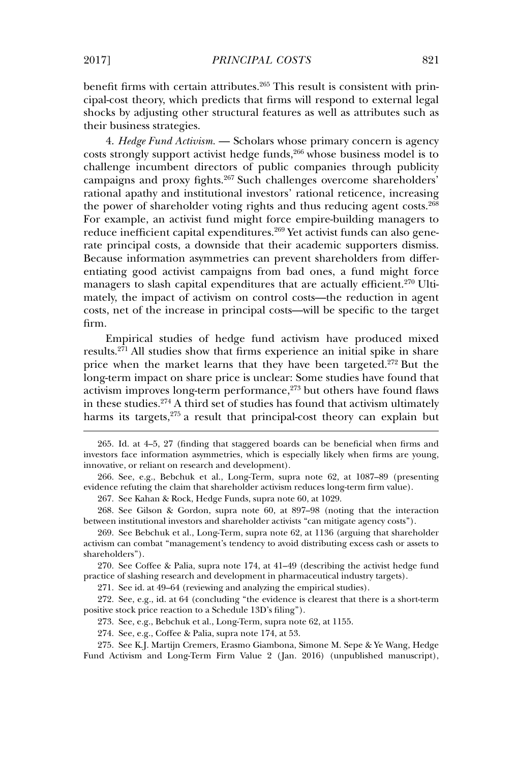benefit firms with certain attributes.[265] This result is consistent with principal-cost theory, which predicts that firms will respond to external legal shocks by adjusting other structural features as well as attributes such as their business strategies.

4. *Hedge Fund Activism.* — Scholars whose primary concern is agency costs strongly support activist hedge funds,[266] whose business model is to challenge incumbent directors of public companies through publicity campaigns and proxy fights.[267] Such challenges overcome shareholders' rational apathy and institutional investors' rational reticence, increasing the power of shareholder voting rights and thus reducing agent costs.[268] For example, an activist fund might force empire-building managers to reduce inefficient capital expenditures.[269] Yet activist funds can also generate principal costs, a downside that their academic supporters dismiss. Because information asymmetries can prevent shareholders from differentiating good activist campaigns from bad ones, a fund might force managers to slash capital expenditures that are actually efficient.[270] Ultimately, the impact of activism on control costs—the reduction in agent costs, net of the increase in principal costs—will be specific to the target firm.

Empirical studies of hedge fund activism have produced mixed results.[271] All studies show that firms experience an initial spike in share price when the market learns that they have been targeted.[272] But the long-term impact on share price is unclear: Some studies have found that activism improves long-term performance,[273] but others have found flaws in these studies.[274] A third set of studies has found that activism ultimately harms its targets,[275] a result that principal-cost theory can explain but

---

265. Id. at 4–5, 27 (finding that staggered boards can be beneficial when firms and investors face information asymmetries, which is especially likely when firms are young, innovative, or reliant on research and development).

266. See, e.g., Bebchuk et al., Long-Term, supra note 62, at 1087–89 (presenting evidence refuting the claim that shareholder activism reduces long-term firm value).

267. See Kahan & Rock, Hedge Funds, supra note 60, at 1029.

268. See Gilson & Gordon, supra note 60, at 897–98 (noting that the interaction between institutional investors and shareholder activists "can mitigate agency costs").

269. See Bebchuk et al., Long-Term, supra note 62, at 1136 (arguing that shareholder activism can combat "management's tendency to avoid distributing excess cash or assets to shareholders").

270. See Coffee & Palia, supra note 174, at 41–49 (describing the activist hedge fund practice of slashing research and development in pharmaceutical industry targets).

271. See id. at 49–64 (reviewing and analyzing the empirical studies).

272. See, e.g., id. at 64 (concluding "the evidence is clearest that there is a short-term positive stock price reaction to a Schedule 13D's filing").

273. See, e.g., Bebchuk et al., Long-Term, supra note 62, at 1155.

274. See, e.g., Coffee & Palia, supra note 174, at 53.

275. See K.J. Martijn Cremers, Erasmo Giambona, Simone M. Sepe & Ye Wang, Hedge Fund Activism and Long-Term Firm Value 2 (Jan. 2016) (unpublished manuscript),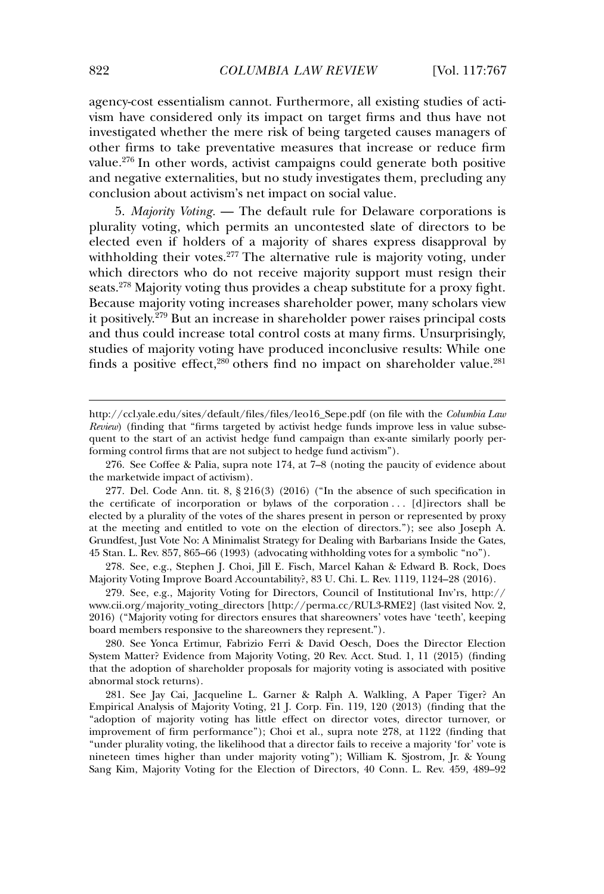agency-cost essentialism cannot. Furthermore, all existing studies of activism have considered only its impact on target firms and thus have not investigated whether the mere risk of being targeted causes managers of other firms to take preventative measures that increase or reduce firm value.[276] In other words, activist campaigns could generate both positive and negative externalities, but no study investigates them, precluding any conclusion about activism's net impact on social value.

5. *Majority Voting*. — The default rule for Delaware corporations is plurality voting, which permits an uncontested slate of directors to be elected even if holders of a majority of shares express disapproval by withholding their votes.[277] The alternative rule is majority voting, under which directors who do not receive majority support must resign their seats.[278] Majority voting thus provides a cheap substitute for a proxy fight. Because majority voting increases shareholder power, many scholars view it positively.[279] But an increase in shareholder power raises principal costs and thus could increase total control costs at many firms. Unsurprisingly, studies of majority voting have produced inconclusive results: While one finds a positive effect,[280] others find no impact on shareholder value.[281]

---

http://ccl.yale.edu/sites/default/files/files/leo16_Sepe.pdf (on file with the *Columbia Law Review*) (finding that "firms targeted by activist hedge funds improve less in value subsequent to the start of an activist hedge fund campaign than ex-ante similarly poorly performing control firms that are not subject to hedge fund activism").

276. See Coffee & Palia, supra note 174, at 7–8 (noting the paucity of evidence about the marketwide impact of activism).

277. Del. Code Ann. tit. 8, § 216(3) (2016) ("In the absence of such specification in the certificate of incorporation or bylaws of the corporation . . . [d]irectors shall be elected by a plurality of the votes of the shares present in person or represented by proxy at the meeting and entitled to vote on the election of directors."); see also Joseph A. Grundfest, Just Vote No: A Minimalist Strategy for Dealing with Barbarians Inside the Gates, 45 Stan. L. Rev. 857, 865–66 (1993) (advocating withholding votes for a symbolic "no").

278. See, e.g., Stephen J. Choi, Jill E. Fisch, Marcel Kahan & Edward B. Rock, Does Majority Voting Improve Board Accountability?, 83 U. Chi. L. Rev. 1119, 1124–28 (2016).

279. See, e.g., Majority Voting for Directors, Council of Institutional Inv'rs, http://www.cii.org/majority_voting_directors [http://perma.cc/RUL3-RME2] (last visited Nov. 2, 2016) ("Majority voting for directors ensures that shareowners' votes have 'teeth', keeping board members responsive to the shareowners they represent.").

280. See Yonca Ertimur, Fabrizio Ferri & David Oesch, Does the Director Election System Matter? Evidence from Majority Voting, 20 Rev. Acct. Stud. 1, 11 (2015) (finding that the adoption of shareholder proposals for majority voting is associated with positive abnormal stock returns).

281. See Jay Cai, Jacqueline L. Garner & Ralph A. Walkling, A Paper Tiger? An Empirical Analysis of Majority Voting, 21 J. Corp. Fin. 119, 120 (2013) (finding that the "adoption of majority voting has little effect on director votes, director turnover, or improvement of firm performance"); Choi et al., supra note 278, at 1122 (finding that "under plurality voting, the likelihood that a director fails to receive a majority 'for' vote is nineteen times higher than under majority voting"); William K. Sjostrom, Jr. & Young Sang Kim, Majority Voting for the Election of Directors, 40 Conn. L. Rev. 459, 489–92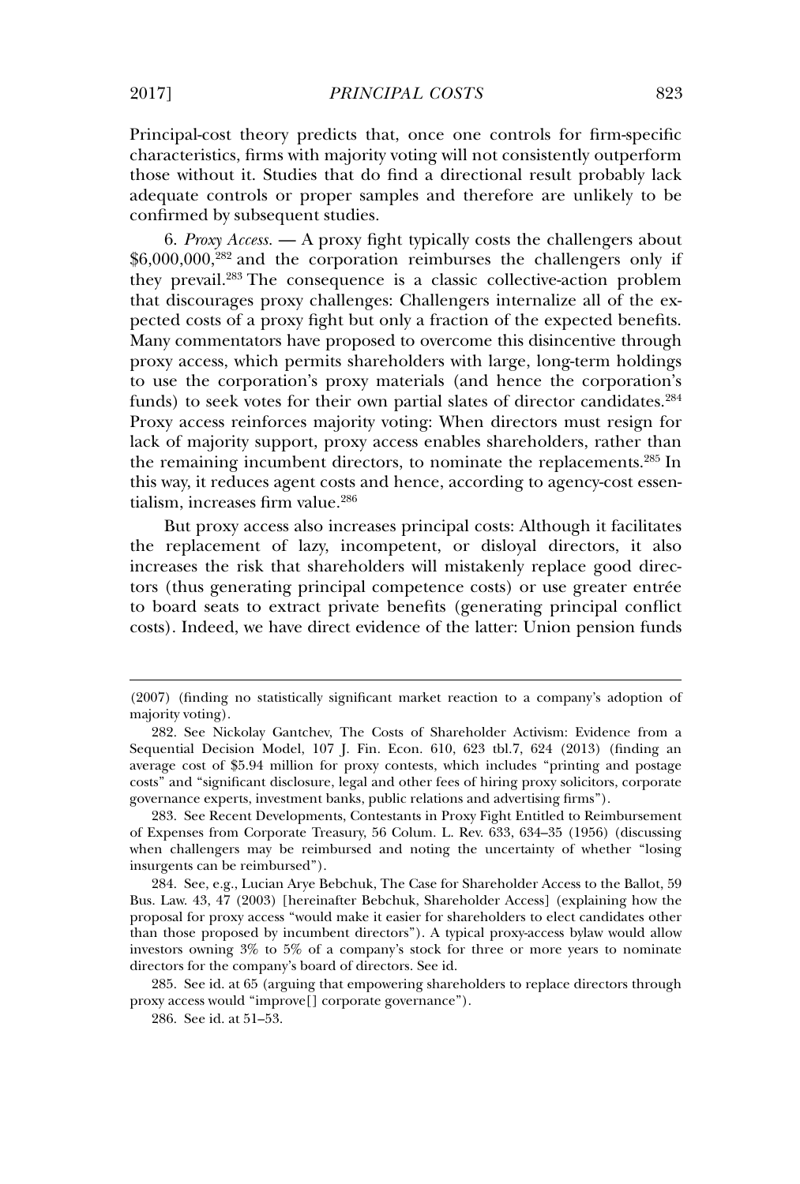Principal-cost theory predicts that, once one controls for firm-specific characteristics, firms with majority voting will not consistently outperform those without it. Studies that do find a directional result probably lack adequate controls or proper samples and therefore are unlikely to be confirmed by subsequent studies.

6. *Proxy Access.* — A proxy fight typically costs the challengers about $6,000,000,[282] and the corporation reimburses the challengers only if they prevail.[283] The consequence is a classic collective-action problem that discourages proxy challenges: Challengers internalize all of the expected costs of a proxy fight but only a fraction of the expected benefits. Many commentators have proposed to overcome this disincentive through proxy access, which permits shareholders with large, long-term holdings to use the corporation's proxy materials (and hence the corporation's funds) to seek votes for their own partial slates of director candidates.[284] Proxy access reinforces majority voting: When directors must resign for lack of majority support, proxy access enables shareholders, rather than the remaining incumbent directors, to nominate the replacements.[285] In this way, it reduces agent costs and hence, according to agency-cost essentialism, increases firm value.[286]

But proxy access also increases principal costs: Although it facilitates the replacement of lazy, incompetent, or disloyal directors, it also increases the risk that shareholders will mistakenly replace good directors (thus generating principal competence costs) or use greater entrée to board seats to extract private benefits (generating principal conflict costs). Indeed, we have direct evidence of the latter: Union pension funds

---

(2007) (finding no statistically significant market reaction to a company's adoption of majority voting).

282. See Nickolay Gantchev, The Costs of Shareholder Activism: Evidence from a Sequential Decision Model, 107 J. Fin. Econ. 610, 623 tbl.7, 624 (2013) (finding an average cost of $5.94 million for proxy contests, which includes "printing and postage costs" and "significant disclosure, legal and other fees of hiring proxy solicitors, corporate governance experts, investment banks, public relations and advertising firms").

283. See Recent Developments, Contestants in Proxy Fight Entitled to Reimbursement of Expenses from Corporate Treasury, 56 Colum. L. Rev. 633, 634–35 (1956) (discussing when challengers may be reimbursed and noting the uncertainty of whether "losing insurgents can be reimbursed").

284. See, e.g., Lucian Arye Bebchuk, The Case for Shareholder Access to the Ballot, 59 Bus. Law. 43, 47 (2003) [hereinafter Bebchuk, Shareholder Access] (explaining how the proposal for proxy access "would make it easier for shareholders to elect candidates other than those proposed by incumbent directors"). A typical proxy-access bylaw would allow investors owning 3% to 5% of a company's stock for three or more years to nominate directors for the company's board of directors. See id.

285. See id. at 65 (arguing that empowering shareholders to replace directors through proxy access would "improve[] corporate governance").

286. See id. at 51–53.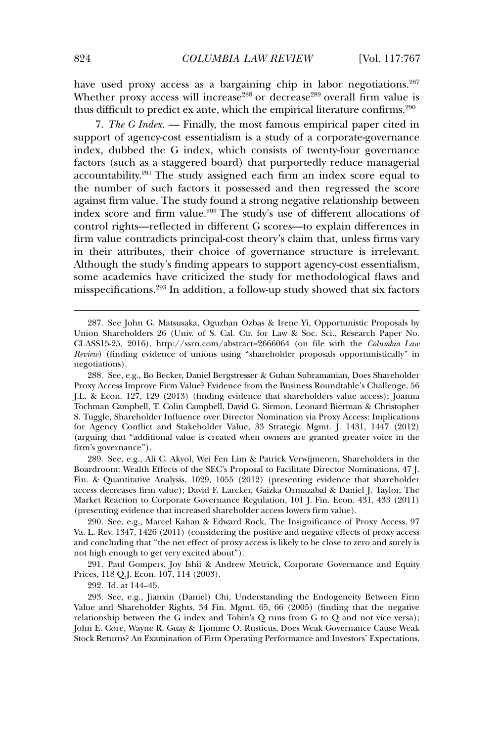have used proxy access as a bargaining chip in labor negotiations.[287] Whether proxy access will increase[288] or decrease[289] overall firm value is thus difficult to predict ex ante, which the empirical literature confirms.[290]

7. *The G Index.* — Finally, the most famous empirical paper cited in support of agency-cost essentialism is a study of a corporate-governance index, dubbed the G index, which consists of twenty-four governance factors (such as a staggered board) that purportedly reduce managerial accountability.[291] The study assigned each firm an index score equal to the number of such factors it possessed and then regressed the score against firm value. The study found a strong negative relationship between index score and firm value.[292] The study's use of different allocations of control rights—reflected in different G scores—to explain differences in firm value contradicts principal-cost theory's claim that, unless firms vary in their attributes, their choice of governance structure is irrelevant. Although the study's finding appears to support agency-cost essentialism, some academics have criticized the study for methodological flaws and misspecifications.[293] In addition, a follow-up study showed that six factors

---

287. See John G. Matsusaka, Oguzhan Ozbas & Irene Yi, Opportunistic Proposals by Union Shareholders 26 (Univ. of S. Cal. Ctr. for Law & Soc. Sci., Research Paper No. CLASS15-25, 2016), http://ssrn.com/abstract=2666064 (on file with the *Columbia Law Review*) (finding evidence of unions using "shareholder proposals opportunistically" in negotiations).

288. See, e.g., Bo Becker, Daniel Bergstresser & Guhan Subramanian, Does Shareholder Proxy Access Improve Firm Value? Evidence from the Business Roundtable's Challenge, 56 J.L. & Econ. 127, 129 (2013) (finding evidence that shareholders value access); Joanna Tochman Campbell, T. Colin Campbell, David G. Sirmon, Leonard Bierman & Christopher S. Tuggle, Shareholder Influence over Director Nomination via Proxy Access: Implications for Agency Conflict and Stakeholder Value, 33 Strategic Mgmt. J. 1431, 1447 (2012) (arguing that "additional value is created when owners are granted greater voice in the firm's governance").

289. See, e.g., Ali C. Akyol, Wei Fen Lim & Patrick Verwijmeren, Shareholders in the Boardroom: Wealth Effects of the SEC's Proposal to Facilitate Director Nominations, 47 J. Fin. & Quantitative Analysis, 1029, 1055 (2012) (presenting evidence that shareholder access decreases firm value); David F. Larcker, Gaizka Ormazabal & Daniel J. Taylor, The Market Reaction to Corporate Governance Regulation, 101 J. Fin. Econ. 431, 433 (2011) (presenting evidence that increased shareholder access lowers firm value).

290. See, e.g., Marcel Kahan & Edward Rock, The Insignificance of Proxy Access, 97 Va. L. Rev. 1347, 1426 (2011) (considering the positive and negative effects of proxy access and concluding that "the net effect of proxy access is likely to be close to zero and surely is not high enough to get very excited about").

291. Paul Gompers, Joy Ishii & Andrew Metrick, Corporate Governance and Equity Prices, 118 Q.J. Econ. 107, 114 (2003).

292. Id. at 144–45.

293. See, e.g., Jianxin (Daniel) Chi, Understanding the Endogeneity Between Firm Value and Shareholder Rights, 34 Fin. Mgmt. 65, 66 (2005) (finding that the negative relationship between the G index and Tobin's Q runs from G to Q and not vice versa); John E. Core, Wayne R. Guay & Tjomme O. Rusticus, Does Weak Governance Cause Weak Stock Returns? An Examination of Firm Operating Performance and Investors' Expectations,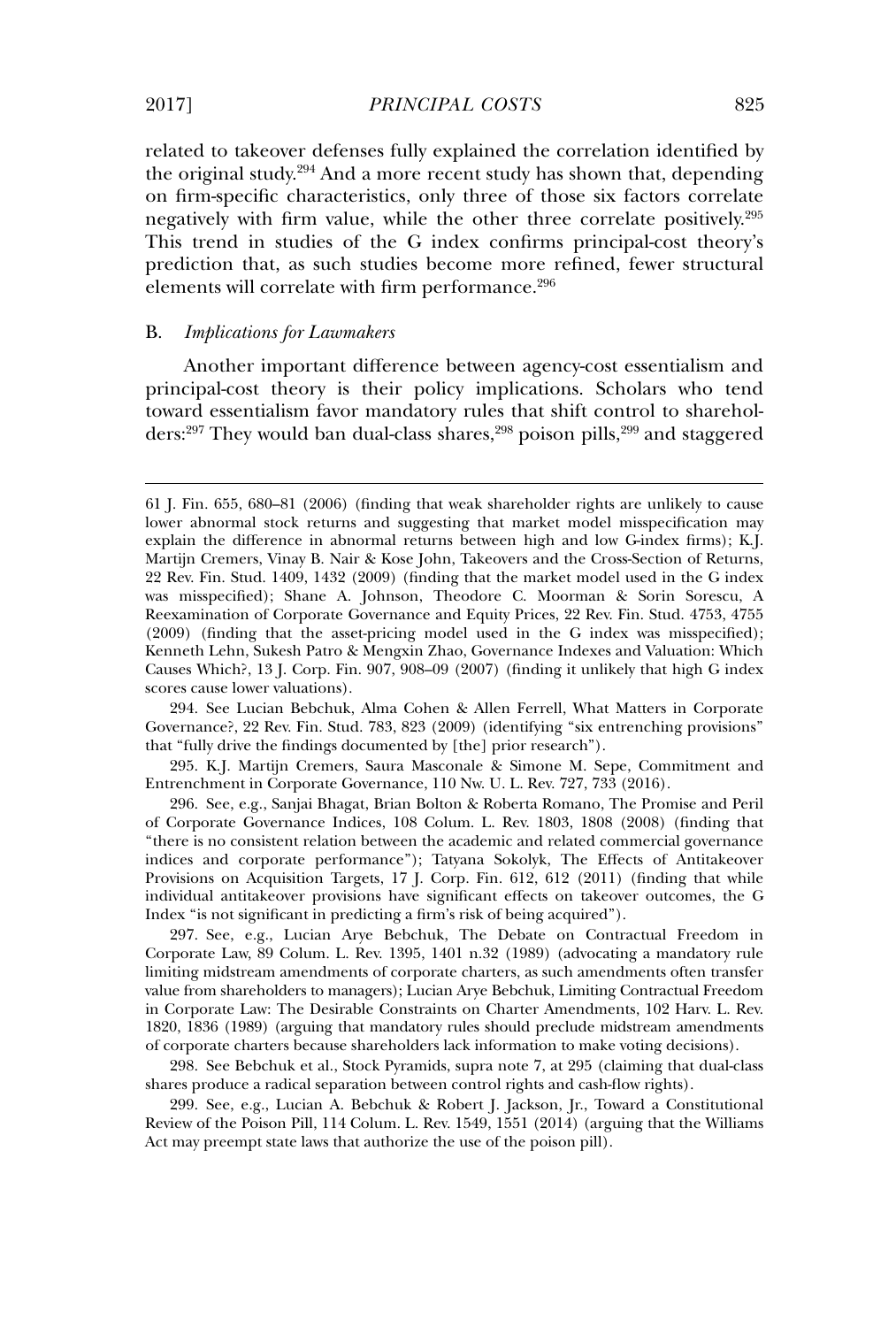related to takeover defenses fully explained the correlation identified by the original study.[294] And a more recent study has shown that, depending on firm-specific characteristics, only three of those six factors correlate negatively with firm value, while the other three correlate positively.[295] This trend in studies of the G index confirms principal-cost theory's prediction that, as such studies become more refined, fewer structural elements will correlate with firm performance.[296]

## B. *Implications for Lawmakers*

Another important difference between agency-cost essentialism and principal-cost theory is their policy implications. Scholars who tend toward essentialism favor mandatory rules that shift control to shareholders:[297] They would ban dual-class shares,[298] poison pills,[299] and staggered

---

61 J. Fin. 655, 680–81 (2006) (finding that weak shareholder rights are unlikely to cause lower abnormal stock returns and suggesting that market model misspecification may explain the difference in abnormal returns between high and low G-index firms); K.J. Martijn Cremers, Vinay B. Nair & Kose John, Takeovers and the Cross-Section of Returns, 22 Rev. Fin. Stud. 1409, 1432 (2009) (finding that the market model used in the G index was misspecified); Shane A. Johnson, Theodore C. Moorman & Sorin Sorescu, A Reexamination of Corporate Governance and Equity Prices, 22 Rev. Fin. Stud. 4753, 4755 (2009) (finding that the asset-pricing model used in the G index was misspecified); Kenneth Lehn, Sukesh Patro & Mengxin Zhao, Governance Indexes and Valuation: Which Causes Which?, 13 J. Corp. Fin. 907, 908–09 (2007) (finding it unlikely that high G index scores cause lower valuations).

294. See Lucian Bebchuk, Alma Cohen & Allen Ferrell, What Matters in Corporate Governance?, 22 Rev. Fin. Stud. 783, 823 (2009) (identifying "six entrenching provisions" that "fully drive the findings documented by [the] prior research").

295. K.J. Martijn Cremers, Saura Masconale & Simone M. Sepe, Commitment and Entrenchment in Corporate Governance, 110 Nw. U. L. Rev. 727, 733 (2016).

296. See, e.g., Sanjai Bhagat, Brian Bolton & Roberta Romano, The Promise and Peril of Corporate Governance Indices, 108 Colum. L. Rev. 1803, 1808 (2008) (finding that "there is no consistent relation between the academic and related commercial governance indices and corporate performance"); Tatyana Sokolyk, The Effects of Antitakeover Provisions on Acquisition Targets, 17 J. Corp. Fin. 612, 612 (2011) (finding that while individual antitakeover provisions have significant effects on takeover outcomes, the G Index "is not significant in predicting a firm's risk of being acquired").

297. See, e.g., Lucian Arye Bebchuk, The Debate on Contractual Freedom in Corporate Law, 89 Colum. L. Rev. 1395, 1401 n.32 (1989) (advocating a mandatory rule limiting midstream amendments of corporate charters, as such amendments often transfer value from shareholders to managers); Lucian Arye Bebchuk, Limiting Contractual Freedom in Corporate Law: The Desirable Constraints on Charter Amendments, 102 Harv. L. Rev. 1820, 1836 (1989) (arguing that mandatory rules should preclude midstream amendments of corporate charters because shareholders lack information to make voting decisions).

298. See Bebchuk et al., Stock Pyramids, supra note 7, at 295 (claiming that dual-class shares produce a radical separation between control rights and cash-flow rights).

299. See, e.g., Lucian A. Bebchuk & Robert J. Jackson, Jr., Toward a Constitutional Review of the Poison Pill, 114 Colum. L. Rev. 1549, 1551 (2014) (arguing that the Williams Act may preempt state laws that authorize the use of the poison pill).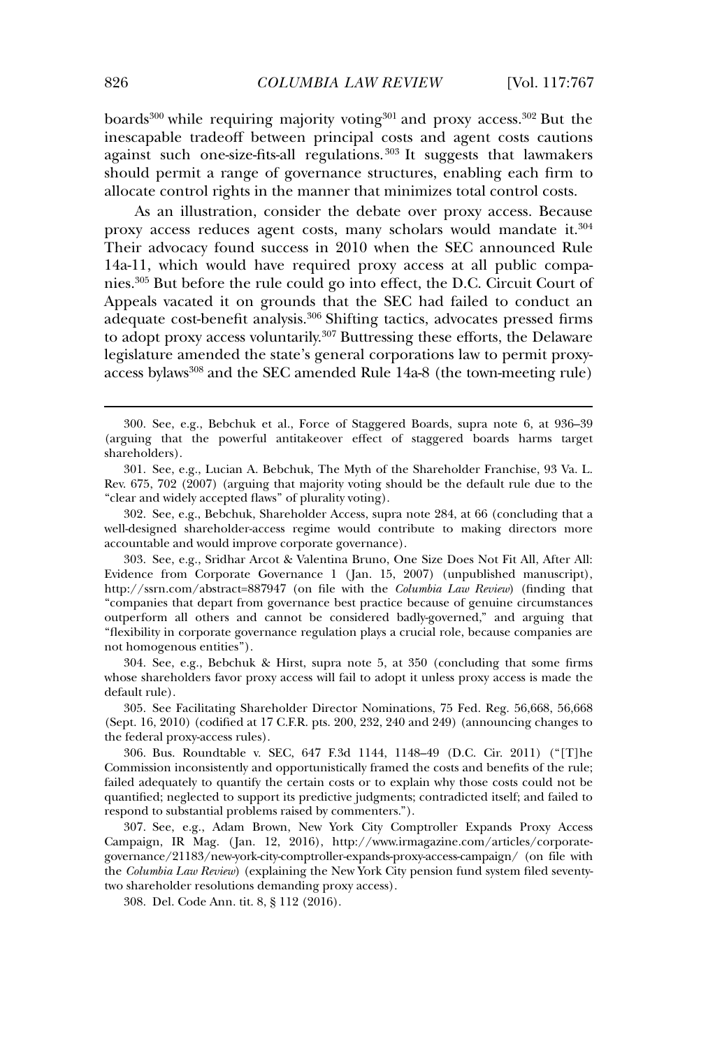boards[300] while requiring majority voting[301] and proxy access.[302] But the inescapable tradeoff between principal costs and agent costs cautions against such one-size-fits-all regulations.[303] It suggests that lawmakers should permit a range of governance structures, enabling each firm to allocate control rights in the manner that minimizes total control costs.

As an illustration, consider the debate over proxy access. Because proxy access reduces agent costs, many scholars would mandate it.[304] Their advocacy found success in 2010 when the SEC announced Rule 14a-11, which would have required proxy access at all public companies.[305] But before the rule could go into effect, the D.C. Circuit Court of Appeals vacated it on grounds that the SEC had failed to conduct an adequate cost-benefit analysis.[306] Shifting tactics, advocates pressed firms to adopt proxy access voluntarily.[307] Buttressing these efforts, the Delaware legislature amended the state's general corporations law to permit proxy-access bylaws[308] and the SEC amended Rule 14a-8 (the town-meeting rule)

---

300. See, e.g., Bebchuk et al., Force of Staggered Boards, supra note 6, at 936–39 (arguing that the powerful antitakeover effect of staggered boards harms target shareholders).

301. See, e.g., Lucian A. Bebchuk, The Myth of the Shareholder Franchise, 93 Va. L. Rev. 675, 702 (2007) (arguing that majority voting should be the default rule due to the "clear and widely accepted flaws" of plurality voting).

302. See, e.g., Bebchuk, Shareholder Access, supra note 284, at 66 (concluding that a well-designed shareholder-access regime would contribute to making directors more accountable and would improve corporate governance).

303. See, e.g., Sridhar Arcot & Valentina Bruno, One Size Does Not Fit All, After All: Evidence from Corporate Governance 1 (Jan. 15, 2007) (unpublished manuscript), http://ssrn.com/abstract=887947 (on file with the *Columbia Law Review*) (finding that "companies that depart from governance best practice because of genuine circumstances outperform all others and cannot be considered badly-governed," and arguing that "flexibility in corporate governance regulation plays a crucial role, because companies are not homogenous entities").

304. See, e.g., Bebchuk & Hirst, supra note 5, at 350 (concluding that some firms whose shareholders favor proxy access will fail to adopt it unless proxy access is made the default rule).

305. See Facilitating Shareholder Director Nominations, 75 Fed. Reg. 56,668, 56,668 (Sept. 16, 2010) (codified at 17 C.F.R. pts. 200, 232, 240 and 249) (announcing changes to the federal proxy-access rules).

306. Bus. Roundtable v. SEC, 647 F.3d 1144, 1148–49 (D.C. Cir. 2011) ("[T]he Commission inconsistently and opportunistically framed the costs and benefits of the rule; failed adequately to quantify the certain costs or to explain why those costs could not be quantified; neglected to support its predictive judgments; contradicted itself; and failed to respond to substantial problems raised by commenters.").

307. See, e.g., Adam Brown, New York City Comptroller Expands Proxy Access Campaign, IR Mag. (Jan. 12, 2016), http://www.irmagazine.com/articles/corporate-governance/21183/new-york-city-comptroller-expands-proxy-access-campaign/ (on file with the *Columbia Law Review*) (explaining the New York City pension fund system filed seventy-two shareholder resolutions demanding proxy access).

308. Del. Code Ann. tit. 8, § 112 (2016).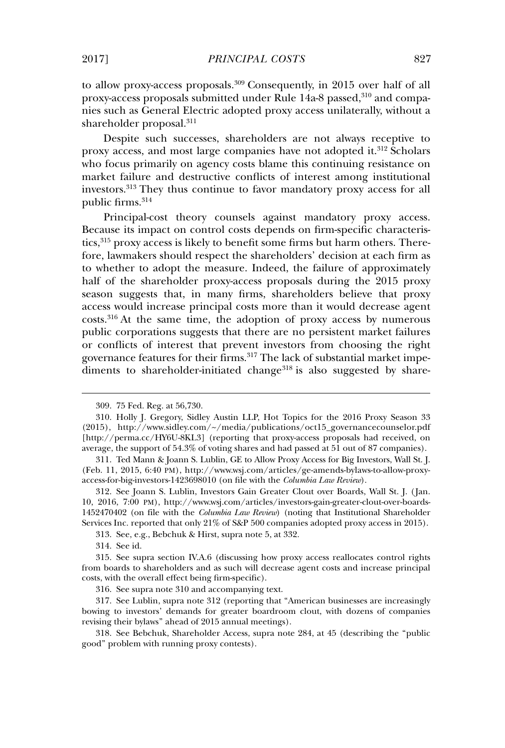to allow proxy-access proposals.[309] Consequently, in 2015 over half of all proxy-access proposals submitted under Rule 14a-8 passed,[310] and companies such as General Electric adopted proxy access unilaterally, without a shareholder proposal.[311]

Despite such successes, shareholders are not always receptive to proxy access, and most large companies have not adopted it.[312] Scholars who focus primarily on agency costs blame this continuing resistance on market failure and destructive conflicts of interest among institutional investors.[313] They thus continue to favor mandatory proxy access for all public firms.[314]

Principal-cost theory counsels against mandatory proxy access. Because its impact on control costs depends on firm-specific characteristics,[315] proxy access is likely to benefit some firms but harm others. Therefore, lawmakers should respect the shareholders' decision at each firm as to whether to adopt the measure. Indeed, the failure of approximately half of the shareholder proxy-access proposals during the 2015 proxy season suggests that, in many firms, shareholders believe that proxy access would increase principal costs more than it would decrease agent costs.[316] At the same time, the adoption of proxy access by numerous public corporations suggests that there are no persistent market failures or conflicts of interest that prevent investors from choosing the right governance features for their firms.[317] The lack of substantial market impediments to shareholder-initiated change[318] is also suggested by share-

---

309. 75 Fed. Reg. at 56,730.

310. Holly J. Gregory, Sidley Austin LLP, Hot Topics for the 2016 Proxy Season 33 (2015), http://www.sidley.com/~/media/publications/oct15_governancecounselor.pdf [http://perma.cc/HY6U-8KL3] (reporting that proxy-access proposals had received, on average, the support of 54.3% of voting shares and had passed at 51 out of 87 companies).

311. Ted Mann & Joann S. Lublin, GE to Allow Proxy Access for Big Investors, Wall St. J. (Feb. 11, 2015, 6:40 PM), http://www.wsj.com/articles/ge-amends-bylaws-to-allow-proxy-access-for-big-investors-1423698010 (on file with the *Columbia Law Review*).

312. See Joann S. Lublin, Investors Gain Greater Clout over Boards, Wall St. J. (Jan. 10, 2016, 7:00 PM), http://www.wsj.com/articles/investors-gain-greater-clout-over-boards-1452470402 (on file with the *Columbia Law Review*) (noting that Institutional Shareholder Services Inc. reported that only 21% of S&P 500 companies adopted proxy access in 2015).

313. See, e.g., Bebchuk & Hirst, supra note 5, at 332.

314. See id.

315. See supra section IV.A.6 (discussing how proxy access reallocates control rights from boards to shareholders and as such will decrease agent costs and increase principal costs, with the overall effect being firm-specific).

316. See supra note 310 and accompanying text.

317. See Lublin, supra note 312 (reporting that "American businesses are increasingly bowing to investors' demands for greater boardroom clout, with dozens of companies revising their bylaws" ahead of 2015 annual meetings).

318. See Bebchuk, Shareholder Access, supra note 284, at 45 (describing the "public good" problem with running proxy contests).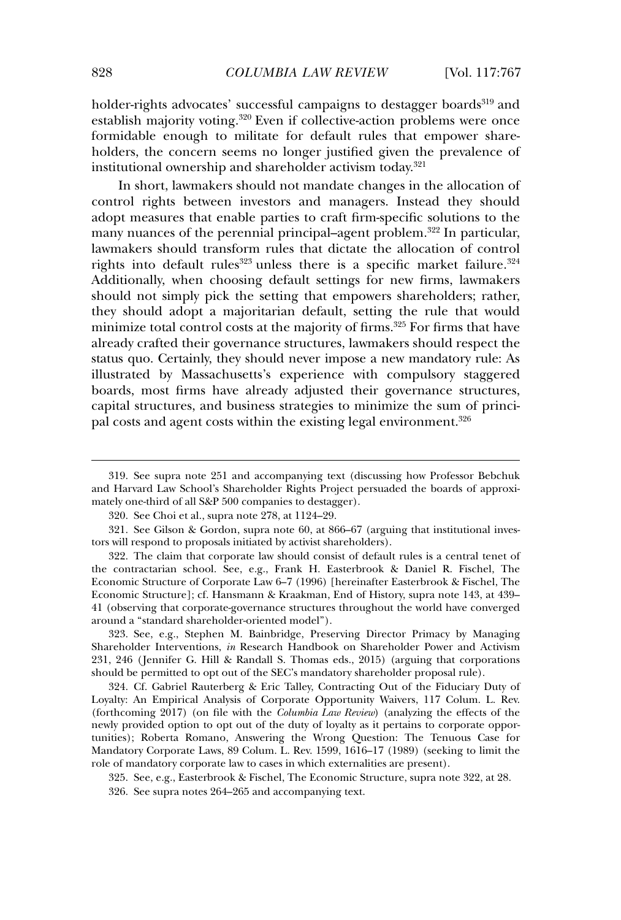holder-rights advocates' successful campaigns to destagger boards[319] and establish majority voting.[320] Even if collective-action problems were once formidable enough to militate for default rules that empower shareholders, the concern seems no longer justified given the prevalence of institutional ownership and shareholder activism today.[321]

In short, lawmakers should not mandate changes in the allocation of control rights between investors and managers. Instead they should adopt measures that enable parties to craft firm-specific solutions to the many nuances of the perennial principal–agent problem.[322] In particular, lawmakers should transform rules that dictate the allocation of control rights into default rules[323] unless there is a specific market failure.[324] Additionally, when choosing default settings for new firms, lawmakers should not simply pick the setting that empowers shareholders; rather, they should adopt a majoritarian default, setting the rule that would minimize total control costs at the majority of firms.[325] For firms that have already crafted their governance structures, lawmakers should respect the status quo. Certainly, they should never impose a new mandatory rule: As illustrated by Massachusetts's experience with compulsory staggered boards, most firms have already adjusted their governance structures, capital structures, and business strategies to minimize the sum of principal costs and agent costs within the existing legal environment.[326]

---

319. See supra note 251 and accompanying text (discussing how Professor Bebchuk and Harvard Law School's Shareholder Rights Project persuaded the boards of approximately one-third of all S&P 500 companies to destagger).

320. See Choi et al., supra note 278, at 1124–29.

321. See Gilson & Gordon, supra note 60, at 866–67 (arguing that institutional investors will respond to proposals initiated by activist shareholders).

322. The claim that corporate law should consist of default rules is a central tenet of the contractarian school. See, e.g., Frank H. Easterbrook & Daniel R. Fischel, The Economic Structure of Corporate Law 6–7 (1996) [hereinafter Easterbrook & Fischel, The Economic Structure]; cf. Hansmann & Kraakman, End of History, supra note 143, at 439–41 (observing that corporate-governance structures throughout the world have converged around a "standard shareholder-oriented model").

323. See, e.g., Stephen M. Bainbridge, Preserving Director Primacy by Managing Shareholder Interventions, *in* Research Handbook on Shareholder Power and Activism 231, 246 (Jennifer G. Hill & Randall S. Thomas eds., 2015) (arguing that corporations should be permitted to opt out of the SEC's mandatory shareholder proposal rule).

324. Cf. Gabriel Rauterberg & Eric Talley, Contracting Out of the Fiduciary Duty of Loyalty: An Empirical Analysis of Corporate Opportunity Waivers, 117 Colum. L. Rev. (forthcoming 2017) (on file with the *Columbia Law Review*) (analyzing the effects of the newly provided option to opt out of the duty of loyalty as it pertains to corporate opportunities); Roberta Romano, Answering the Wrong Question: The Tenuous Case for Mandatory Corporate Laws, 89 Colum. L. Rev. 1599, 1616–17 (1989) (seeking to limit the role of mandatory corporate law to cases in which externalities are present).

325. See, e.g., Easterbrook & Fischel, The Economic Structure, supra note 322, at 28.

326. See supra notes 264–265 and accompanying text.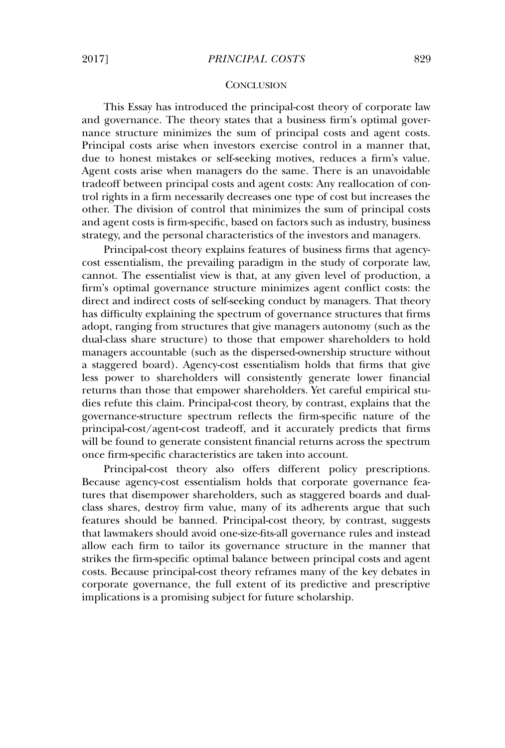## CONCLUSION

This Essay has introduced the principal-cost theory of corporate law and governance. The theory states that a business firm's optimal governance structure minimizes the sum of principal costs and agent costs. Principal costs arise when investors exercise control in a manner that, due to honest mistakes or self-seeking motives, reduces a firm's value. Agent costs arise when managers do the same. There is an unavoidable tradeoff between principal costs and agent costs: Any reallocation of control rights in a firm necessarily decreases one type of cost but increases the other. The division of control that minimizes the sum of principal costs and agent costs is firm-specific, based on factors such as industry, business strategy, and the personal characteristics of the investors and managers.

Principal-cost theory explains features of business firms that agency-cost essentialism, the prevailing paradigm in the study of corporate law, cannot. The essentialist view is that, at any given level of production, a firm's optimal governance structure minimizes agent conflict costs: the direct and indirect costs of self-seeking conduct by managers. That theory has difficulty explaining the spectrum of governance structures that firms adopt, ranging from structures that give managers autonomy (such as the dual-class share structure) to those that empower shareholders to hold managers accountable (such as the dispersed-ownership structure without a staggered board). Agency-cost essentialism holds that firms that give less power to shareholders will consistently generate lower financial returns than those that empower shareholders. Yet careful empirical studies refute this claim. Principal-cost theory, by contrast, explains that the governance-structure spectrum reflects the firm-specific nature of the principal-cost/agent-cost tradeoff, and it accurately predicts that firms will be found to generate consistent financial returns across the spectrum once firm-specific characteristics are taken into account.

Principal-cost theory also offers different policy prescriptions. Because agency-cost essentialism holds that corporate governance features that disempower shareholders, such as staggered boards and dual-class shares, destroy firm value, many of its adherents argue that such features should be banned. Principal-cost theory, by contrast, suggests that lawmakers should avoid one-size-fits-all governance rules and instead allow each firm to tailor its governance structure in the manner that strikes the firm-specific optimal balance between principal costs and agent costs. Because principal-cost theory reframes many of the key debates in corporate governance, the full extent of its predictive and prescriptive implications is a promising subject for future scholarship.